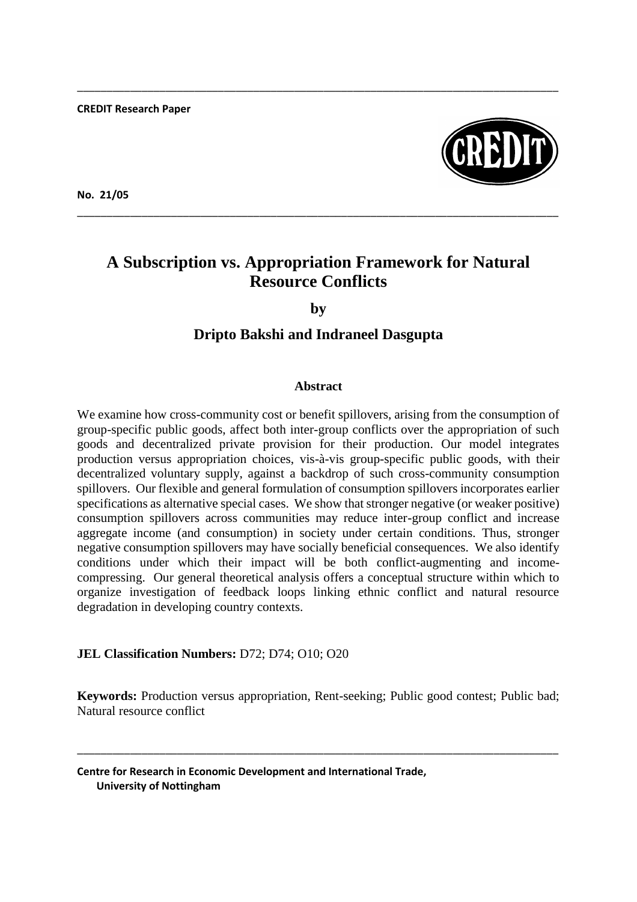**CREDIT Research Paper**

**No. 21/05**

# A Subscription vs. Appropriation Framework for Natural Resource Conflicts

**by**

**Dripto Bakshi and Indraneel Dasgupta**

### Abstract

We examine how cross-community cost or benefit spillovers, arising from the consumption of group-specific public goods, affect both inter-group conflicts over the appropriation of such goods and decentralized private provision for their production. Our model integrates production versus appropriation choices, vis-à-vis group-specific public goods, with their decentralized voluntary supply, against a backdrop of such cross-community consumption spillovers. Our flexible and general formulation of consumption spillovers incorporates earlier specifications as alternative special cases. We show that stronger negative (or weaker positive) consumption spillovers across communities may reduce inter-group conflict and increase aggregate income (and consumption) in society under certain conditions. Thus, stronger negative consumption spillovers may have socially beneficial consequences. We also identify conditions under which their impact will be both conflict-augmenting and income-compressing. Our general theoretical analysis offers a conceptual structure within which to organize investigation of feedback loops linking ethnic conflict and natural resource degradation in developing country contexts.

**JEL Classification Numbers:** D72; D74; O10; O20

**Keywords:** Production versus appropriation, Rent-seeking; Public good contest; Public bad; Natural resource conflict

**Centre for Research in Economic Development and International Trade, University of Nottingham**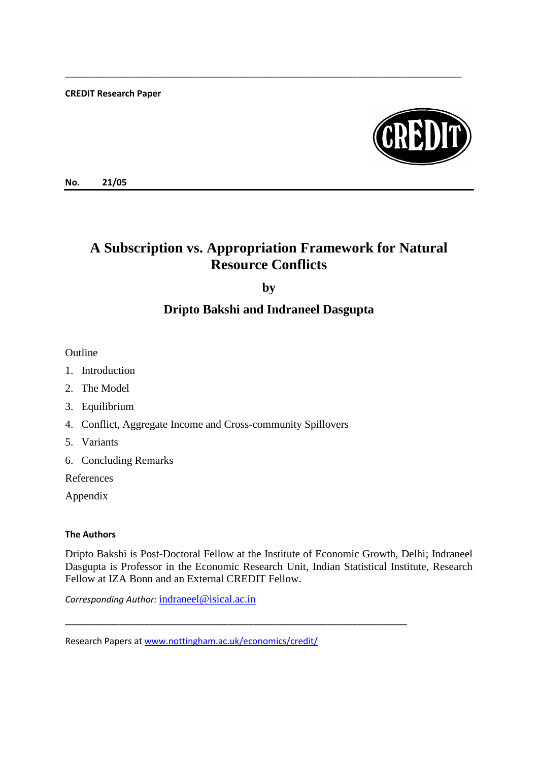**CREDIT Research Paper**

**No. 21/05**

# A Subscription vs. Appropriation Framework for Natural Resource Conflicts

**by**

**Dripto Bakshi and Indraneel Dasgupta**

Outline

1. Introduction
2. The Model
3. Equilibrium
4. Conflict, Aggregate Income and Cross-community Spillovers
5. Variants
6. Concluding Remarks

References

Appendix

**The Authors**

Dripto Bakshi is Post-Doctoral Fellow at the Institute of Economic Growth, Delhi; Indraneel Dasgupta is Professor in the Economic Research Unit, Indian Statistical Institute, Research Fellow at IZA Bonn and an External CREDIT Fellow.

*Corresponding Author:* indraneel@isical.ac.in

Research Papers at www.nottingham.ac.uk/economics/credit/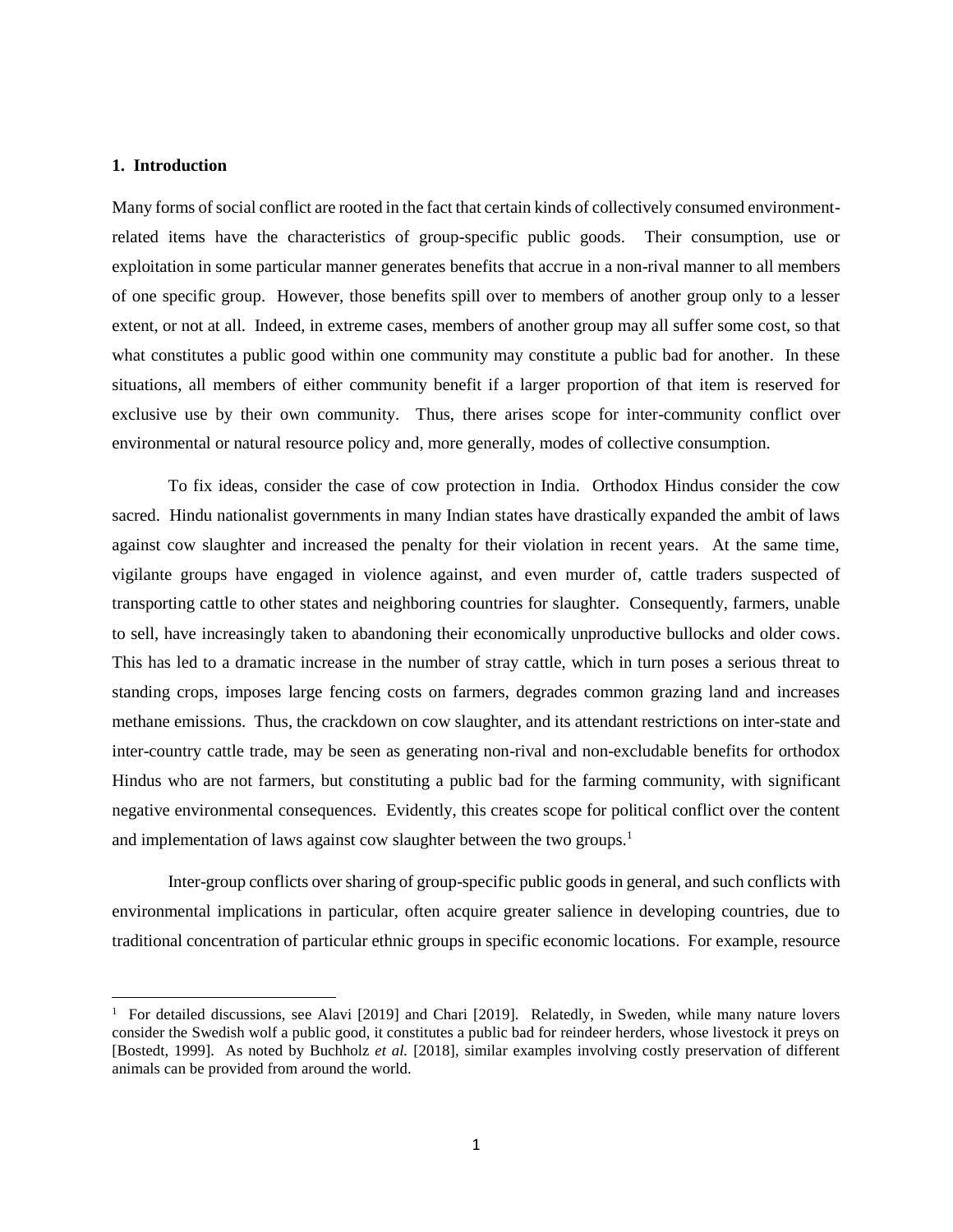## 1. Introduction

Many forms of social conflict are rooted in the fact that certain kinds of collectively consumed environment-related items have the characteristics of group-specific public goods. Their consumption, use or exploitation in some particular manner generates benefits that accrue in a non-rival manner to all members of one specific group. However, those benefits spill over to members of another group only to a lesser extent, or not at all. Indeed, in extreme cases, members of another group may all suffer some cost, so that what constitutes a public good within one community may constitute a public bad for another. In these situations, all members of either community benefit if a larger proportion of that item is reserved for exclusive use by their own community. Thus, there arises scope for inter-community conflict over environmental or natural resource policy and, more generally, modes of collective consumption.

To fix ideas, consider the case of cow protection in India. Orthodox Hindus consider the cow sacred. Hindu nationalist governments in many Indian states have drastically expanded the ambit of laws against cow slaughter and increased the penalty for their violation in recent years. At the same time, vigilante groups have engaged in violence against, and even murder of, cattle traders suspected of transporting cattle to other states and neighboring countries for slaughter. Consequently, farmers, unable to sell, have increasingly taken to abandoning their economically unproductive bullocks and older cows. This has led to a dramatic increase in the number of stray cattle, which in turn poses a serious threat to standing crops, imposes large fencing costs on farmers, degrades common grazing land and increases methane emissions. Thus, the crackdown on cow slaughter, and its attendant restrictions on inter-state and inter-country cattle trade, may be seen as generating non-rival and non-excludable benefits for orthodox Hindus who are not farmers, but constituting a public bad for the farming community, with significant negative environmental consequences. Evidently, this creates scope for political conflict over the content and implementation of laws against cow slaughter between the two groups.[1]

Inter-group conflicts over sharing of group-specific public goods in general, and such conflicts with environmental implications in particular, often acquire greater salience in developing countries, due to traditional concentration of particular ethnic groups in specific economic locations. For example, resource

[1] For detailed discussions, see Alavi [2019] and Chari [2019]. Relatedly, in Sweden, while many nature lovers consider the Swedish wolf a public good, it constitutes a public bad for reindeer herders, whose livestock it preys on [Bostedt, 1999]. As noted by Buchholz *et al.* [2018], similar examples involving costly preservation of different animals can be provided from around the world.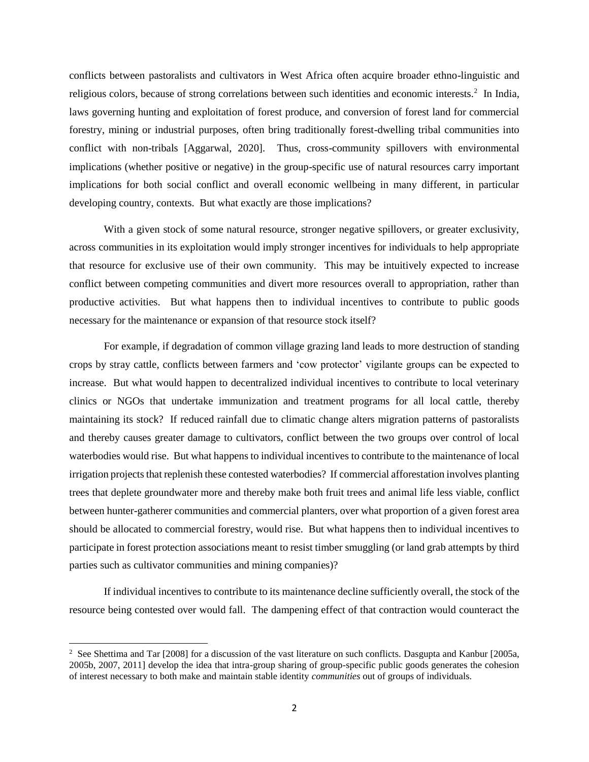conflicts between pastoralists and cultivators in West Africa often acquire broader ethno-linguistic and religious colors, because of strong correlations between such identities and economic interests.[2] In India, laws governing hunting and exploitation of forest produce, and conversion of forest land for commercial forestry, mining or industrial purposes, often bring traditionally forest-dwelling tribal communities into conflict with non-tribals [Aggarwal, 2020]. Thus, cross-community spillovers with environmental implications (whether positive or negative) in the group-specific use of natural resources carry important implications for both social conflict and overall economic wellbeing in many different, in particular developing country, contexts. But what exactly are those implications?

With a given stock of some natural resource, stronger negative spillovers, or greater exclusivity, across communities in its exploitation would imply stronger incentives for individuals to help appropriate that resource for exclusive use of their own community. This may be intuitively expected to increase conflict between competing communities and divert more resources overall to appropriation, rather than productive activities. But what happens then to individual incentives to contribute to public goods necessary for the maintenance or expansion of that resource stock itself?

For example, if degradation of common village grazing land leads to more destruction of standing crops by stray cattle, conflicts between farmers and 'cow protector' vigilante groups can be expected to increase. But what would happen to decentralized individual incentives to contribute to local veterinary clinics or NGOs that undertake immunization and treatment programs for all local cattle, thereby maintaining its stock? If reduced rainfall due to climatic change alters migration patterns of pastoralists and thereby causes greater damage to cultivators, conflict between the two groups over control of local waterbodies would rise. But what happens to individual incentives to contribute to the maintenance of local irrigation projects that replenish these contested waterbodies? If commercial afforestation involves planting trees that deplete groundwater more and thereby make both fruit trees and animal life less viable, conflict between hunter-gatherer communities and commercial planters, over what proportion of a given forest area should be allocated to commercial forestry, would rise. But what happens then to individual incentives to participate in forest protection associations meant to resist timber smuggling (or land grab attempts by third parties such as cultivator communities and mining companies)?

If individual incentives to contribute to its maintenance decline sufficiently overall, the stock of the resource being contested over would fall. The dampening effect of that contraction would counteract the

[2] See Shettima and Tar [2008] for a discussion of the vast literature on such conflicts. Dasgupta and Kanbur [2005a, 2005b, 2007, 2011] develop the idea that intra-group sharing of group-specific public goods generates the cohesion of interest necessary to both make and maintain stable identity *communities* out of groups of individuals.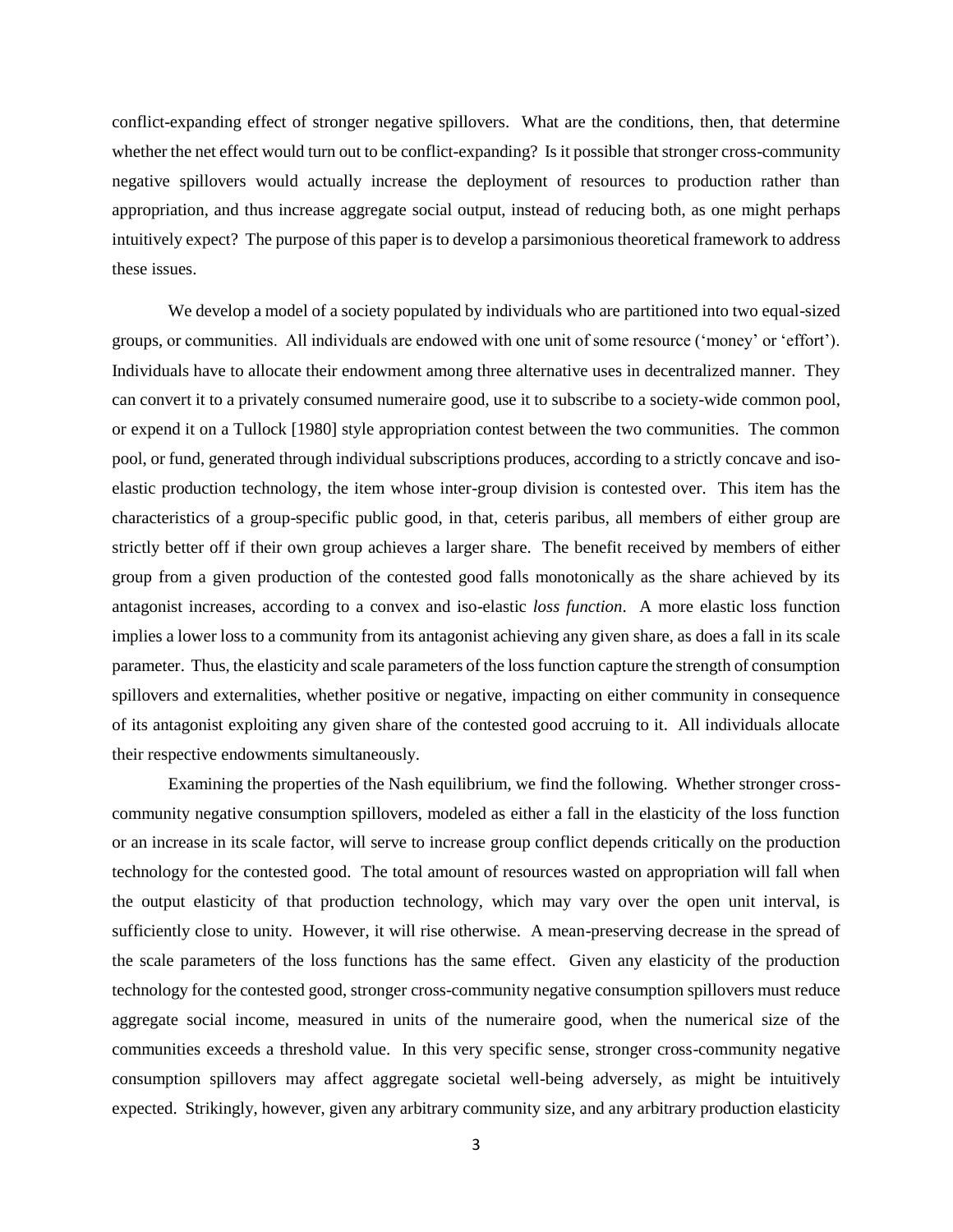conflict-expanding effect of stronger negative spillovers. What are the conditions, then, that determine whether the net effect would turn out to be conflict-expanding? Is it possible that stronger cross-community negative spillovers would actually increase the deployment of resources to production rather than appropriation, and thus increase aggregate social output, instead of reducing both, as one might perhaps intuitively expect? The purpose of this paper is to develop a parsimonious theoretical framework to address these issues.

We develop a model of a society populated by individuals who are partitioned into two equal-sized groups, or communities. All individuals are endowed with one unit of some resource ('money' or 'effort'). Individuals have to allocate their endowment among three alternative uses in decentralized manner. They can convert it to a privately consumed numeraire good, use it to subscribe to a society-wide common pool, or expend it on a Tullock [1980] style appropriation contest between the two communities. The common pool, or fund, generated through individual subscriptions produces, according to a strictly concave and iso-elastic production technology, the item whose inter-group division is contested over. This item has the characteristics of a group-specific public good, in that, ceteris paribus, all members of either group are strictly better off if their own group achieves a larger share. The benefit received by members of either group from a given production of the contested good falls monotonically as the share achieved by its antagonist increases, according to a convex and iso-elastic *loss function*. A more elastic loss function implies a lower loss to a community from its antagonist achieving any given share, as does a fall in its scale parameter. Thus, the elasticity and scale parameters of the loss function capture the strength of consumption spillovers and externalities, whether positive or negative, impacting on either community in consequence of its antagonist exploiting any given share of the contested good accruing to it. All individuals allocate their respective endowments simultaneously.

Examining the properties of the Nash equilibrium, we find the following. Whether stronger cross-community negative consumption spillovers, modeled as either a fall in the elasticity of the loss function or an increase in its scale factor, will serve to increase group conflict depends critically on the production technology for the contested good. The total amount of resources wasted on appropriation will fall when the output elasticity of that production technology, which may vary over the open unit interval, is sufficiently close to unity. However, it will rise otherwise. A mean-preserving decrease in the spread of the scale parameters of the loss functions has the same effect. Given any elasticity of the production technology for the contested good, stronger cross-community negative consumption spillovers must reduce aggregate social income, measured in units of the numeraire good, when the numerical size of the communities exceeds a threshold value. In this very specific sense, stronger cross-community negative consumption spillovers may affect aggregate societal well-being adversely, as might be intuitively expected. Strikingly, however, given any arbitrary community size, and any arbitrary production elasticity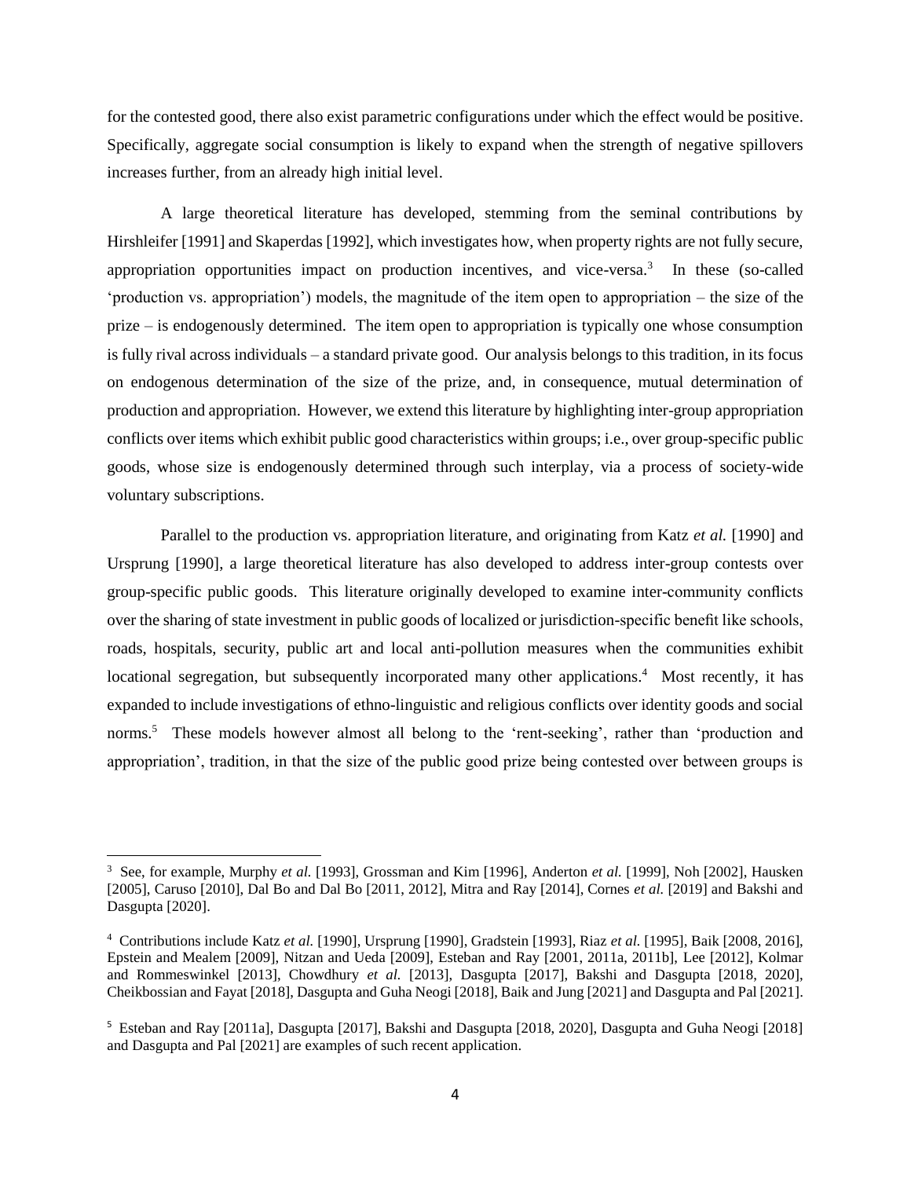for the contested good, there also exist parametric configurations under which the effect would be positive. Specifically, aggregate social consumption is likely to expand when the strength of negative spillovers increases further, from an already high initial level.

A large theoretical literature has developed, stemming from the seminal contributions by Hirshleifer [1991] and Skaperdas [1992], which investigates how, when property rights are not fully secure, appropriation opportunities impact on production incentives, and vice-versa.[3] In these (so-called 'production vs. appropriation') models, the magnitude of the item open to appropriation – the size of the prize – is endogenously determined. The item open to appropriation is typically one whose consumption is fully rival across individuals – a standard private good. Our analysis belongs to this tradition, in its focus on endogenous determination of the size of the prize, and, in consequence, mutual determination of production and appropriation. However, we extend this literature by highlighting inter-group appropriation conflicts over items which exhibit public good characteristics within groups; i.e., over group-specific public goods, whose size is endogenously determined through such interplay, via a process of society-wide voluntary subscriptions.

Parallel to the production vs. appropriation literature, and originating from Katz *et al.* [1990] and Ursprung [1990], a large theoretical literature has also developed to address inter-group contests over group-specific public goods. This literature originally developed to examine inter-community conflicts over the sharing of state investment in public goods of localized or jurisdiction-specific benefit like schools, roads, hospitals, security, public art and local anti-pollution measures when the communities exhibit locational segregation, but subsequently incorporated many other applications.[4] Most recently, it has expanded to include investigations of ethno-linguistic and religious conflicts over identity goods and social norms.[5] These models however almost all belong to the 'rent-seeking', rather than 'production and appropriation', tradition, in that the size of the public good prize being contested over between groups is

---

[3] See, for example, Murphy *et al.* [1993], Grossman and Kim [1996], Anderton *et al.* [1999], Noh [2002], Hausken [2005], Caruso [2010], Dal Bo and Dal Bo [2011, 2012], Mitra and Ray [2014], Cornes *et al.* [2019] and Bakshi and Dasgupta [2020].

[4] Contributions include Katz *et al.* [1990], Ursprung [1990], Gradstein [1993], Riaz *et al.* [1995], Baik [2008, 2016], Epstein and Mealem [2009], Nitzan and Ueda [2009], Esteban and Ray [2001, 2011a, 2011b], Lee [2012], Kolmar and Rommeswinkel [2013], Chowdhury *et al.* [2013], Dasgupta [2017], Bakshi and Dasgupta [2018, 2020], Cheikbossian and Fayat [2018], Dasgupta and Guha Neogi [2018], Baik and Jung [2021] and Dasgupta and Pal [2021].

[5] Esteban and Ray [2011a], Dasgupta [2017], Bakshi and Dasgupta [2018, 2020], Dasgupta and Guha Neogi [2018] and Dasgupta and Pal [2021] are examples of such recent application.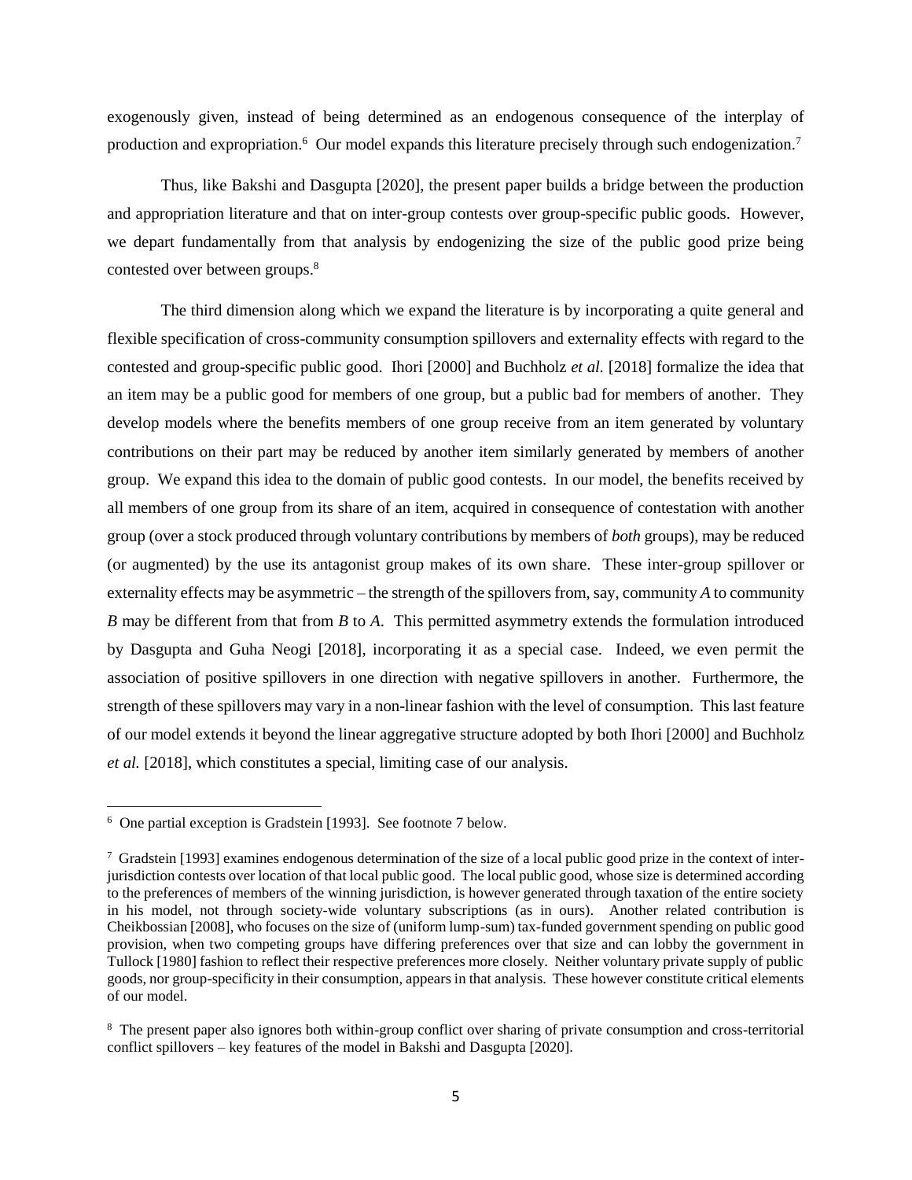exogenously given, instead of being determined as an endogenous consequence of the interplay of production and expropriation.[6] Our model expands this literature precisely through such endogenization.[7]

Thus, like Bakshi and Dasgupta [2020], the present paper builds a bridge between the production and appropriation literature and that on inter-group contests over group-specific public goods. However, we depart fundamentally from that analysis by endogenizing the size of the public good prize being contested over between groups.[8]

The third dimension along which we expand the literature is by incorporating a quite general and flexible specification of cross-community consumption spillovers and externality effects with regard to the contested and group-specific public good. Ihori [2000] and Buchholz *et al.* [2018] formalize the idea that an item may be a public good for members of one group, but a public bad for members of another. They develop models where the benefits members of one group receive from an item generated by voluntary contributions on their part may be reduced by another item similarly generated by members of another group. We expand this idea to the domain of public good contests. In our model, the benefits received by all members of one group from its share of an item, acquired in consequence of contestation with another group (over a stock produced through voluntary contributions by members of *both* groups), may be reduced (or augmented) by the use its antagonist group makes of its own share. These inter-group spillover or externality effects may be asymmetric – the strength of the spillovers from, say, community *A* to community *B* may be different from that from *B* to *A*. This permitted asymmetry extends the formulation introduced by Dasgupta and Guha Neogi [2018], incorporating it as a special case. Indeed, we even permit the association of positive spillovers in one direction with negative spillovers in another. Furthermore, the strength of these spillovers may vary in a non-linear fashion with the level of consumption. This last feature of our model extends it beyond the linear aggregative structure adopted by both Ihori [2000] and Buchholz *et al.* [2018], which constitutes a special, limiting case of our analysis.

---

[6] One partial exception is Gradstein [1993]. See footnote 7 below.

[7] Gradstein [1993] examines endogenous determination of the size of a local public good prize in the context of inter-jurisdiction contests over location of that local public good. The local public good, whose size is determined according to the preferences of members of the winning jurisdiction, is however generated through taxation of the entire society in his model, not through society-wide voluntary subscriptions (as in ours). Another related contribution is Cheikbossian [2008], who focuses on the size of (uniform lump-sum) tax-funded government spending on public good provision, when two competing groups have differing preferences over that size and can lobby the government in Tullock [1980] fashion to reflect their respective preferences more closely. Neither voluntary private supply of public goods, nor group-specificity in their consumption, appears in that analysis. These however constitute critical elements of our model.

[8] The present paper also ignores both within-group conflict over sharing of private consumption and cross-territorial conflict spillovers – key features of the model in Bakshi and Dasgupta [2020].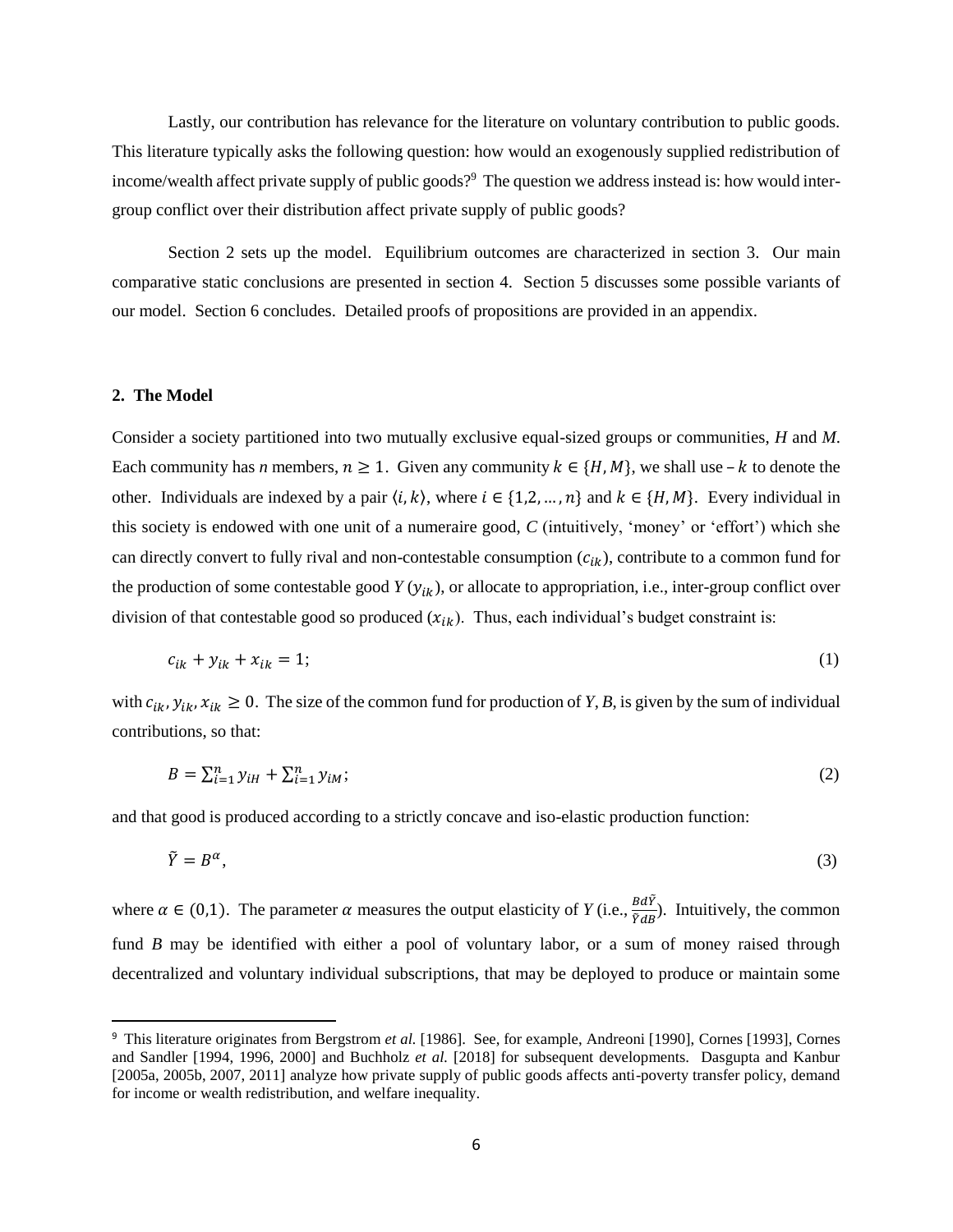Lastly, our contribution has relevance for the literature on voluntary contribution to public goods. This literature typically asks the following question: how would an exogenously supplied redistribution of income/wealth affect private supply of public goods?[9] The question we address instead is: how would inter-group conflict over their distribution affect private supply of public goods?

Section 2 sets up the model. Equilibrium outcomes are characterized in section 3. Our main comparative static conclusions are presented in section 4. Section 5 discusses some possible variants of our model. Section 6 concludes. Detailed proofs of propositions are provided in an appendix.

## 2. The Model

Consider a society partitioned into two mutually exclusive equal-sized groups or communities, *H* and *M*. Each community has *n* members, $n \geq 1$. Given any community $k \in \{H, M\}$, we shall use $-k$ to denote the other. Individuals are indexed by a pair $\langle i, k \rangle$, where $i \in \{1, 2, \ldots, n\}$ and $k \in \{H, M\}$. Every individual in this society is endowed with one unit of a numeraire good, *C* (intuitively, 'money' or 'effort') which she can directly convert to fully rival and non-contestable consumption ($c_{ik}$), contribute to a common fund for the production of some contestable good *Y* ($y_{ik}$), or allocate to appropriation, i.e., inter-group conflict over division of that contestable good so produced ($x_{ik}$). Thus, each individual's budget constraint is:

$$c_{ik} + y_{ik} + x_{ik} = 1; \tag{1}$$

with $c_{ik}, y_{ik}, x_{ik} \geq 0$. The size of the common fund for production of *Y*, *B*, is given by the sum of individual contributions, so that:

$$B = \sum_{i=1}^{n} y_{iH} + \sum_{i=1}^{n} y_{iM}; \tag{2}$$

and that good is produced according to a strictly concave and iso-elastic production function:

$$\tilde{Y} = B^{\alpha}, \tag{3}$$

where $\alpha \in (0,1)$. The parameter $\alpha$ measures the output elasticity of *Y* (i.e., $\frac{B d\tilde{Y}}{\tilde{Y} dB}$). Intuitively, the common fund *B* may be identified with either a pool of voluntary labor, or a sum of money raised through decentralized and voluntary individual subscriptions, that may be deployed to produce or maintain some

[9] This literature originates from Bergstrom *et al.* [1986]. See, for example, Andreoni [1990], Cornes [1993], Cornes and Sandler [1994, 1996, 2000] and Buchholz *et al.* [2018] for subsequent developments. Dasgupta and Kanbur [2005a, 2005b, 2007, 2011] analyze how private supply of public goods affects anti-poverty transfer policy, demand for income or wealth redistribution, and welfare inequality.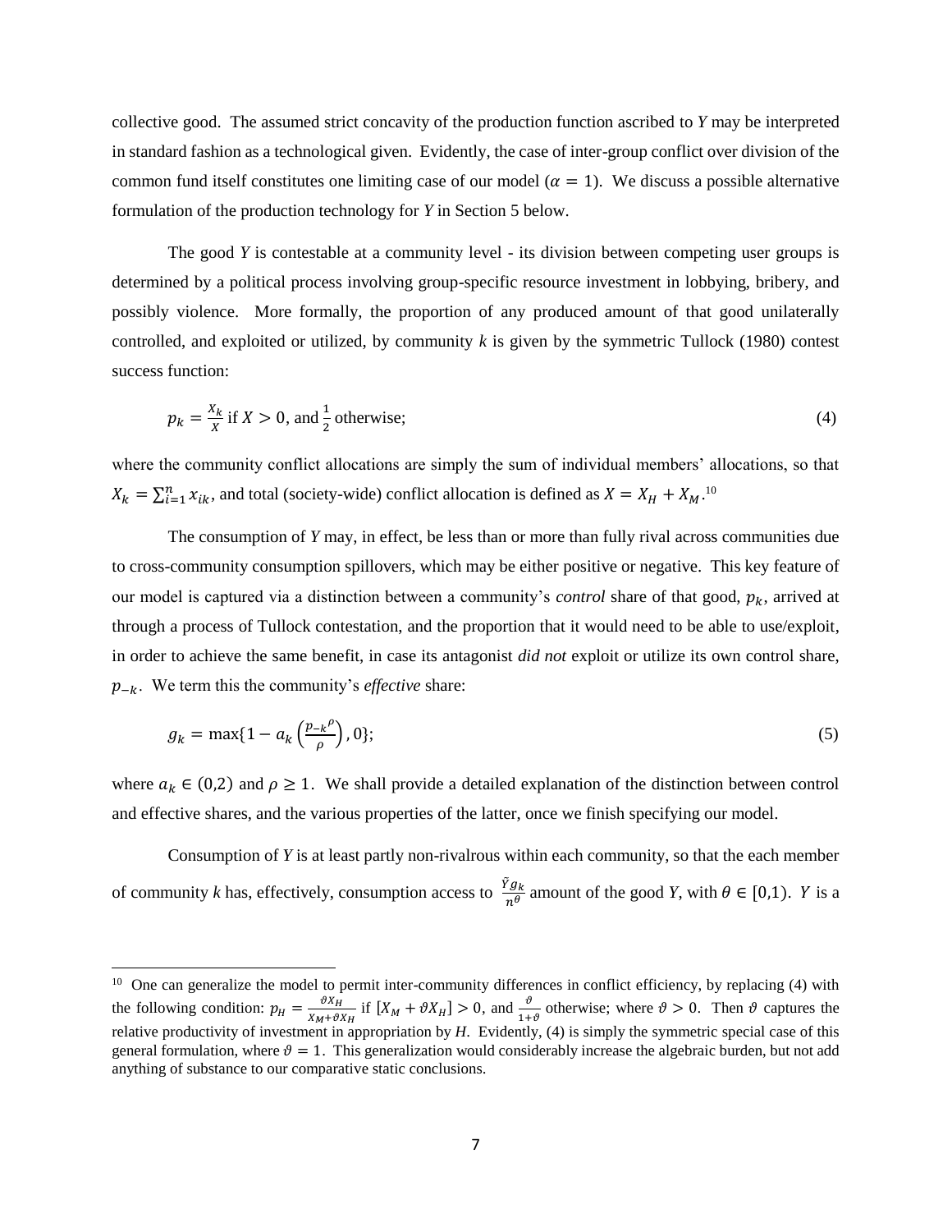collective good. The assumed strict concavity of the production function ascribed to *Y* may be interpreted in standard fashion as a technological given. Evidently, the case of inter-group conflict over division of the common fund itself constitutes one limiting case of our model ($\alpha = 1$). We discuss a possible alternative formulation of the production technology for *Y* in Section 5 below.

The good *Y* is contestable at a community level - its division between competing user groups is determined by a political process involving group-specific resource investment in lobbying, bribery, and possibly violence. More formally, the proportion of any produced amount of that good unilaterally controlled, and exploited or utilized, by community *k* is given by the symmetric Tullock (1980) contest success function:

$$p_k = \frac{X_k}{X} \text{ if } X > 0, \text{ and } \frac{1}{2} \text{ otherwise;} \tag{4}$$

where the community conflict allocations are simply the sum of individual members' allocations, so that $X_k = \sum_{i=1}^{n} x_{ik}$, and total (society-wide) conflict allocation is defined as $X = X_H + X_M$.[10]

The consumption of *Y* may, in effect, be less than or more than fully rival across communities due to cross-community consumption spillovers, which may be either positive or negative. This key feature of our model is captured via a distinction between a community's *control* share of that good, $p_k$, arrived at through a process of Tullock contestation, and the proportion that it would need to be able to use/exploit, in order to achieve the same benefit, in case its antagonist *did not* exploit or utilize its own control share, $p_{-k}$. We term this the community's *effective* share:

$$g_k = \max\{1 - a_k\left(\frac{p_{-k}{}^{\rho}}{\rho}\right), 0\}; \tag{5}$$

where $a_k \in (0,2)$ and $\rho \geq 1$. We shall provide a detailed explanation of the distinction between control and effective shares, and the various properties of the latter, once we finish specifying our model.

Consumption of *Y* is at least partly non-rivalrous within each community, so that the each member of community *k* has, effectively, consumption access to $\frac{\tilde{Y} g_k}{n^{\theta}}$ amount of the good *Y*, with $\theta \in [0,1)$. $Y$ is a

---

[10] One can generalize the model to permit inter-community differences in conflict efficiency, by replacing (4) with the following condition: $p_H = \frac{\vartheta X_H}{X_M + \vartheta X_H}$ if $[X_M + \vartheta X_H] > 0$, and $\frac{\vartheta}{1+\vartheta}$ otherwise; where $\vartheta > 0$. Then $\vartheta$ captures the relative productivity of investment in appropriation by *H*. Evidently, (4) is simply the symmetric special case of this general formulation, where $\vartheta = 1$. This generalization would considerably increase the algebraic burden, but not add anything of substance to our comparative static conclusions.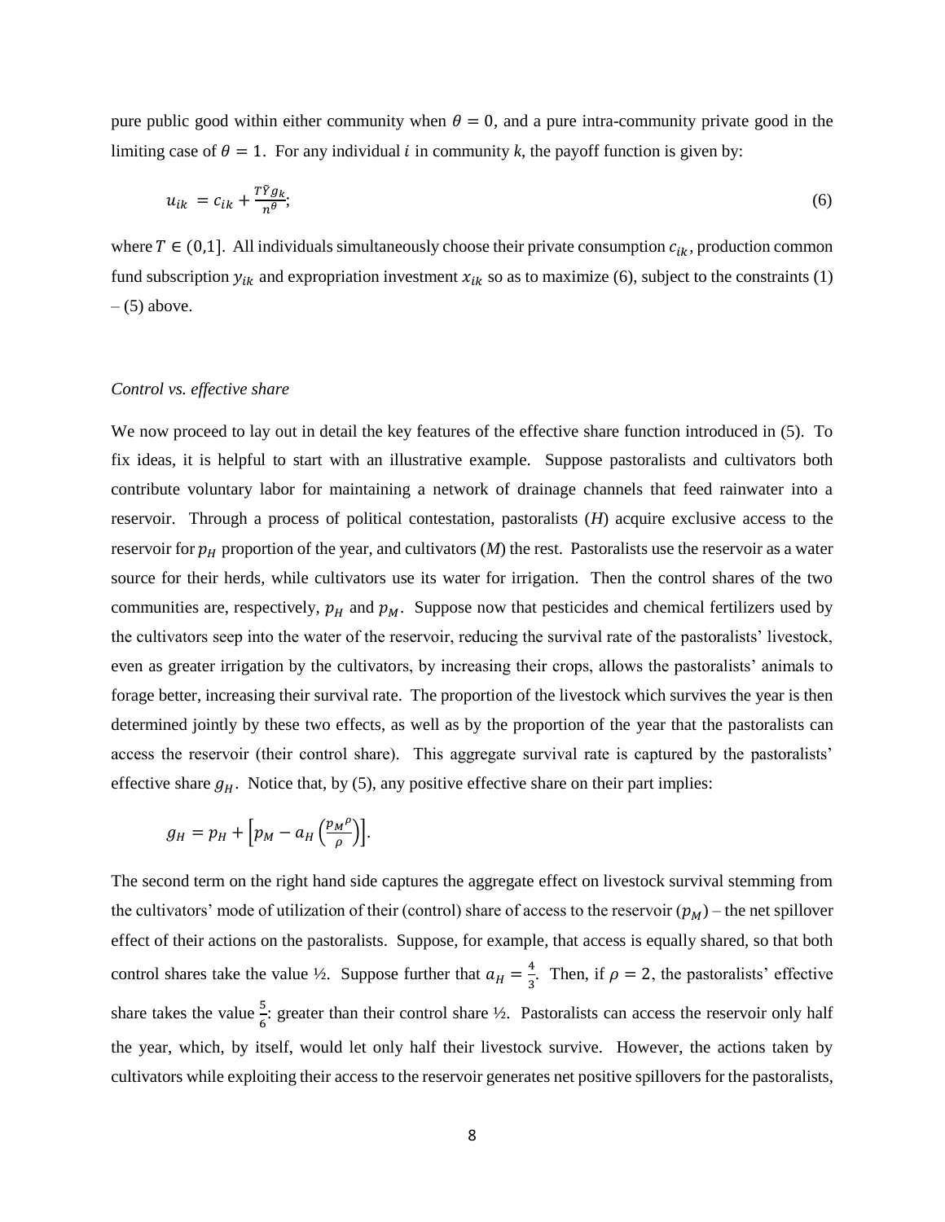pure public good within either community when $\theta = 0$, and a pure intra-community private good in the limiting case of $\theta = 1$. For any individual $i$ in community $k$, the payoff function is given by:

$$u_{ik} = c_{ik} + \frac{T\bar{Y}g_k}{n^{\theta}}; \tag{6}$$

where $T \in (0,1]$. All individuals simultaneously choose their private consumption $c_{ik}$, production common fund subscription $y_{ik}$ and expropriation investment $x_{ik}$ so as to maximize (6), subject to the constraints (1) – (5) above.

*Control vs. effective share*

We now proceed to lay out in detail the key features of the effective share function introduced in (5). To fix ideas, it is helpful to start with an illustrative example. Suppose pastoralists and cultivators both contribute voluntary labor for maintaining a network of drainage channels that feed rainwater into a reservoir. Through a process of political contestation, pastoralists ($H$) acquire exclusive access to the reservoir for $p_H$ proportion of the year, and cultivators ($M$) the rest. Pastoralists use the reservoir as a water source for their herds, while cultivators use its water for irrigation. Then the control shares of the two communities are, respectively, $p_H$ and $p_M$. Suppose now that pesticides and chemical fertilizers used by the cultivators seep into the water of the reservoir, reducing the survival rate of the pastoralists' livestock, even as greater irrigation by the cultivators, by increasing their crops, allows the pastoralists' animals to forage better, increasing their survival rate. The proportion of the livestock which survives the year is then determined jointly by these two effects, as well as by the proportion of the year that the pastoralists can access the reservoir (their control share). This aggregate survival rate is captured by the pastoralists' effective share $g_H$. Notice that, by (5), any positive effective share on their part implies:

$$g_H = p_H + \left[p_M - a_H\left(\frac{{p_M}^{\rho}}{\rho}\right)\right].$$

The second term on the right hand side captures the aggregate effect on livestock survival stemming from the cultivators' mode of utilization of their (control) share of access to the reservoir ($p_M$) – the net spillover effect of their actions on the pastoralists. Suppose, for example, that access is equally shared, so that both control shares take the value ½. Suppose further that $a_H = \frac{4}{3}$. Then, if $\rho = 2$, the pastoralists' effective share takes the value $\frac{5}{6}$: greater than their control share ½. Pastoralists can access the reservoir only half the year, which, by itself, would let only half their livestock survive. However, the actions taken by cultivators while exploiting their access to the reservoir generates net positive spillovers for the pastoralists,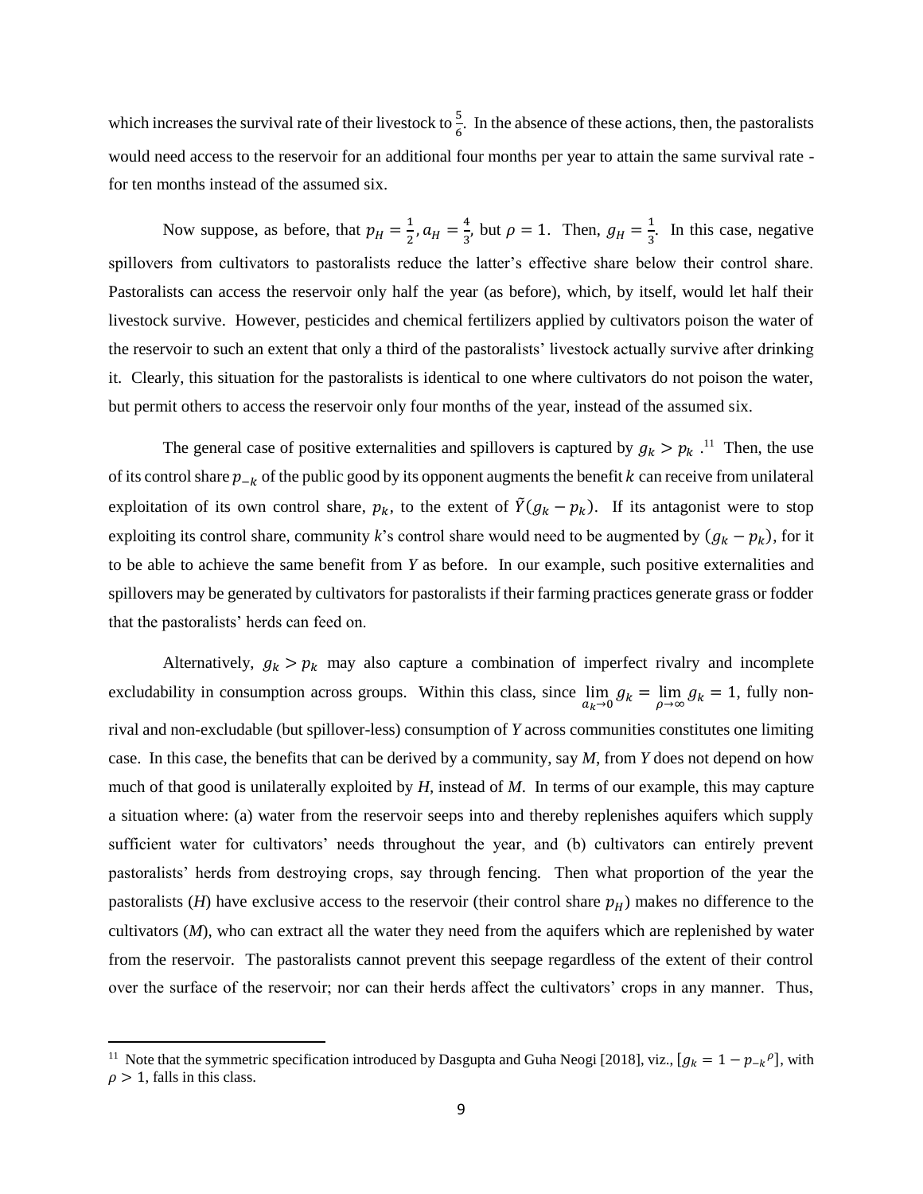which increases the survival rate of their livestock to $\frac{5}{6}$. In the absence of these actions, then, the pastoralists would need access to the reservoir for an additional four months per year to attain the same survival rate - for ten months instead of the assumed six.

Now suppose, as before, that $p_H = \frac{1}{2}, a_H = \frac{4}{3}$, but $\rho = 1$. Then, $g_H = \frac{1}{3}$. In this case, negative spillovers from cultivators to pastoralists reduce the latter's effective share below their control share. Pastoralists can access the reservoir only half the year (as before), which, by itself, would let half their livestock survive. However, pesticides and chemical fertilizers applied by cultivators poison the water of the reservoir to such an extent that only a third of the pastoralists' livestock actually survive after drinking it. Clearly, this situation for the pastoralists is identical to one where cultivators do not poison the water, but permit others to access the reservoir only four months of the year, instead of the assumed six.

The general case of positive externalities and spillovers is captured by $g_k > p_k$.[11] Then, the use of its control share $p_{-k}$ of the public good by its opponent augments the benefit $k$ can receive from unilateral exploitation of its own control share, $p_k$, to the extent of $\tilde{Y}(g_k - p_k)$. If its antagonist were to stop exploiting its control share, community *k*'s control share would need to be augmented by $(g_k - p_k)$, for it to be able to achieve the same benefit from *Y* as before. In our example, such positive externalities and spillovers may be generated by cultivators for pastoralists if their farming practices generate grass or fodder that the pastoralists' herds can feed on.

Alternatively, $g_k > p_k$ may also capture a combination of imperfect rivalry and incomplete excludability in consumption across groups. Within this class, since $\lim_{a_k \to 0} g_k = \lim_{\rho \to \infty} g_k = 1$, fully non-rival and non-excludable (but spillover-less) consumption of *Y* across communities constitutes one limiting case. In this case, the benefits that can be derived by a community, say *M*, from *Y* does not depend on how much of that good is unilaterally exploited by *H*, instead of *M*. In terms of our example, this may capture a situation where: (a) water from the reservoir seeps into and thereby replenishes aquifers which supply sufficient water for cultivators' needs throughout the year, and (b) cultivators can entirely prevent pastoralists' herds from destroying crops, say through fencing. Then what proportion of the year the pastoralists (*H*) have exclusive access to the reservoir (their control share $p_H$) makes no difference to the cultivators (*M*), who can extract all the water they need from the aquifers which are replenished by water from the reservoir. The pastoralists cannot prevent this seepage regardless of the extent of their control over the surface of the reservoir; nor can their herds affect the cultivators' crops in any manner. Thus,

---

[11] Note that the symmetric specification introduced by Dasgupta and Guha Neogi [2018], viz., $[g_k = 1 - p_{-k}{}^{\rho}]$, with $\rho > 1$, falls in this class.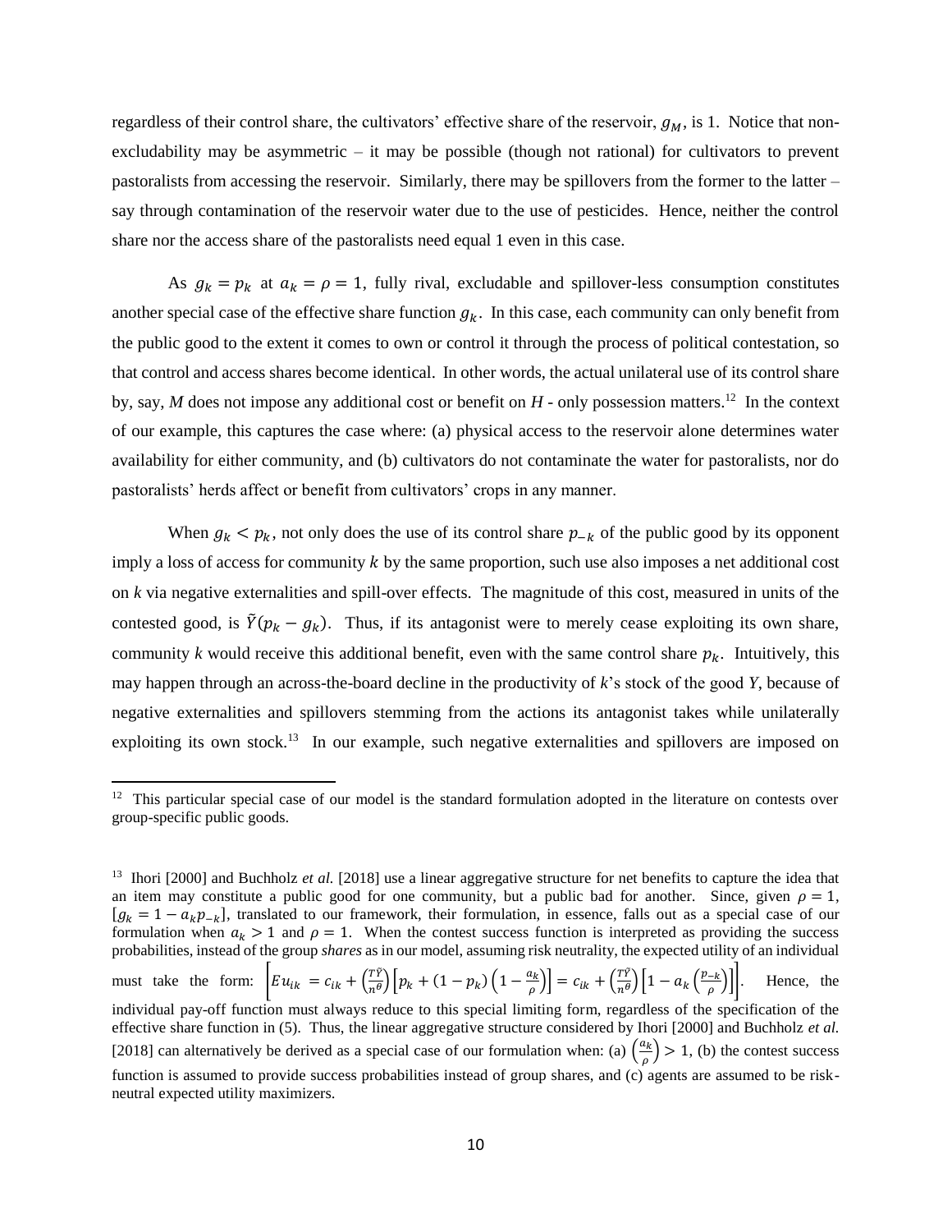regardless of their control share, the cultivators' effective share of the reservoir, $g_M$, is 1. Notice that non-excludability may be asymmetric – it may be possible (though not rational) for cultivators to prevent pastoralists from accessing the reservoir. Similarly, there may be spillovers from the former to the latter – say through contamination of the reservoir water due to the use of pesticides. Hence, neither the control share nor the access share of the pastoralists need equal 1 even in this case.

As $g_k = p_k$ at $a_k = \rho = 1$, fully rival, excludable and spillover-less consumption constitutes another special case of the effective share function $g_k$. In this case, each community can only benefit from the public good to the extent it comes to own or control it through the process of political contestation, so that control and access shares become identical. In other words, the actual unilateral use of its control share by, say, *M* does not impose any additional cost or benefit on *H* - only possession matters.[12] In the context of our example, this captures the case where: (a) physical access to the reservoir alone determines water availability for either community, and (b) cultivators do not contaminate the water for pastoralists, nor do pastoralists' herds affect or benefit from cultivators' crops in any manner.

When $g_k < p_k$, not only does the use of its control share $p_{-k}$ of the public good by its opponent imply a loss of access for community $k$ by the same proportion, such use also imposes a net additional cost on *k* via negative externalities and spill-over effects. The magnitude of this cost, measured in units of the contested good, is $\tilde{Y}(p_k - g_k)$. Thus, if its antagonist were to merely cease exploiting its own share, community *k* would receive this additional benefit, even with the same control share $p_k$. Intuitively, this may happen through an across-the-board decline in the productivity of *k*'s stock of the good *Y*, because of negative externalities and spillovers stemming from the actions its antagonist takes while unilaterally exploiting its own stock.[13] In our example, such negative externalities and spillovers are imposed on

---

[12] This particular special case of our model is the standard formulation adopted in the literature on contests over group-specific public goods.

[13] Ihori [2000] and Buchholz *et al.* [2018] use a linear aggregative structure for net benefits to capture the idea that an item may constitute a public good for one community, but a public bad for another. Since, given $\rho = 1$, $[g_k = 1 - a_k p_{-k}]$, translated to our framework, their formulation, in essence, falls out as a special case of our formulation when $a_k > 1$ and $\rho = 1$. When the contest success function is interpreted as providing the success probabilities, instead of the group *shares* as in our model, assuming risk neutrality, the expected utility of an individual must take the form: $\left[Eu_{ik} = c_{ik} + \left(\frac{T\tilde{Y}}{n^\theta}\right)\left[p_k + (1-p_k)\left(1 - \frac{a_k}{\rho}\right)\right] = c_{ik} + \left(\frac{T\tilde{Y}}{n^\theta}\right)\left[1 - a_k\left(\frac{p_{-k}}{\rho}\right)\right]\right]$. Hence, the individual pay-off function must always reduce to this special limiting form, regardless of the specification of the effective share function in (5). Thus, the linear aggregative structure considered by Ihori [2000] and Buchholz *et al.* [2018] can alternatively be derived as a special case of our formulation when: (a) $\left(\frac{a_k}{\rho}\right) > 1$, (b) the contest success function is assumed to provide success probabilities instead of group shares, and (c) agents are assumed to be risk-neutral expected utility maximizers.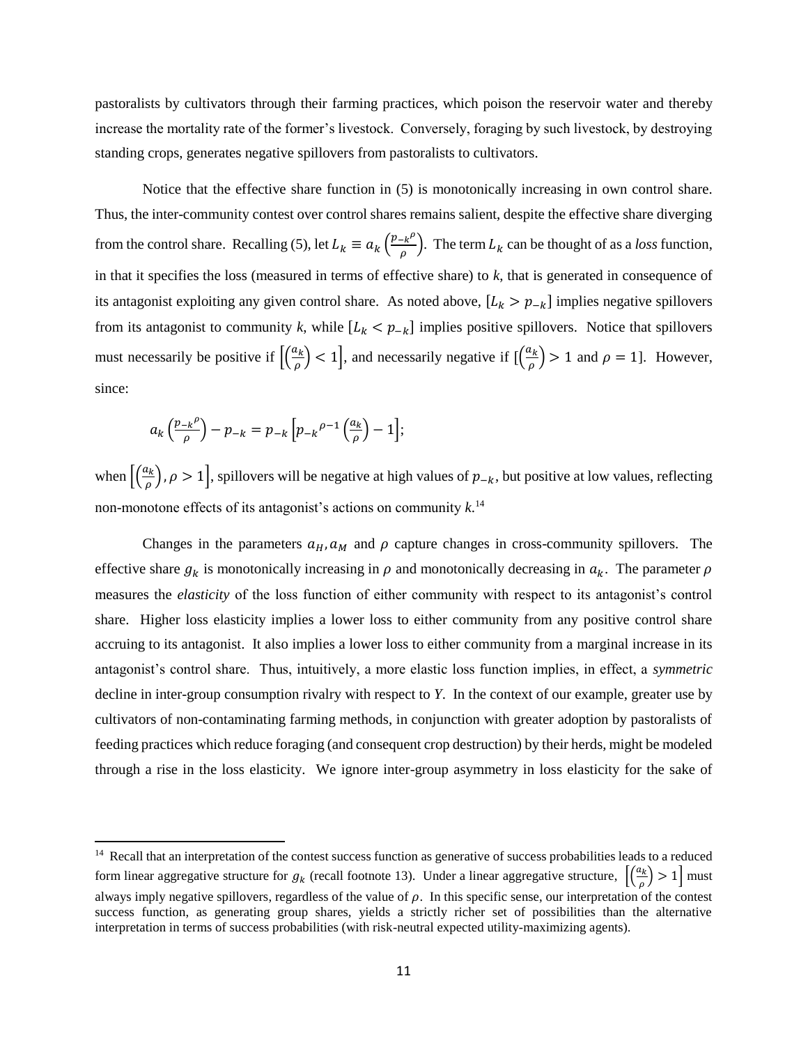pastoralists by cultivators through their farming practices, which poison the reservoir water and thereby increase the mortality rate of the former's livestock. Conversely, foraging by such livestock, by destroying standing crops, generates negative spillovers from pastoralists to cultivators.

Notice that the effective share function in (5) is monotonically increasing in own control share. Thus, the inter-community contest over control shares remains salient, despite the effective share diverging from the control share. Recalling (5), let $L_k \equiv a_k \left(\frac{p_{-k}{}^{\rho}}{\rho}\right)$. The term $L_k$ can be thought of as a *loss* function, in that it specifies the loss (measured in terms of effective share) to *k*, that is generated in consequence of its antagonist exploiting any given control share. As noted above, $[L_k > p_{-k}]$ implies negative spillovers from its antagonist to community *k*, while $[L_k < p_{-k}]$ implies positive spillovers. Notice that spillovers must necessarily be positive if $\left[\left(\frac{a_k}{\rho}\right) < 1\right]$, and necessarily negative if $[\left(\frac{a_k}{\rho}\right) > 1$ and $\rho = 1]$. However, since:

$$a_k \left(\frac{p_{-k}{}^{\rho}}{\rho}\right) - p_{-k} = p_{-k} \left[p_{-k}{}^{\rho-1} \left(\frac{a_k}{\rho}\right) - 1\right];$$

when $\left[\left(\frac{a_k}{\rho}\right), \rho > 1\right]$, spillovers will be negative at high values of $p_{-k}$, but positive at low values, reflecting non-monotone effects of its antagonist's actions on community *k*.[14]

Changes in the parameters $a_H, a_M$ and $\rho$ capture changes in cross-community spillovers. The effective share $g_k$ is monotonically increasing in $\rho$ and monotonically decreasing in $a_k$. The parameter $\rho$ measures the *elasticity* of the loss function of either community with respect to its antagonist's control share. Higher loss elasticity implies a lower loss to either community from any positive control share accruing to its antagonist. It also implies a lower loss to either community from a marginal increase in its antagonist's control share. Thus, intuitively, a more elastic loss function implies, in effect, a *symmetric* decline in inter-group consumption rivalry with respect to *Y*. In the context of our example, greater use by cultivators of non-contaminating farming methods, in conjunction with greater adoption by pastoralists of feeding practices which reduce foraging (and consequent crop destruction) by their herds, might be modeled through a rise in the loss elasticity. We ignore inter-group asymmetry in loss elasticity for the sake of

[14] Recall that an interpretation of the contest success function as generative of success probabilities leads to a reduced form linear aggregative structure for $g_k$ (recall footnote 13). Under a linear aggregative structure, $\left[\left(\frac{a_k}{\rho}\right) > 1\right]$ must always imply negative spillovers, regardless of the value of $\rho$. In this specific sense, our interpretation of the contest success function, as generating group shares, yields a strictly richer set of possibilities than the alternative interpretation in terms of success probabilities (with risk-neutral expected utility-maximizing agents).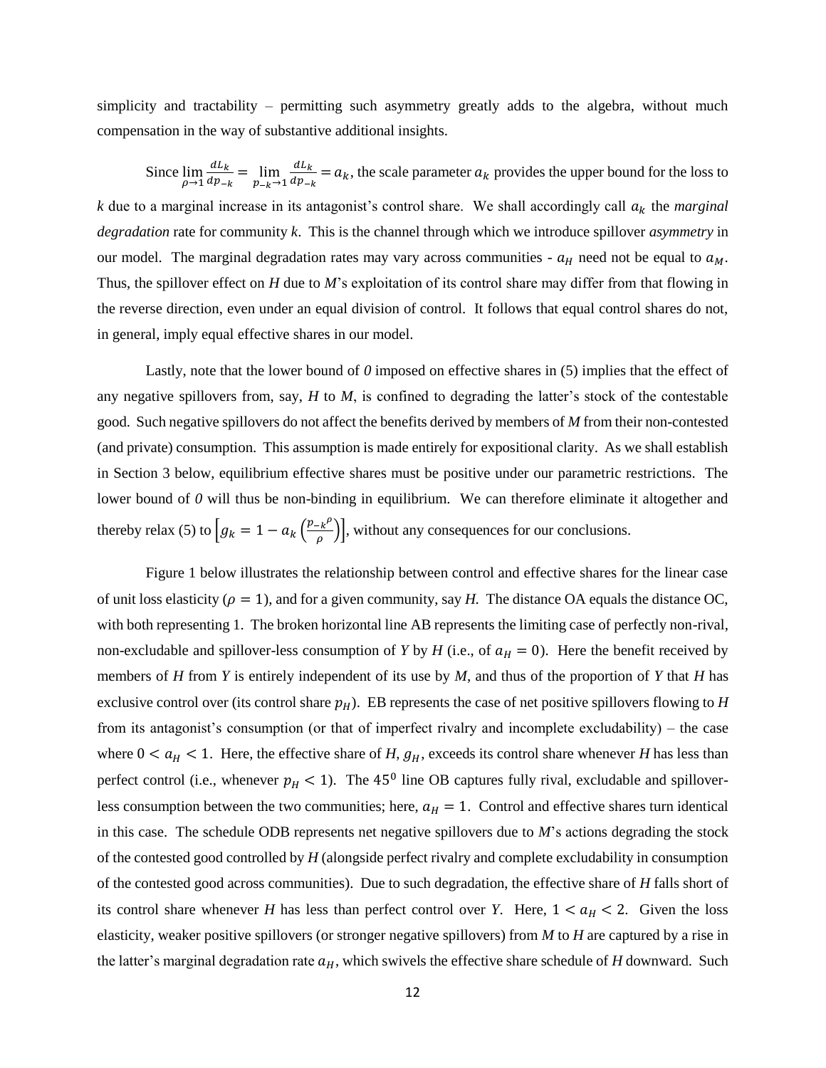simplicity and tractability – permitting such asymmetry greatly adds to the algebra, without much compensation in the way of substantive additional insights.

Since $\lim_{\rho \to 1} \frac{dL_k}{dp_{-k}} = \lim_{p_{-k} \to 1} \frac{dL_k}{dp_{-k}} = a_k$, the scale parameter $a_k$ provides the upper bound for the loss to $k$ due to a marginal increase in its antagonist's control share. We shall accordingly call $a_k$ the *marginal degradation* rate for community $k$. This is the channel through which we introduce spillover *asymmetry* in our model. The marginal degradation rates may vary across communities - $a_H$ need not be equal to $a_M$. Thus, the spillover effect on $H$ due to $M$'s exploitation of its control share may differ from that flowing in the reverse direction, even under an equal division of control. It follows that equal control shares do not, in general, imply equal effective shares in our model.

Lastly, note that the lower bound of *0* imposed on effective shares in (5) implies that the effect of any negative spillovers from, say, $H$ to $M$, is confined to degrading the latter's stock of the contestable good. Such negative spillovers do not affect the benefits derived by members of $M$ from their non-contested (and private) consumption. This assumption is made entirely for expositional clarity. As we shall establish in Section 3 below, equilibrium effective shares must be positive under our parametric restrictions. The lower bound of *0* will thus be non-binding in equilibrium. We can therefore eliminate it altogether and thereby relax (5) to $\left[g_k = 1 - a_k\left(\frac{p_{-k}{}^{\rho}}{\rho}\right)\right]$, without any consequences for our conclusions.

Figure 1 below illustrates the relationship between control and effective shares for the linear case of unit loss elasticity ($\rho = 1$), and for a given community, say $H$. The distance OA equals the distance OC, with both representing 1. The broken horizontal line AB represents the limiting case of perfectly non-rival, non-excludable and spillover-less consumption of $Y$ by $H$ (i.e., of $a_H = 0$). Here the benefit received by members of $H$ from $Y$ is entirely independent of its use by $M$, and thus of the proportion of $Y$ that $H$ has exclusive control over (its control share $p_H$). EB represents the case of net positive spillovers flowing to $H$ from its antagonist's consumption (or that of imperfect rivalry and incomplete excludability) – the case where $0 < a_H < 1$. Here, the effective share of $H$, $g_H$, exceeds its control share whenever $H$ has less than perfect control (i.e., whenever $p_H < 1$). The $45^0$ line OB captures fully rival, excludable and spillover-less consumption between the two communities; here, $a_H = 1$. Control and effective shares turn identical in this case. The schedule ODB represents net negative spillovers due to $M$'s actions degrading the stock of the contested good controlled by $H$ (alongside perfect rivalry and complete excludability in consumption of the contested good across communities). Due to such degradation, the effective share of $H$ falls short of its control share whenever $H$ has less than perfect control over $Y$. Here, $1 < a_H < 2$. Given the loss elasticity, weaker positive spillovers (or stronger negative spillovers) from $M$ to $H$ are captured by a rise in the latter's marginal degradation rate $a_H$, which swivels the effective share schedule of $H$ downward. Such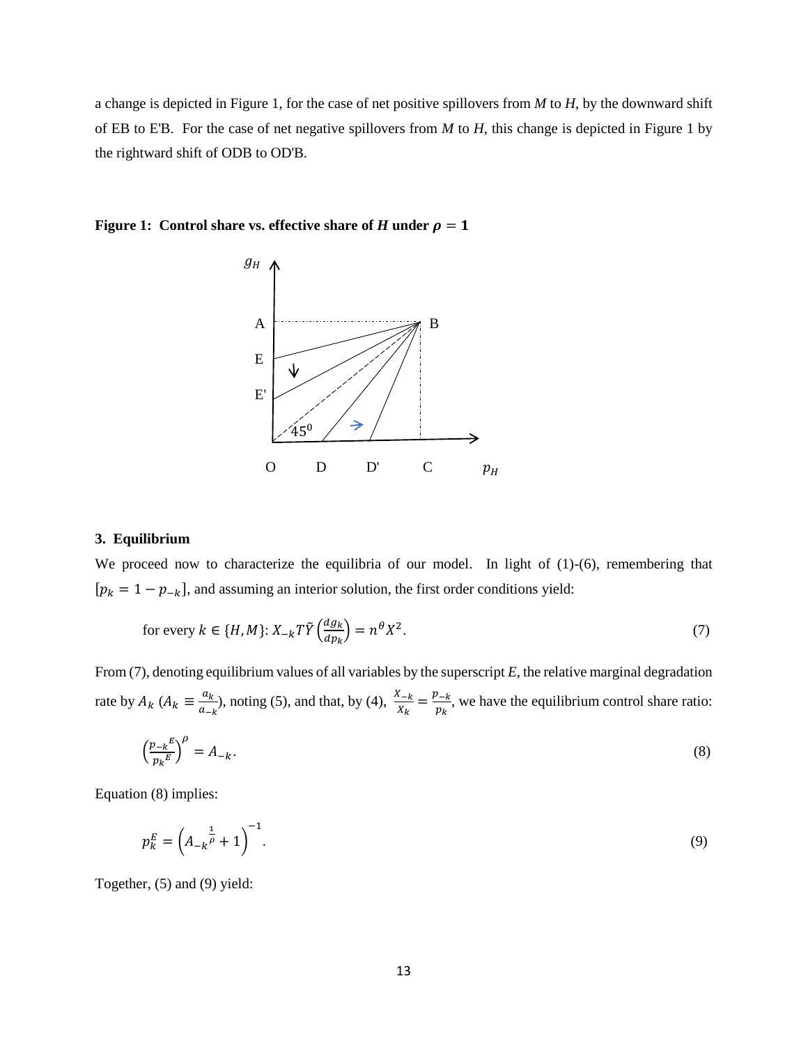a change is depicted in Figure 1, for the case of net positive spillovers from *M* to *H*, by the downward shift of EB to E'B. For the case of net negative spillovers from *M* to *H*, this change is depicted in Figure 1 by the rightward shift of ODB to OD'B.

**Figure 1: Control share vs. effective share of *H* under $\rho = 1$**

## 3. Equilibrium

We proceed now to characterize the equilibria of our model. In light of (1)-(6), remembering that $[p_k = 1 - p_{-k}]$, and assuming an interior solution, the first order conditions yield:

$$\text{for every } k \in \{H, M\}\text{: } X_{-k} T \tilde{Y} \left(\frac{dg_k}{dp_k}\right) = n^{\theta} X^2. \tag{7}$$

From (7), denoting equilibrium values of all variables by the superscript *E*, the relative marginal degradation rate by $A_k$ ($A_k \equiv \frac{a_k}{a_{-k}}$), noting (5), and that, by (4), $\frac{X_{-k}}{X_k} = \frac{p_{-k}}{p_k}$, we have the equilibrium control share ratio:

$$\left(\frac{p_{-k}{}^{E}}{p_k{}^{E}}\right)^{\rho} = A_{-k}. \tag{8}$$

Equation (8) implies:

$$p_k^E = \left(A_{-k}{}^{\frac{1}{\rho}} + 1\right)^{-1}. \tag{9}$$

Together, (5) and (9) yield: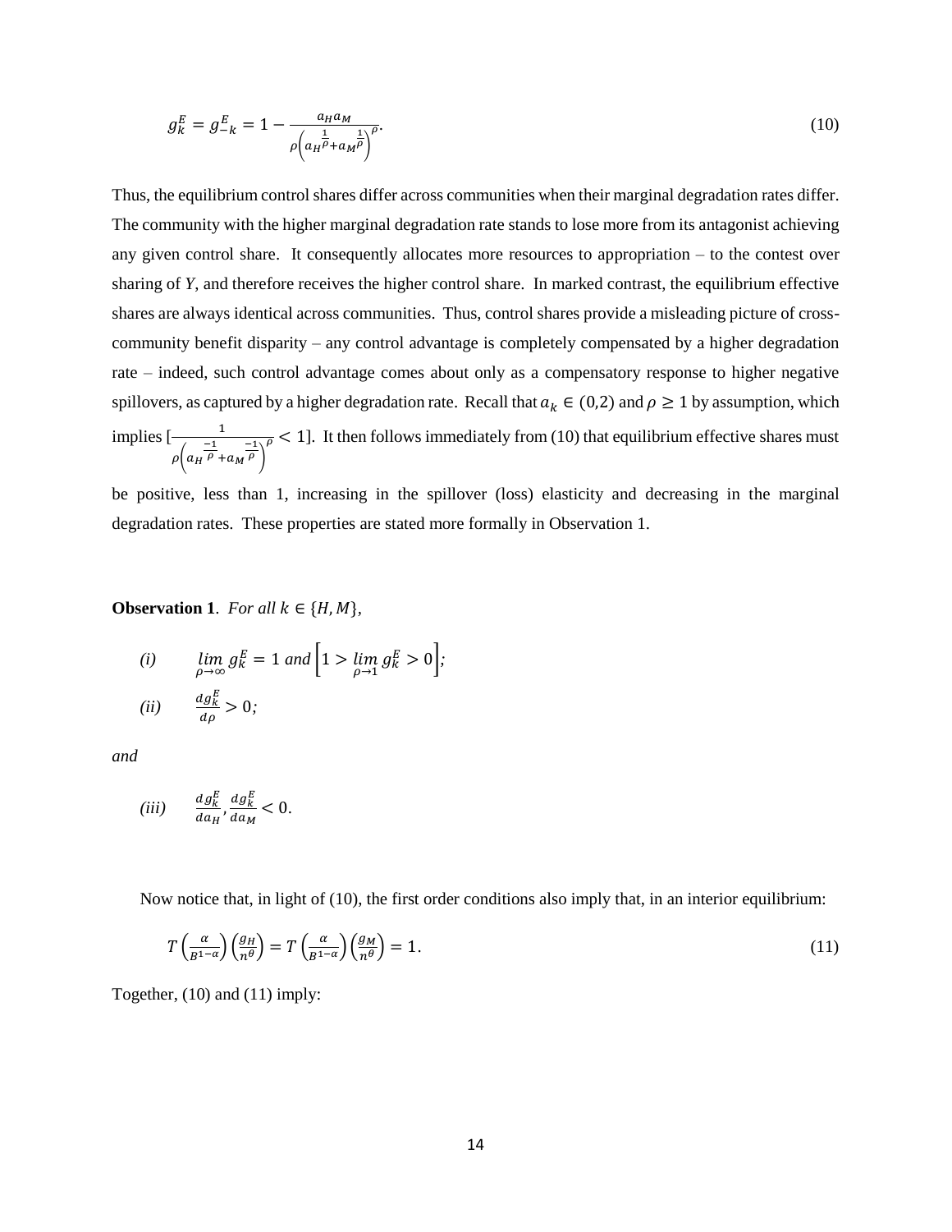$$g_k^E = g_{-k}^E = 1 - \frac{a_H a_M}{\rho\left(a_H^{\frac{1}{\rho}} + a_M^{\frac{1}{\rho}}\right)^{\rho}}. \tag{10}$$

Thus, the equilibrium control shares differ across communities when their marginal degradation rates differ. The community with the higher marginal degradation rate stands to lose more from its antagonist achieving any given control share. It consequently allocates more resources to appropriation – to the contest over sharing of *Y*, and therefore receives the higher control share. In marked contrast, the equilibrium effective shares are always identical across communities. Thus, control shares provide a misleading picture of cross-community benefit disparity – any control advantage is completely compensated by a higher degradation rate – indeed, such control advantage comes about only as a compensatory response to higher negative spillovers, as captured by a higher degradation rate. Recall that $a_k \in (0,2)$ and $\rho \geq 1$ by assumption, which implies $\left[\frac{1}{\rho\left(a_H^{\frac{-1}{\rho}} + a_M^{\frac{-1}{\rho}}\right)^{\rho}} < 1\right]$. It then follows immediately from (10) that equilibrium effective shares must be positive, less than 1, increasing in the spillover (loss) elasticity and decreasing in the marginal degradation rates. These properties are stated more formally in Observation 1.

**Observation 1**. *For all* $k \in \{H, M\}$,

*(i)* $\lim_{\rho \to \infty} g_k^E = 1$ *and* $\left[1 > \lim_{\rho \to 1} g_k^E > 0\right]$;

*(ii)* $\frac{dg_k^E}{d\rho} > 0$;

*and*

*(iii)* $\frac{dg_k^E}{da_H}, \frac{dg_k^E}{da_M} < 0$.

Now notice that, in light of (10), the first order conditions also imply that, in an interior equilibrium:

$$T\left(\frac{\alpha}{B^{1-\alpha}}\right)\left(\frac{g_H}{n^{\theta}}\right) = T\left(\frac{\alpha}{B^{1-\alpha}}\right)\left(\frac{g_M}{n^{\theta}}\right) = 1. \tag{11}$$

Together, (10) and (11) imply: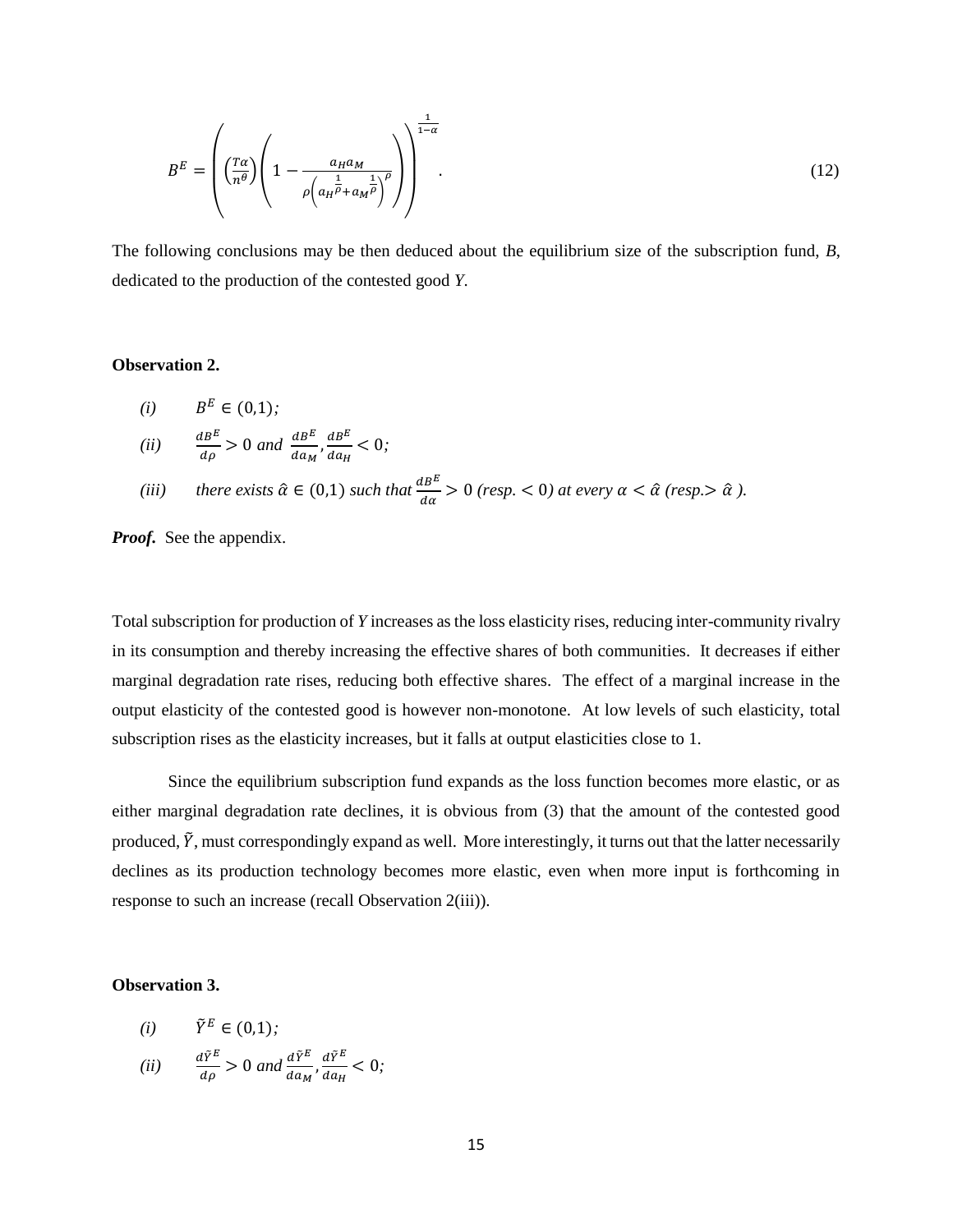$$B^E = \left( \left( \frac{T\alpha}{n^\theta} \right) \left( 1 - \frac{a_H a_M}{\rho \left( a_H^{\frac{1}{\rho}} + a_M^{\frac{1}{\rho}} \right)^\rho} \right) \right)^{\frac{1}{1-\alpha}}. \tag{12}$$

The following conclusions may be then deduced about the equilibrium size of the subscription fund, $B$, dedicated to the production of the contested good $Y$.

**Observation 2.**

*(i)* $B^E \in (0,1)$;

*(ii)* $\frac{dB^E}{d\rho} > 0$ *and* $\frac{dB^E}{da_M}, \frac{dB^E}{da_H} < 0$;

*(iii)* *there exists* $\hat{\alpha} \in (0,1)$ *such that* $\frac{dB^E}{d\alpha} > 0$ *(resp.* $< 0$*) at every* $\alpha < \hat{\alpha}$ *(resp.* $> \hat{\alpha}$ *).*

***Proof.*** See the appendix.

Total subscription for production of $Y$ increases as the loss elasticity rises, reducing inter-community rivalry in its consumption and thereby increasing the effective shares of both communities. It decreases if either marginal degradation rate rises, reducing both effective shares. The effect of a marginal increase in the output elasticity of the contested good is however non-monotone. At low levels of such elasticity, total subscription rises as the elasticity increases, but it falls at output elasticities close to 1.

Since the equilibrium subscription fund expands as the loss function becomes more elastic, or as either marginal degradation rate declines, it is obvious from (3) that the amount of the contested good produced, $\tilde{Y}$, must correspondingly expand as well. More interestingly, it turns out that the latter necessarily declines as its production technology becomes more elastic, even when more input is forthcoming in response to such an increase (recall Observation 2(iii)).

**Observation 3.**

*(i)* $\tilde{Y}^E \in (0,1)$;

*(ii)* $\frac{d\tilde{Y}^E}{d\rho} > 0$ *and* $\frac{d\tilde{Y}^E}{da_M}, \frac{d\tilde{Y}^E}{da_H} < 0$;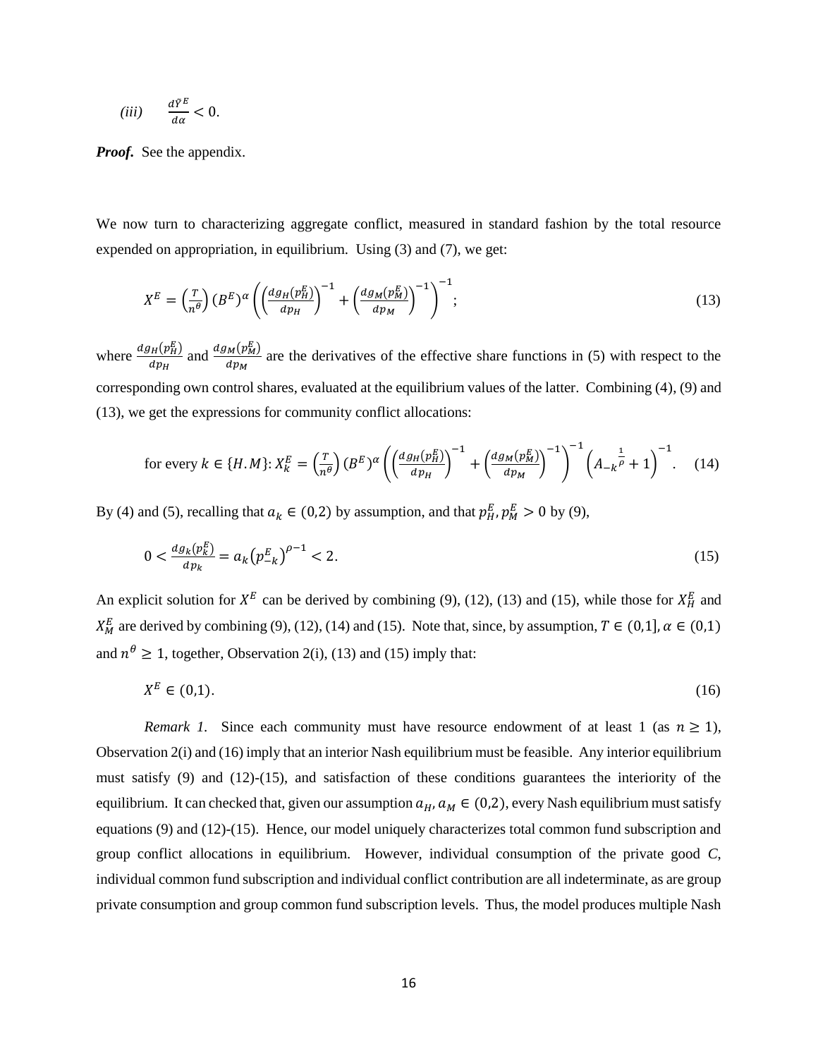*(iii)* $\frac{d\tilde{Y}^E}{d\alpha} < 0$.

***Proof.*** See the appendix.

We now turn to characterizing aggregate conflict, measured in standard fashion by the total resource expended on appropriation, in equilibrium. Using (3) and (7), we get:

$$X^E = \left(\frac{T}{n^\theta}\right)(B^E)^\alpha \left(\left(\frac{dg_H(p_H^E)}{dp_H}\right)^{-1} + \left(\frac{dg_M(p_M^E)}{dp_M}\right)^{-1}\right)^{-1}; \tag{13}$$

where $\frac{dg_H(p_H^E)}{dp_H}$ and $\frac{dg_M(p_M^E)}{dp_M}$ are the derivatives of the effective share functions in (5) with respect to the corresponding own control shares, evaluated at the equilibrium values of the latter. Combining (4), (9) and (13), we get the expressions for community conflict allocations:

$$\text{for every } k \in \{H.M\}: X_k^E = \left(\frac{T}{n^\theta}\right)(B^E)^\alpha \left(\left(\frac{dg_H(p_H^E)}{dp_H}\right)^{-1} + \left(\frac{dg_M(p_M^E)}{dp_M}\right)^{-1}\right)^{-1} \left(A_{-k}{}^{\frac{1}{\rho}} + 1\right)^{-1}. \tag{14}$$

By (4) and (5), recalling that $a_k \in (0,2)$ by assumption, and that $p_H^E, p_M^E > 0$ by (9),

$$0 < \frac{dg_k(p_k^E)}{dp_k} = a_k \left(p_{-k}^E\right)^{\rho-1} < 2. \tag{15}$$

An explicit solution for $X^E$ can be derived by combining (9), (12), (13) and (15), while those for $X_H^E$ and $X_M^E$ are derived by combining (9), (12), (14) and (15). Note that, since, by assumption, $T \in (0,1]$, $\alpha \in (0,1)$ and $n^\theta \geq 1$, together, Observation 2(i), (13) and (15) imply that:

$$X^E \in (0,1). \tag{16}$$

*Remark 1.* Since each community must have resource endowment of at least 1 (as $n \geq 1$), Observation 2(i) and (16) imply that an interior Nash equilibrium must be feasible. Any interior equilibrium must satisfy (9) and (12)-(15), and satisfaction of these conditions guarantees the interiority of the equilibrium. It can checked that, given our assumption $a_H, a_M \in (0,2)$, every Nash equilibrium must satisfy equations (9) and (12)-(15). Hence, our model uniquely characterizes total common fund subscription and group conflict allocations in equilibrium. However, individual consumption of the private good *C*, individual common fund subscription and individual conflict contribution are all indeterminate, as are group private consumption and group common fund subscription levels. Thus, the model produces multiple Nash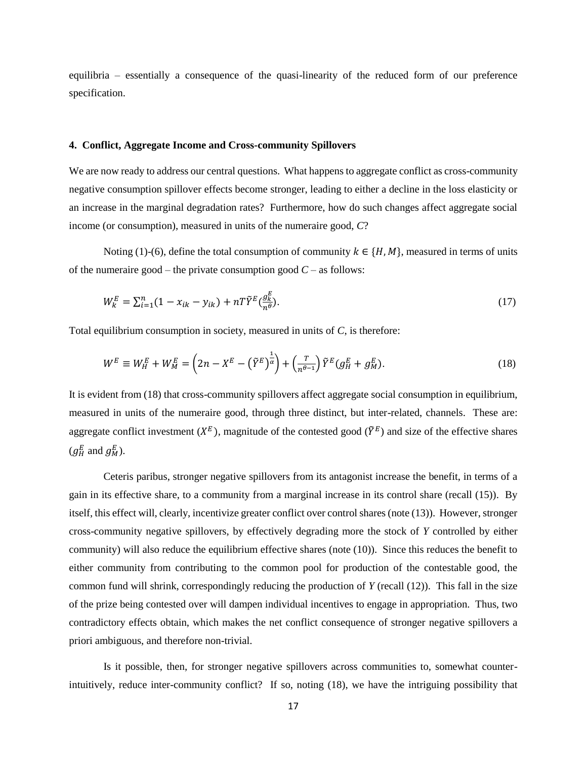equilibria – essentially a consequence of the quasi-linearity of the reduced form of our preference specification.

### 4. Conflict, Aggregate Income and Cross-community Spillovers

We are now ready to address our central questions. What happens to aggregate conflict as cross-community negative consumption spillover effects become stronger, leading to either a decline in the loss elasticity or an increase in the marginal degradation rates? Furthermore, how do such changes affect aggregate social income (or consumption), measured in units of the numeraire good, *C*?

Noting (1)-(6), define the total consumption of community $k \in \{H, M\}$, measured in terms of units of the numeraire good – the private consumption good *C* – as follows:

$$W_k^E = \sum_{i=1}^{n}(1 - x_{ik} - y_{ik}) + nT\tilde{Y}^E(\frac{g_k^E}{n^\theta}). \tag{17}$$

Total equilibrium consumption in society, measured in units of *C*, is therefore:

$$W^E \equiv W_H^E + W_M^E = \left(2n - X^E - \left(\tilde{Y}^E\right)^{\frac{1}{\alpha}}\right) + \left(\frac{T}{n^{\theta-1}}\right)\tilde{Y}^E(g_H^E + g_M^E). \tag{18}$$

It is evident from (18) that cross-community spillovers affect aggregate social consumption in equilibrium, measured in units of the numeraire good, through three distinct, but inter-related, channels. These are: aggregate conflict investment ($X^E$), magnitude of the contested good ($\tilde{Y}^E$) and size of the effective shares ($g_H^E$ and $g_M^E$).

Ceteris paribus, stronger negative spillovers from its antagonist increase the benefit, in terms of a gain in its effective share, to a community from a marginal increase in its control share (recall (15)). By itself, this effect will, clearly, incentivize greater conflict over control shares (note (13)). However, stronger cross-community negative spillovers, by effectively degrading more the stock of *Y* controlled by either community) will also reduce the equilibrium effective shares (note (10)). Since this reduces the benefit to either community from contributing to the common pool for production of the contestable good, the common fund will shrink, correspondingly reducing the production of *Y* (recall (12)). This fall in the size of the prize being contested over will dampen individual incentives to engage in appropriation. Thus, two contradictory effects obtain, which makes the net conflict consequence of stronger negative spillovers a priori ambiguous, and therefore non-trivial.

Is it possible, then, for stronger negative spillovers across communities to, somewhat counter-intuitively, reduce inter-community conflict? If so, noting (18), we have the intriguing possibility that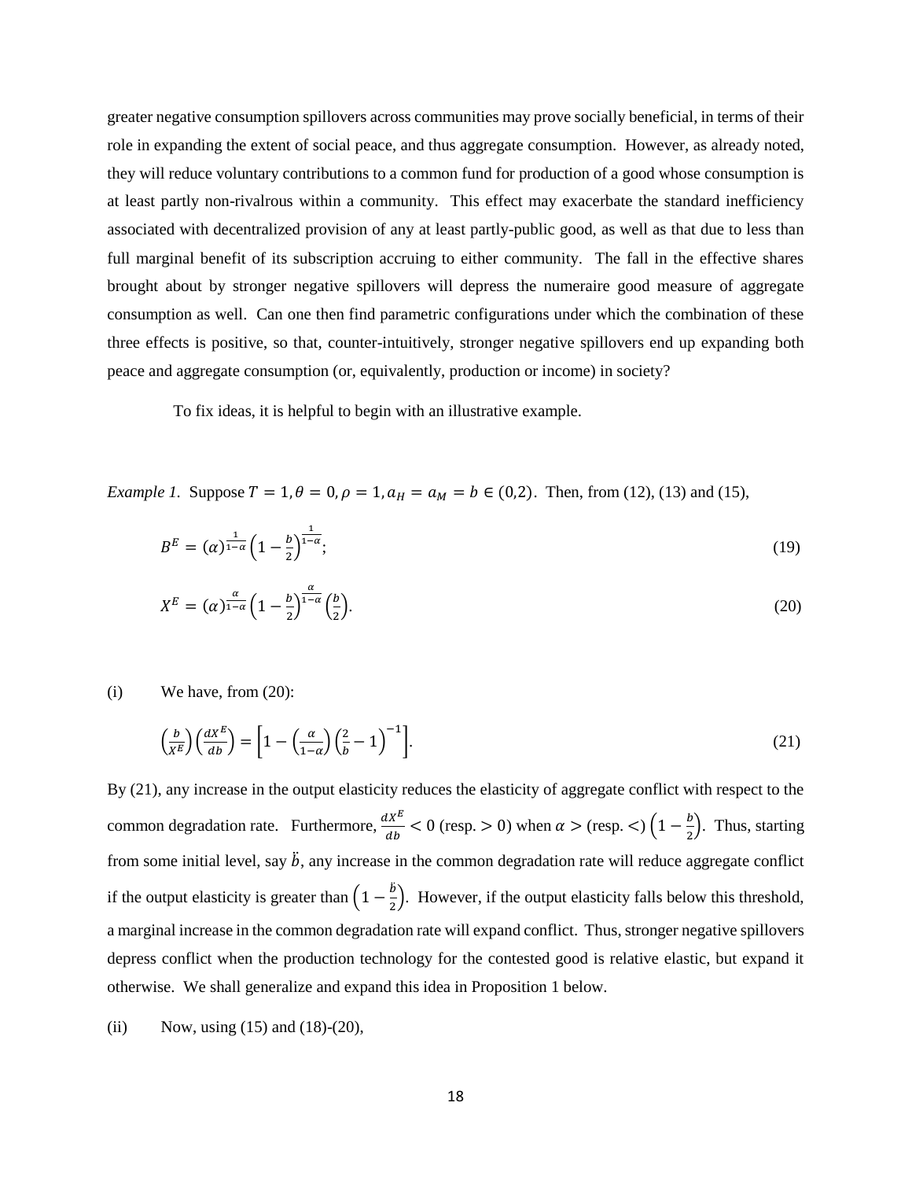greater negative consumption spillovers across communities may prove socially beneficial, in terms of their role in expanding the extent of social peace, and thus aggregate consumption. However, as already noted, they will reduce voluntary contributions to a common fund for production of a good whose consumption is at least partly non-rivalrous within a community. This effect may exacerbate the standard inefficiency associated with decentralized provision of any at least partly-public good, as well as that due to less than full marginal benefit of its subscription accruing to either community. The fall in the effective shares brought about by stronger negative spillovers will depress the numeraire good measure of aggregate consumption as well. Can one then find parametric configurations under which the combination of these three effects is positive, so that, counter-intuitively, stronger negative spillovers end up expanding both peace and aggregate consumption (or, equivalently, production or income) in society?

To fix ideas, it is helpful to begin with an illustrative example.

*Example 1.* Suppose $T = 1, \theta = 0, \rho = 1, a_H = a_M = b \in (0,2)$. Then, from (12), (13) and (15),

$$B^E = (\alpha)^{\frac{1}{1-\alpha}} \left(1 - \frac{b}{2}\right)^{\frac{1}{1-\alpha}}; \tag{19}$$

$$X^E = (\alpha)^{\frac{\alpha}{1-\alpha}} \left(1 - \frac{b}{2}\right)^{\frac{\alpha}{1-\alpha}} \left(\frac{b}{2}\right). \tag{20}$$

(i) We have, from (20):

$$\left(\frac{b}{X^E}\right)\left(\frac{dX^E}{db}\right) = \left[1 - \left(\frac{\alpha}{1-\alpha}\right)\left(\frac{2}{b} - 1\right)^{-1}\right]. \tag{21}$$

By (21), any increase in the output elasticity reduces the elasticity of aggregate conflict with respect to the common degradation rate. Furthermore, $\frac{dX^E}{db} < 0$ (resp. $> 0$) when $\alpha >$ (resp. $<$) $\left(1 - \frac{b}{2}\right)$. Thus, starting from some initial level, say $\ddot{b}$, any increase in the common degradation rate will reduce aggregate conflict if the output elasticity is greater than $\left(1 - \frac{\ddot{b}}{2}\right)$. However, if the output elasticity falls below this threshold, a marginal increase in the common degradation rate will expand conflict. Thus, stronger negative spillovers depress conflict when the production technology for the contested good is relative elastic, but expand it otherwise. We shall generalize and expand this idea in Proposition 1 below.

(ii) Now, using (15) and (18)-(20),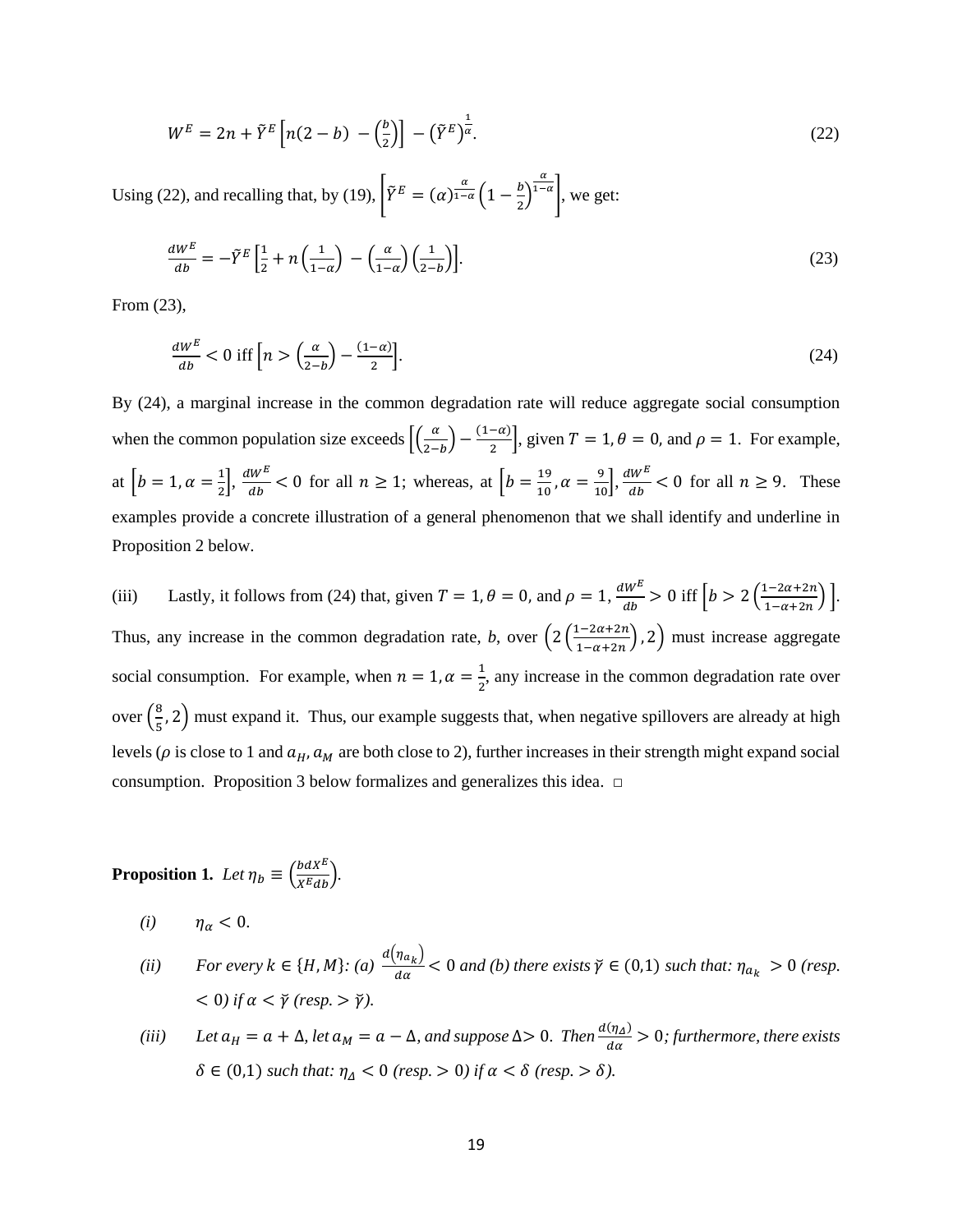$$W^E = 2n + \tilde{Y}^E\left[n(2-b) - \left(\frac{b}{2}\right)\right] - \left(\tilde{Y}^E\right)^{\frac{1}{\alpha}}. \tag{22}$$

Using (22), and recalling that, by (19), $\left[\tilde{Y}^E = (\alpha)^{\frac{\alpha}{1-\alpha}}\left(1-\frac{b}{2}\right)^{\frac{\alpha}{1-\alpha}}\right]$, we get:

$$\frac{dW^E}{db} = -\tilde{Y}^E\left[\frac{1}{2} + n\left(\frac{1}{1-\alpha}\right) - \left(\frac{\alpha}{1-\alpha}\right)\left(\frac{1}{2-b}\right)\right]. \tag{23}$$

From (23),

$$\frac{dW^E}{db} < 0 \text{ iff } \left[n > \left(\frac{\alpha}{2-b}\right) - \frac{(1-\alpha)}{2}\right]. \tag{24}$$

By (24), a marginal increase in the common degradation rate will reduce aggregate social consumption when the common population size exceeds $\left[\left(\frac{\alpha}{2-b}\right) - \frac{(1-\alpha)}{2}\right]$, given $T = 1, \theta = 0,$ and $\rho = 1$. For example, at $\left[b = 1, \alpha = \frac{1}{2}\right]$, $\frac{dW^E}{db} < 0$ for all $n \geq 1$; whereas, at $\left[b = \frac{19}{10}, \alpha = \frac{9}{10}\right]$, $\frac{dW^E}{db} < 0$ for all $n \geq 9$. These examples provide a concrete illustration of a general phenomenon that we shall identify and underline in Proposition 2 below.

(iii) Lastly, it follows from (24) that, given $T = 1, \theta = 0,$ and $\rho = 1$, $\frac{dW^E}{db} > 0$ iff $\left[b > 2\left(\frac{1-2\alpha+2n}{1-\alpha+2n}\right)\right]$. Thus, any increase in the common degradation rate, $b$, over $\left(2\left(\frac{1-2\alpha+2n}{1-\alpha+2n}\right), 2\right)$ must increase aggregate social consumption. For example, when $n = 1, \alpha = \frac{1}{2}$, any increase in the common degradation rate over over $\left(\frac{8}{5}, 2\right)$ must expand it. Thus, our example suggests that, when negative spillovers are already at high levels ($\rho$ is close to 1 and $a_H, a_M$ are both close to 2), further increases in their strength might expand social consumption. Proposition 3 below formalizes and generalizes this idea. □

**Proposition 1.** *Let* $\eta_b \equiv \left(\frac{b dX^E}{X^E db}\right)$.

*(i)* $\eta_\alpha < 0$.

*(ii)* *For every* $k \in \{H, M\}$*: (a)* $\frac{d(\eta_{a_k})}{d\alpha} < 0$ *and (b) there exists* $\breve{\gamma} \in (0,1)$ *such that:* $\eta_{a_k} > 0$ *(resp.* $< 0$*) if* $\alpha < \breve{\gamma}$ *(resp.* $> \breve{\gamma}$*).*

*(iii)* *Let* $a_H = a + \Delta$*, let* $a_M = a - \Delta$*, and suppose* $\Delta > 0$*. Then* $\frac{d(\eta_\Delta)}{d\alpha} > 0$*; furthermore, there exists* $\delta \in (0,1)$ *such that:* $\eta_\Delta < 0$ *(resp.* $> 0$*) if* $\alpha < \delta$ *(resp.* $> \delta$*).*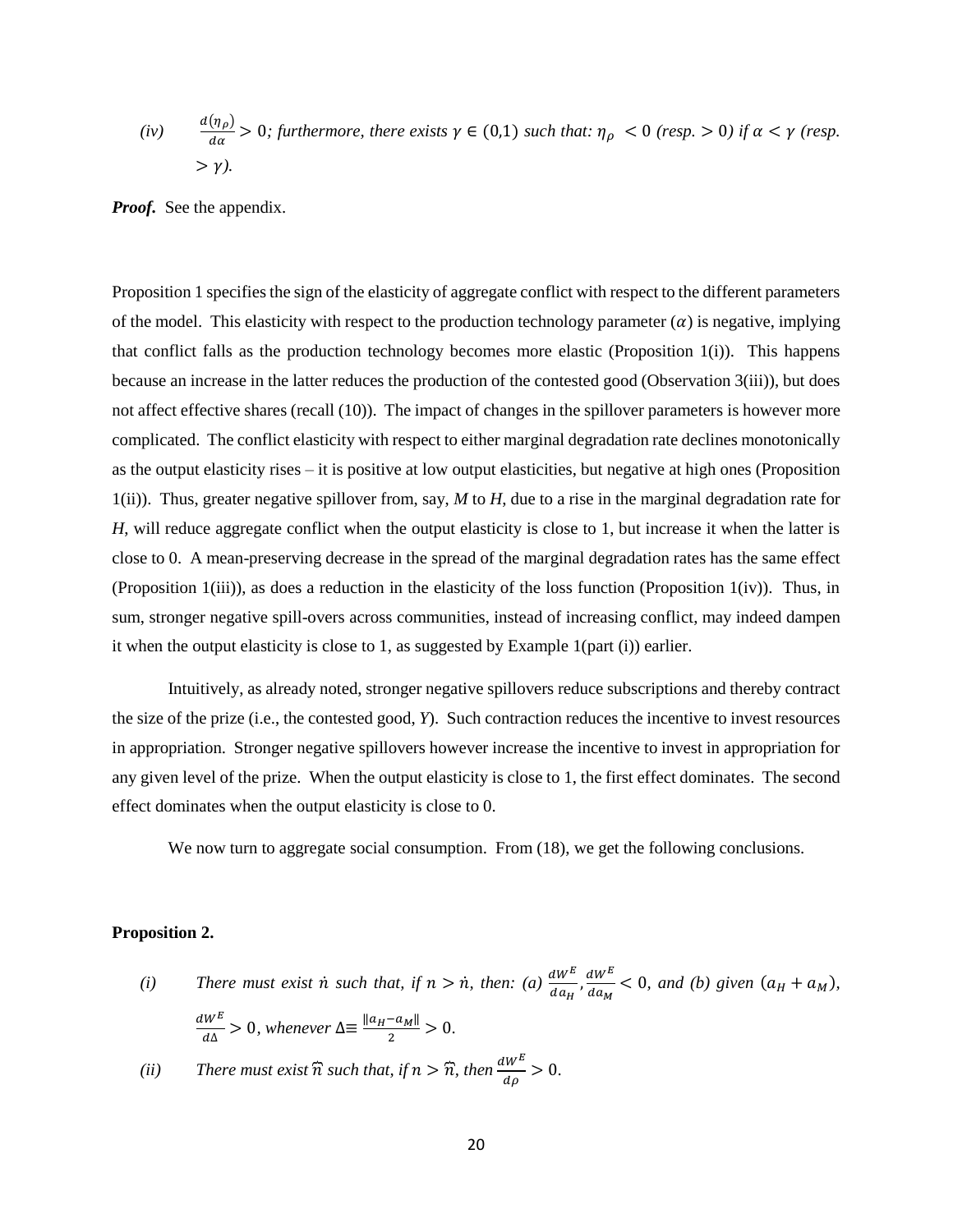*(iv)* $\frac{d(\eta_\rho)}{d\alpha} > 0$*; furthermore, there exists* $\gamma \in (0,1)$ *such that:* $\eta_\rho < 0$ *(resp.* $> 0$*) if* $\alpha < \gamma$ *(resp.* $> \gamma$*).*

***Proof.*** See the appendix.

Proposition 1 specifies the sign of the elasticity of aggregate conflict with respect to the different parameters of the model. This elasticity with respect to the production technology parameter $(\alpha)$ is negative, implying that conflict falls as the production technology becomes more elastic (Proposition 1(i)). This happens because an increase in the latter reduces the production of the contested good (Observation 3(iii)), but does not affect effective shares (recall (10)). The impact of changes in the spillover parameters is however more complicated. The conflict elasticity with respect to either marginal degradation rate declines monotonically as the output elasticity rises – it is positive at low output elasticities, but negative at high ones (Proposition 1(ii)). Thus, greater negative spillover from, say, *M* to *H*, due to a rise in the marginal degradation rate for *H*, will reduce aggregate conflict when the output elasticity is close to 1, but increase it when the latter is close to 0. A mean-preserving decrease in the spread of the marginal degradation rates has the same effect (Proposition 1(iii)), as does a reduction in the elasticity of the loss function (Proposition 1(iv)). Thus, in sum, stronger negative spill-overs across communities, instead of increasing conflict, may indeed dampen it when the output elasticity is close to 1, as suggested by Example 1(part (i)) earlier.

Intuitively, as already noted, stronger negative spillovers reduce subscriptions and thereby contract the size of the prize (i.e., the contested good, *Y*). Such contraction reduces the incentive to invest resources in appropriation. Stronger negative spillovers however increase the incentive to invest in appropriation for any given level of the prize. When the output elasticity is close to 1, the first effect dominates. The second effect dominates when the output elasticity is close to 0.

We now turn to aggregate social consumption. From (18), we get the following conclusions.

**Proposition 2.**

*(i)* *There must exist* $\dot{n}$ *such that, if* $n > \dot{n}$*, then: (a)* $\frac{dW^E}{da_H}, \frac{dW^E}{da_M} < 0$*, and (b) given* $(a_H + a_M)$*,* $\frac{dW^E}{d\Delta} > 0$*, whenever* $\Delta \equiv \frac{\|a_H - a_M\|}{2} > 0$*.*

*(ii)* *There must exist* $\widehat{\widehat{n}}$ *such that, if* $n > \widehat{\widehat{n}}$*, then* $\frac{dW^E}{d\rho} > 0$*.*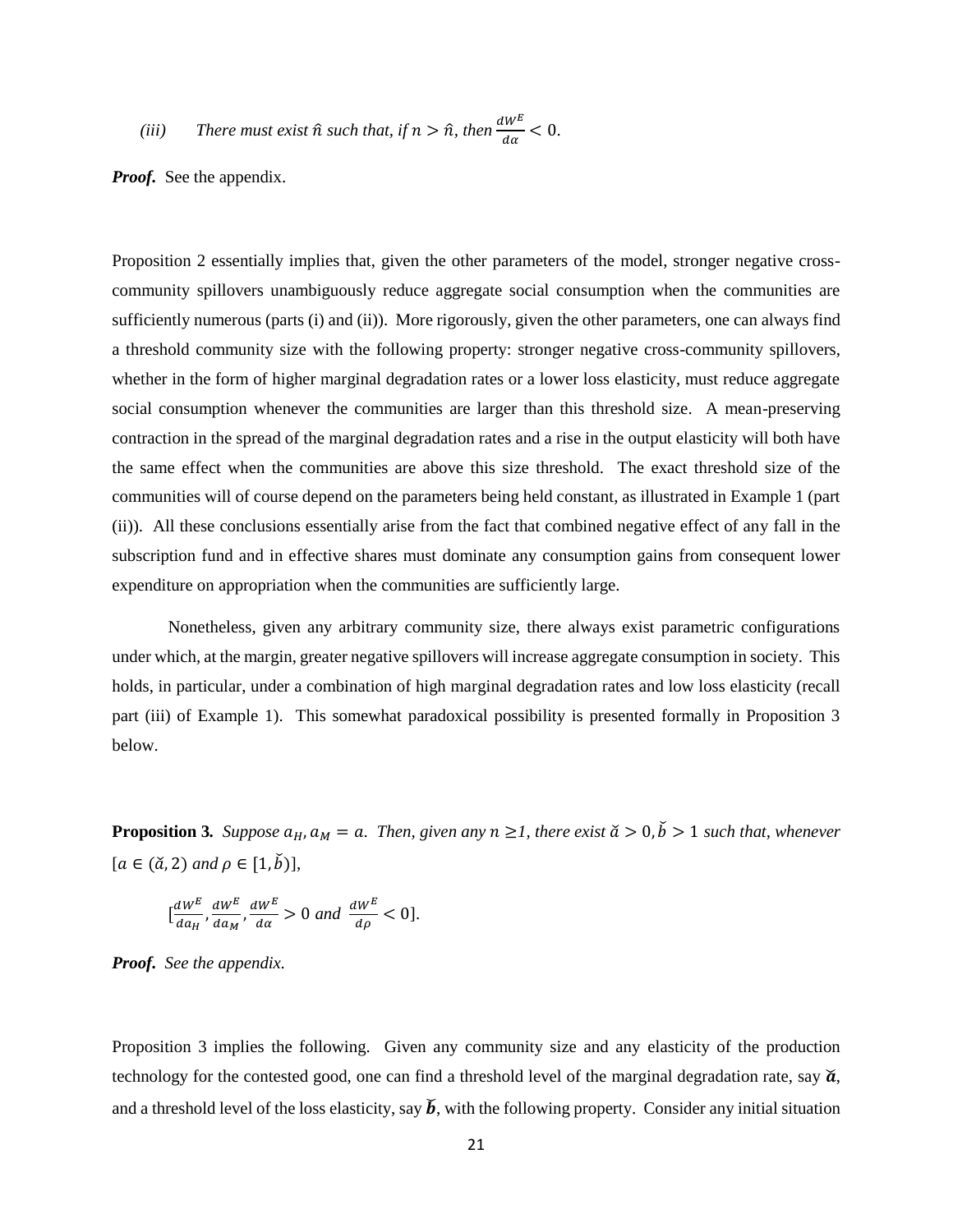*(iii)* *There must exist $\hat{n}$ such that, if $n > \hat{n}$, then $\frac{dW^E}{d\alpha} < 0$.*

***Proof.*** See the appendix.

Proposition 2 essentially implies that, given the other parameters of the model, stronger negative cross-community spillovers unambiguously reduce aggregate social consumption when the communities are sufficiently numerous (parts (i) and (ii)). More rigorously, given the other parameters, one can always find a threshold community size with the following property: stronger negative cross-community spillovers, whether in the form of higher marginal degradation rates or a lower loss elasticity, must reduce aggregate social consumption whenever the communities are larger than this threshold size. A mean-preserving contraction in the spread of the marginal degradation rates and a rise in the output elasticity will both have the same effect when the communities are above this size threshold. The exact threshold size of the communities will of course depend on the parameters being held constant, as illustrated in Example 1 (part (ii)). All these conclusions essentially arise from the fact that combined negative effect of any fall in the subscription fund and in effective shares must dominate any consumption gains from consequent lower expenditure on appropriation when the communities are sufficiently large.

Nonetheless, given any arbitrary community size, there always exist parametric configurations under which, at the margin, greater negative spillovers will increase aggregate consumption in society. This holds, in particular, under a combination of high marginal degradation rates and low loss elasticity (recall part (iii) of Example 1). This somewhat paradoxical possibility is presented formally in Proposition 3 below.

**Proposition 3.** *Suppose $a_H, a_M = a$. Then, given any $n \geq 1$, there exist $\breve{a} > 0, \breve{b} > 1$ such that, whenever $[a \in (\breve{a}, 2)$ and $\rho \in [1, \breve{b})]$,*

$$[\frac{dW^E}{da_H}, \frac{dW^E}{da_M}, \frac{dW^E}{d\alpha} > 0 \text{ and } \frac{dW^E}{d\rho} < 0].$$

***Proof.*** *See the appendix.*

Proposition 3 implies the following. Given any community size and any elasticity of the production technology for the contested good, one can find a threshold level of the marginal degradation rate, say $\breve{\boldsymbol{a}}$, and a threshold level of the loss elasticity, say $\breve{\boldsymbol{b}}$, with the following property. Consider any initial situation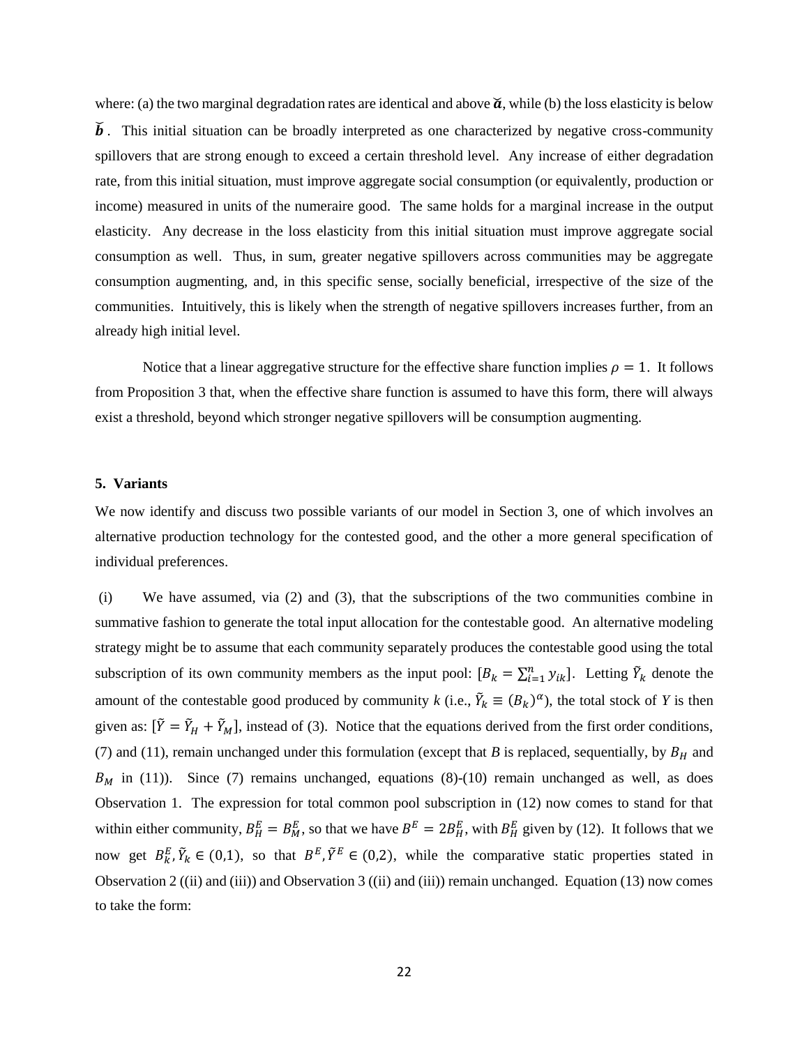where: (a) the two marginal degradation rates are identical and above $\breve{\boldsymbol{a}}$, while (b) the loss elasticity is below $\breve{\boldsymbol{b}}$. This initial situation can be broadly interpreted as one characterized by negative cross-community spillovers that are strong enough to exceed a certain threshold level. Any increase of either degradation rate, from this initial situation, must improve aggregate social consumption (or equivalently, production or income) measured in units of the numeraire good. The same holds for a marginal increase in the output elasticity. Any decrease in the loss elasticity from this initial situation must improve aggregate social consumption as well. Thus, in sum, greater negative spillovers across communities may be aggregate consumption augmenting, and, in this specific sense, socially beneficial, irrespective of the size of the communities. Intuitively, this is likely when the strength of negative spillovers increases further, from an already high initial level.

Notice that a linear aggregative structure for the effective share function implies $\rho = 1$. It follows from Proposition 3 that, when the effective share function is assumed to have this form, there will always exist a threshold, beyond which stronger negative spillovers will be consumption augmenting.

**5. Variants**

We now identify and discuss two possible variants of our model in Section 3, one of which involves an alternative production technology for the contested good, and the other a more general specification of individual preferences.

(i) We have assumed, via (2) and (3), that the subscriptions of the two communities combine in summative fashion to generate the total input allocation for the contestable good. An alternative modeling strategy might be to assume that each community separately produces the contestable good using the total subscription of its own community members as the input pool: $[B_k = \sum_{i=1}^{n} y_{ik}]$. Letting $\tilde{Y}_k$ denote the amount of the contestable good produced by community $k$ (i.e., $\tilde{Y}_k \equiv (B_k)^{\alpha}$), the total stock of $Y$ is then given as: $[\tilde{Y} = \tilde{Y}_H + \tilde{Y}_M]$, instead of (3). Notice that the equations derived from the first order conditions, (7) and (11), remain unchanged under this formulation (except that $B$ is replaced, sequentially, by $B_H$ and $B_M$ in (11)). Since (7) remains unchanged, equations (8)-(10) remain unchanged as well, as does Observation 1. The expression for total common pool subscription in (12) now comes to stand for that within either community, $B_H^E = B_M^E$, so that we have $B^E = 2B_H^E$, with $B_H^E$ given by (12). It follows that we now get $B_k^E, \tilde{Y}_k \in (0,1)$, so that $B^E, \tilde{Y}^E \in (0,2)$, while the comparative static properties stated in Observation 2 ((ii) and (iii)) and Observation 3 ((ii) and (iii)) remain unchanged. Equation (13) now comes to take the form: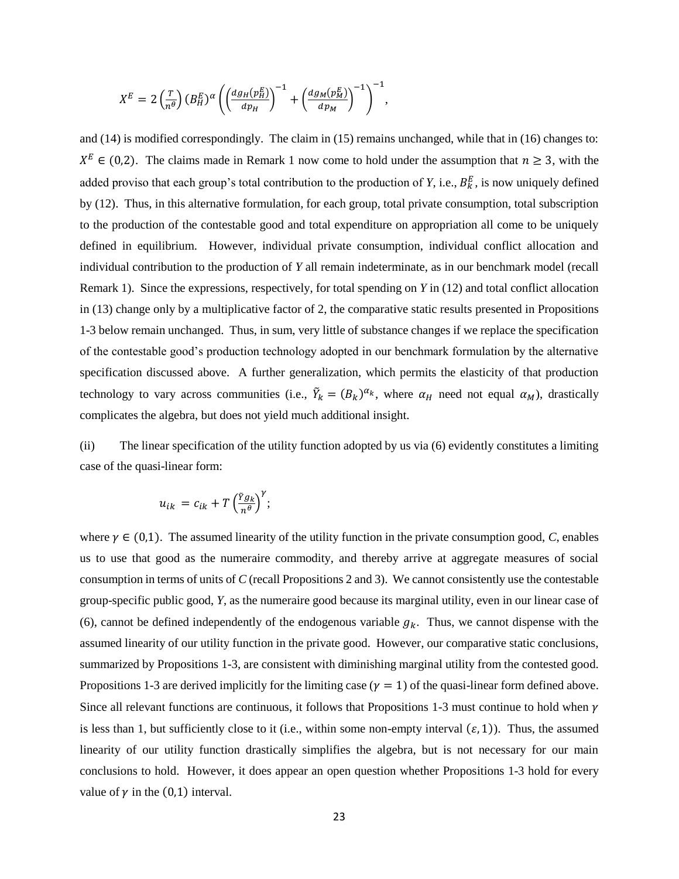$$X^E = 2\left(\frac{T}{n^\theta}\right)(B_H^E)^\alpha\left(\left(\frac{dg_H(p_H^E)}{dp_H}\right)^{-1} + \left(\frac{dg_M(p_M^E)}{dp_M}\right)^{-1}\right)^{-1},$$

and (14) is modified correspondingly. The claim in (15) remains unchanged, while that in (16) changes to: $X^E \in (0,2)$. The claims made in Remark 1 now come to hold under the assumption that $n \geq 3$, with the added proviso that each group's total contribution to the production of *Y*, i.e., $B_k^E$, is now uniquely defined by (12). Thus, in this alternative formulation, for each group, total private consumption, total subscription to the production of the contestable good and total expenditure on appropriation all come to be uniquely defined in equilibrium. However, individual private consumption, individual conflict allocation and individual contribution to the production of *Y* all remain indeterminate, as in our benchmark model (recall Remark 1). Since the expressions, respectively, for total spending on *Y* in (12) and total conflict allocation in (13) change only by a multiplicative factor of 2, the comparative static results presented in Propositions 1-3 below remain unchanged. Thus, in sum, very little of substance changes if we replace the specification of the contestable good's production technology adopted in our benchmark formulation by the alternative specification discussed above. A further generalization, which permits the elasticity of that production technology to vary across communities (i.e., $\tilde{Y}_k = (B_k)^{\alpha_k}$, where $\alpha_H$ need not equal $\alpha_M$), drastically complicates the algebra, but does not yield much additional insight.

(ii) The linear specification of the utility function adopted by us via (6) evidently constitutes a limiting case of the quasi-linear form:

$$u_{ik} = c_{ik} + T\left(\frac{\tilde{Y}g_k}{n^\theta}\right)^\gamma;$$

where $\gamma \in (0,1)$. The assumed linearity of the utility function in the private consumption good, *C*, enables us to use that good as the numeraire commodity, and thereby arrive at aggregate measures of social consumption in terms of units of *C* (recall Propositions 2 and 3). We cannot consistently use the contestable group-specific public good, *Y*, as the numeraire good because its marginal utility, even in our linear case of (6), cannot be defined independently of the endogenous variable $g_k$. Thus, we cannot dispense with the assumed linearity of our utility function in the private good. However, our comparative static conclusions, summarized by Propositions 1-3, are consistent with diminishing marginal utility from the contested good. Propositions 1-3 are derived implicitly for the limiting case ($\gamma = 1$) of the quasi-linear form defined above. Since all relevant functions are continuous, it follows that Propositions 1-3 must continue to hold when $\gamma$ is less than 1, but sufficiently close to it (i.e., within some non-empty interval $(\varepsilon, 1)$). Thus, the assumed linearity of our utility function drastically simplifies the algebra, but is not necessary for our main conclusions to hold. However, it does appear an open question whether Propositions 1-3 hold for every value of $\gamma$ in the $(0,1)$ interval.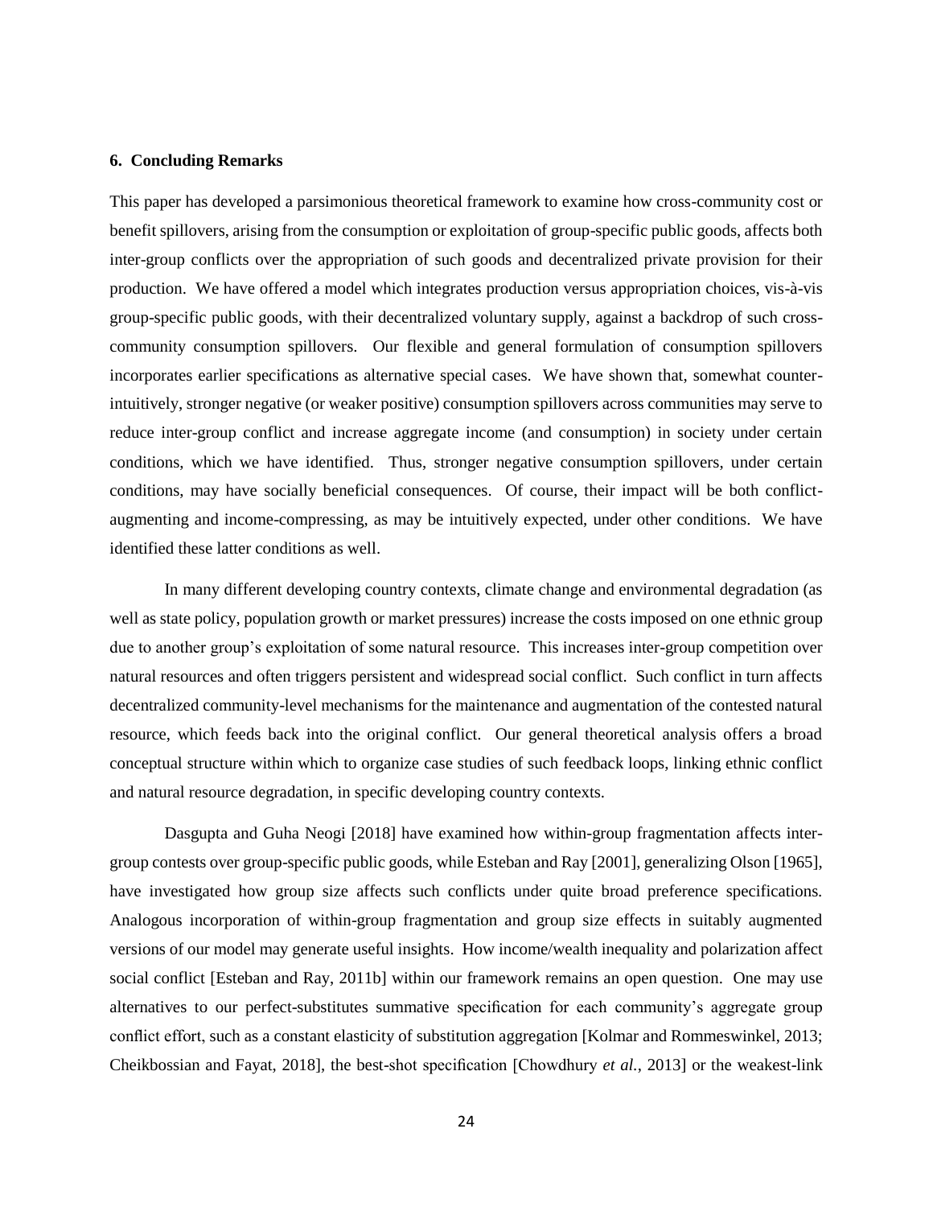### 6. Concluding Remarks

This paper has developed a parsimonious theoretical framework to examine how cross-community cost or benefit spillovers, arising from the consumption or exploitation of group-specific public goods, affects both inter-group conflicts over the appropriation of such goods and decentralized private provision for their production. We have offered a model which integrates production versus appropriation choices, vis-à-vis group-specific public goods, with their decentralized voluntary supply, against a backdrop of such cross-community consumption spillovers. Our flexible and general formulation of consumption spillovers incorporates earlier specifications as alternative special cases. We have shown that, somewhat counter-intuitively, stronger negative (or weaker positive) consumption spillovers across communities may serve to reduce inter-group conflict and increase aggregate income (and consumption) in society under certain conditions, which we have identified. Thus, stronger negative consumption spillovers, under certain conditions, may have socially beneficial consequences. Of course, their impact will be both conflict-augmenting and income-compressing, as may be intuitively expected, under other conditions. We have identified these latter conditions as well.

In many different developing country contexts, climate change and environmental degradation (as well as state policy, population growth or market pressures) increase the costs imposed on one ethnic group due to another group's exploitation of some natural resource. This increases inter-group competition over natural resources and often triggers persistent and widespread social conflict. Such conflict in turn affects decentralized community-level mechanisms for the maintenance and augmentation of the contested natural resource, which feeds back into the original conflict. Our general theoretical analysis offers a broad conceptual structure within which to organize case studies of such feedback loops, linking ethnic conflict and natural resource degradation, in specific developing country contexts.

Dasgupta and Guha Neogi [2018] have examined how within-group fragmentation affects inter-group contests over group-specific public goods, while Esteban and Ray [2001], generalizing Olson [1965], have investigated how group size affects such conflicts under quite broad preference specifications. Analogous incorporation of within-group fragmentation and group size effects in suitably augmented versions of our model may generate useful insights. How income/wealth inequality and polarization affect social conflict [Esteban and Ray, 2011b] within our framework remains an open question. One may use alternatives to our perfect-substitutes summative specification for each community's aggregate group conflict effort, such as a constant elasticity of substitution aggregation [Kolmar and Rommeswinkel, 2013; Cheikbossian and Fayat, 2018], the best-shot specification [Chowdhury *et al.*, 2013] or the weakest-link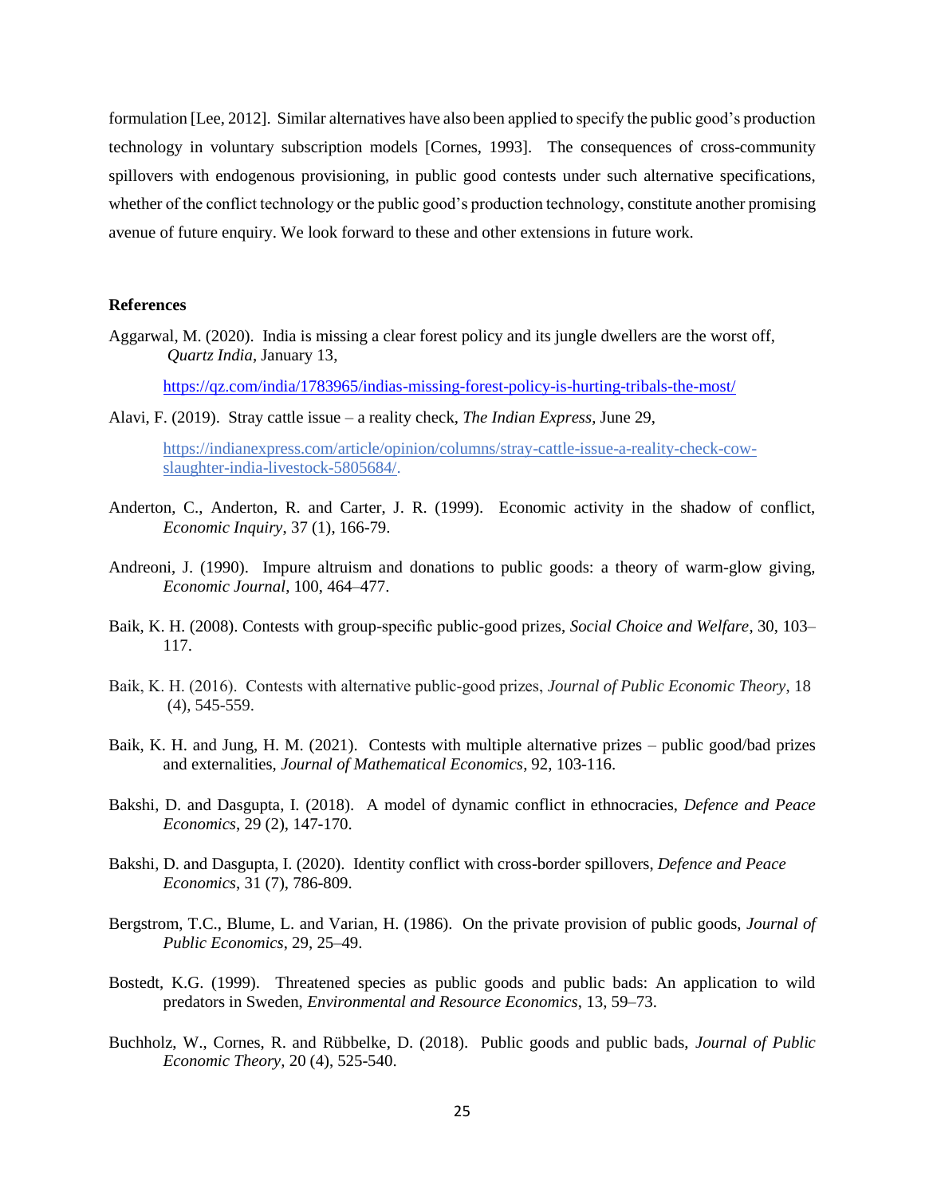formulation [Lee, 2012]. Similar alternatives have also been applied to specify the public good's production technology in voluntary subscription models [Cornes, 1993]. The consequences of cross-community spillovers with endogenous provisioning, in public good contests under such alternative specifications, whether of the conflict technology or the public good's production technology, constitute another promising avenue of future enquiry. We look forward to these and other extensions in future work.

**References**

Aggarwal, M. (2020). India is missing a clear forest policy and its jungle dwellers are the worst off, *Quartz India*, January 13,

https://qz.com/india/1783965/indias-missing-forest-policy-is-hurting-tribals-the-most/

Alavi, F. (2019). Stray cattle issue – a reality check, *The Indian Express*, June 29,

https://indianexpress.com/article/opinion/columns/stray-cattle-issue-a-reality-check-cow-slaughter-india-livestock-5805684/.

Anderton, C., Anderton, R. and Carter, J. R. (1999). Economic activity in the shadow of conflict, *Economic Inquiry*, 37 (1), 166-79.

Andreoni, J. (1990). Impure altruism and donations to public goods: a theory of warm-glow giving, *Economic Journal*, 100, 464–477.

Baik, K. H. (2008). Contests with group-specific public-good prizes, *Social Choice and Welfare*, 30, 103–117.

Baik, K. H. (2016). Contests with alternative public-good prizes, *Journal of Public Economic Theory*, 18 (4), 545-559.

Baik, K. H. and Jung, H. M. (2021). Contests with multiple alternative prizes – public good/bad prizes and externalities, *Journal of Mathematical Economics*, 92, 103-116.

Bakshi, D. and Dasgupta, I. (2018). A model of dynamic conflict in ethnocracies, *Defence and Peace Economics*, 29 (2), 147-170.

Bakshi, D. and Dasgupta, I. (2020). Identity conflict with cross-border spillovers, *Defence and Peace Economics*, 31 (7), 786-809.

Bergstrom, T.C., Blume, L. and Varian, H. (1986). On the private provision of public goods, *Journal of Public Economics*, 29, 25–49.

Bostedt, K.G. (1999). Threatened species as public goods and public bads: An application to wild predators in Sweden, *Environmental and Resource Economics*, 13, 59–73.

Buchholz, W., Cornes, R. and Rübbelke, D. (2018). Public goods and public bads, *Journal of Public Economic Theory*, 20 (4), 525-540.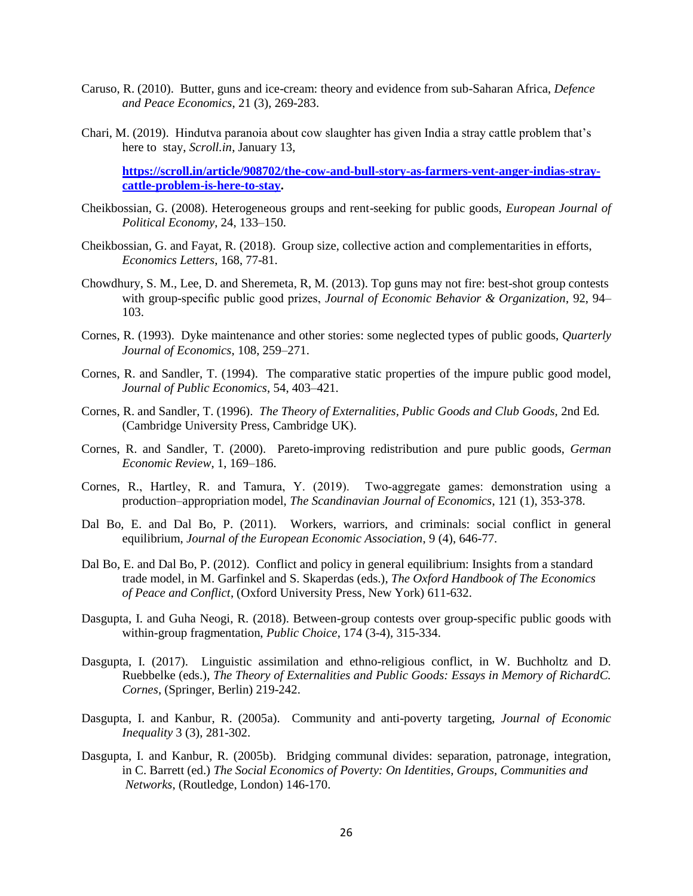Caruso, R. (2010). Butter, guns and ice-cream: theory and evidence from sub-Saharan Africa, *Defence and Peace Economics*, 21 (3), 269-283.

Chari, M. (2019). Hindutva paranoia about cow slaughter has given India a stray cattle problem that's here to stay, *Scroll.in*, January 13,

**https://scroll.in/article/908702/the-cow-and-bull-story-as-farmers-vent-anger-indias-stray-cattle-problem-is-here-to-stay.**

Cheikbossian, G. (2008). Heterogeneous groups and rent-seeking for public goods, *European Journal of Political Economy*, 24, 133–150.

Cheikbossian, G. and Fayat, R. (2018). Group size, collective action and complementarities in efforts, *Economics Letters*, 168, 77-81.

Chowdhury, S. M., Lee, D. and Sheremeta, R, M. (2013). Top guns may not fire: best-shot group contests with group-specific public good prizes, *Journal of Economic Behavior & Organization*, 92, 94–103.

Cornes, R. (1993). Dyke maintenance and other stories: some neglected types of public goods, *Quarterly Journal of Economics*, 108, 259–271.

Cornes, R. and Sandler, T. (1994). The comparative static properties of the impure public good model, *Journal of Public Economics*, 54, 403–421.

Cornes, R. and Sandler, T. (1996). *The Theory of Externalities, Public Goods and Club Goods,* 2nd Ed. (Cambridge University Press, Cambridge UK).

Cornes, R. and Sandler, T. (2000). Pareto-improving redistribution and pure public goods, *German Economic Review*, 1, 169–186.

Cornes, R., Hartley, R. and Tamura, Y. (2019). Two-aggregate games: demonstration using a production–appropriation model, *The Scandinavian Journal of Economics*, 121 (1), 353-378.

Dal Bo, E. and Dal Bo, P. (2011). Workers, warriors, and criminals: social conflict in general equilibrium, *Journal of the European Economic Association*, 9 (4), 646-77.

Dal Bo, E. and Dal Bo, P. (2012). Conflict and policy in general equilibrium: Insights from a standard trade model, in M. Garfinkel and S. Skaperdas (eds.), *The Oxford Handbook of The Economics of Peace and Conflict*, (Oxford University Press, New York) 611-632.

Dasgupta, I. and Guha Neogi, R. (2018). Between-group contests over group-specific public goods with within-group fragmentation, *Public Choice*, 174 (3-4), 315-334.

Dasgupta, I. (2017). Linguistic assimilation and ethno-religious conflict, in W. Buchholtz and D. Ruebbelke (eds.), *The Theory of Externalities and Public Goods: Essays in Memory of RichardC. Cornes*, (Springer, Berlin) 219-242.

Dasgupta, I. and Kanbur, R. (2005a). Community and anti-poverty targeting, *Journal of Economic Inequality* 3 (3), 281-302.

Dasgupta, I. and Kanbur, R. (2005b). Bridging communal divides: separation, patronage, integration, in C. Barrett (ed.) *The Social Economics of Poverty: On Identities, Groups, Communities and Networks*, (Routledge, London) 146-170.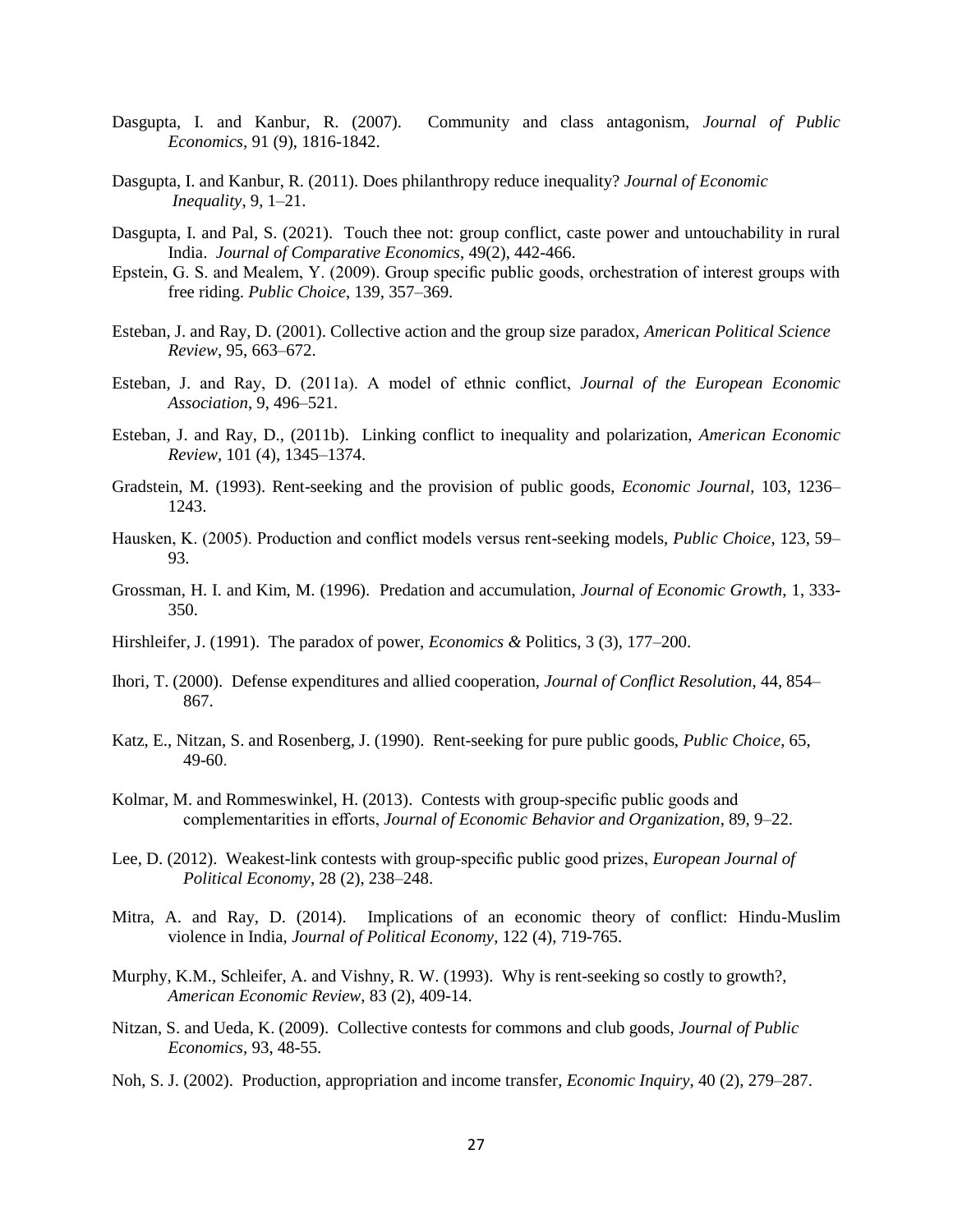Dasgupta, I. and Kanbur, R. (2007). Community and class antagonism, *Journal of Public Economics*, 91 (9), 1816-1842.

Dasgupta, I. and Kanbur, R. (2011). Does philanthropy reduce inequality? *Journal of Economic Inequality*, 9, 1–21.

Dasgupta, I. and Pal, S. (2021). Touch thee not: group conflict, caste power and untouchability in rural India. *Journal of Comparative Economics*, 49(2), 442-466.

Epstein, G. S. and Mealem, Y. (2009). Group specific public goods, orchestration of interest groups with free riding. *Public Choice*, 139, 357–369.

Esteban, J. and Ray, D. (2001). Collective action and the group size paradox, *American Political Science Review*, 95, 663–672.

Esteban, J. and Ray, D. (2011a). A model of ethnic conflict, *Journal of the European Economic Association*, 9, 496–521.

Esteban, J. and Ray, D., (2011b). Linking conflict to inequality and polarization, *American Economic Review*, 101 (4), 1345–1374.

Gradstein, M. (1993). Rent-seeking and the provision of public goods, *Economic Journal*, 103, 1236–1243.

Hausken, K. (2005). Production and conflict models versus rent-seeking models, *Public Choice*, 123, 59–93.

Grossman, H. I. and Kim, M. (1996). Predation and accumulation, *Journal of Economic Growth*, 1, 333-350.

Hirshleifer, J. (1991). The paradox of power, *Economics &* Politics, 3 (3), 177–200.

Ihori, T. (2000). Defense expenditures and allied cooperation, *Journal of Conflict Resolution*, 44, 854–867.

Katz, E., Nitzan, S. and Rosenberg, J. (1990). Rent-seeking for pure public goods, *Public Choice*, 65, 49-60.

Kolmar, M. and Rommeswinkel, H. (2013). Contests with group-specific public goods and complementarities in efforts, *Journal of Economic Behavior and Organization*, 89, 9–22.

Lee, D. (2012). Weakest-link contests with group-specific public good prizes, *European Journal of Political Economy*, 28 (2), 238–248.

Mitra, A. and Ray, D. (2014). Implications of an economic theory of conflict: Hindu-Muslim violence in India, *Journal of Political Economy*, 122 (4), 719-765.

Murphy, K.M., Schleifer, A. and Vishny, R. W. (1993). Why is rent-seeking so costly to growth?, *American Economic Review*, 83 (2), 409-14.

Nitzan, S. and Ueda, K. (2009). Collective contests for commons and club goods, *Journal of Public Economics*, 93, 48-55.

Noh, S. J. (2002). Production, appropriation and income transfer, *Economic Inquiry*, 40 (2), 279–287.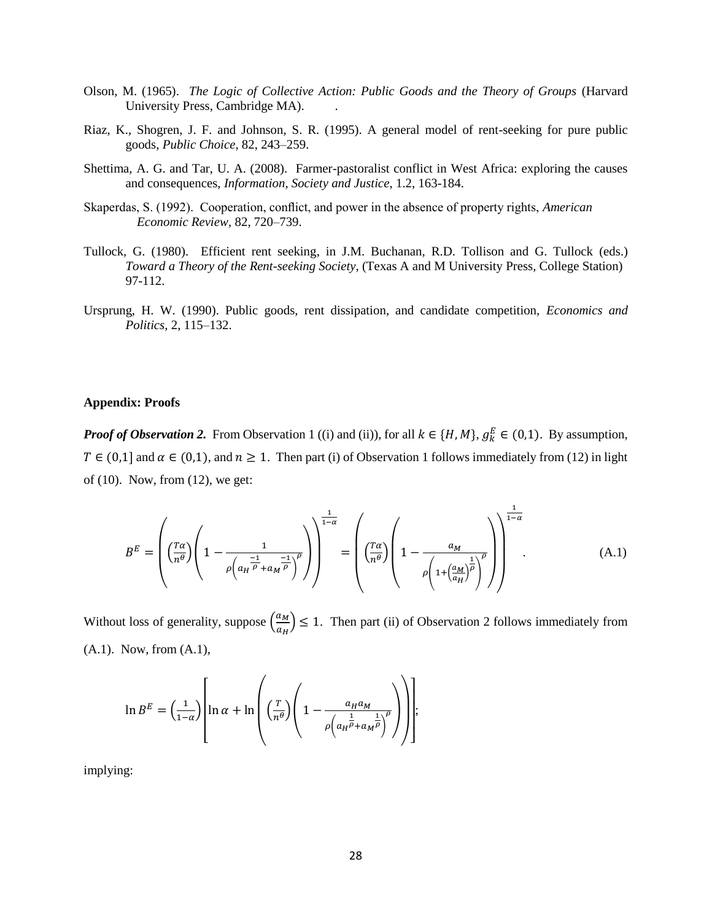Olson, M. (1965). *The Logic of Collective Action: Public Goods and the Theory of Groups* (Harvard University Press, Cambridge MA).

Riaz, K., Shogren, J. F. and Johnson, S. R. (1995). A general model of rent-seeking for pure public goods, *Public Choice*, 82, 243–259.

Shettima, A. G. and Tar, U. A. (2008). Farmer-pastoralist conflict in West Africa: exploring the causes and consequences, *Information, Society and Justice*, 1.2, 163-184.

Skaperdas, S. (1992). Cooperation, conflict, and power in the absence of property rights, *American Economic Review*, 82, 720–739.

Tullock, G. (1980). Efficient rent seeking, in J.M. Buchanan, R.D. Tollison and G. Tullock (eds.) *Toward a Theory of the Rent-seeking Society*, (Texas A and M University Press, College Station) 97-112.

Ursprung, H. W. (1990). Public goods, rent dissipation, and candidate competition, *Economics and Politics*, 2, 115–132.

**Appendix: Proofs**

***Proof of Observation 2.*** From Observation 1 ((i) and (ii)), for all $k \in \{H, M\}$, $g_k^E \in (0,1)$. By assumption, $T \in (0,1]$ and $\alpha \in (0,1)$, and $n \geq 1$. Then part (i) of Observation 1 follows immediately from (12) in light of (10). Now, from (12), we get:

$$B^E = \left( \left(\frac{T\alpha}{n^\theta}\right) \left( 1 - \frac{1}{\rho \left( a_H^{\frac{-1}{\rho}} + a_M^{\frac{-1}{\rho}} \right)^\rho} \right) \right)^{\frac{1}{1-\alpha}} = \left( \left(\frac{T\alpha}{n^\theta}\right) \left( 1 - \frac{a_M}{\rho \left( 1 + \left(\frac{a_M}{a_H}\right)^{\frac{1}{\rho}} \right)^\rho} \right) \right)^{\frac{1}{1-\alpha}}. \tag{A.1}$$

Without loss of generality, suppose $\left(\frac{a_M}{a_H}\right) \leq 1$. Then part (ii) of Observation 2 follows immediately from (A.1). Now, from (A.1),

$$\ln B^E = \left(\frac{1}{1-\alpha}\right) \left[ \ln \alpha + \ln \left( \left(\frac{T}{n^\theta}\right) \left( 1 - \frac{a_H a_M}{\rho \left( a_H^{\frac{1}{\rho}} + a_M^{\frac{1}{\rho}} \right)^\rho} \right) \right) \right];$$

implying: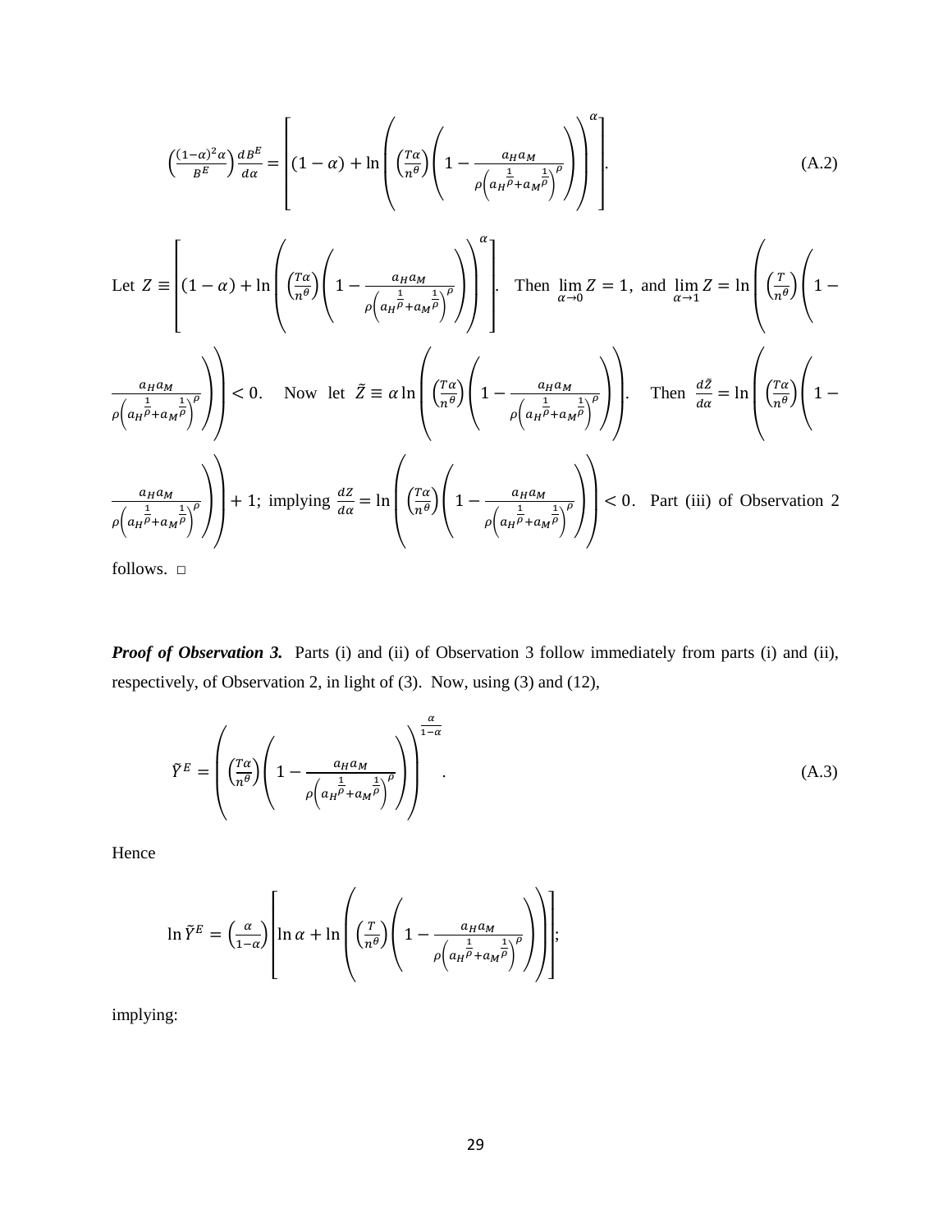$$\left(\frac{(1-\alpha)^2\alpha}{B^E}\right)\frac{dB^E}{d\alpha} = \left[(1-\alpha) + \ln\left(\left(\frac{T\alpha}{n^\theta}\right)\left(1 - \frac{a_H a_M}{\rho\left(a_H^{\frac{1}{\rho}} + a_M^{\frac{1}{\rho}}\right)^\rho}\right)\right)^\alpha\right]. \tag{A.2}$$

Let $Z \equiv \left[(1-\alpha) + \ln\left(\left(\frac{T\alpha}{n^\theta}\right)\left(1 - \frac{a_H a_M}{\rho\left(a_H^{\frac{1}{\rho}} + a_M^{\frac{1}{\rho}}\right)^\rho}\right)\right)^\alpha\right]$. Then $\lim_{\alpha \to 0} Z = 1$, and $\lim_{\alpha \to 1} Z = \ln\left(\left(\frac{T}{n^\theta}\right)\left(1 - \frac{a_H a_M}{\rho\left(a_H^{\frac{1}{\rho}} + a_M^{\frac{1}{\rho}}\right)^\rho}\right)\right) < 0$. Now let $\tilde{Z} \equiv \alpha \ln\left(\left(\frac{T\alpha}{n^\theta}\right)\left(1 - \frac{a_H a_M}{\rho\left(a_H^{\frac{1}{\rho}} + a_M^{\frac{1}{\rho}}\right)^\rho}\right)\right)$. Then $\frac{d\tilde{Z}}{d\alpha} = \ln\left(\left(\frac{T\alpha}{n^\theta}\right)\left(1 - \frac{a_H a_M}{\rho\left(a_H^{\frac{1}{\rho}} + a_M^{\frac{1}{\rho}}\right)^\rho}\right)\right) + 1$; implying $\frac{dZ}{d\alpha} = \ln\left(\left(\frac{T\alpha}{n^\theta}\right)\left(1 - \frac{a_H a_M}{\rho\left(a_H^{\frac{1}{\rho}} + a_M^{\frac{1}{\rho}}\right)^\rho}\right)\right) < 0$. Part (iii) of Observation 2 follows. □

***Proof of Observation 3.*** Parts (i) and (ii) of Observation 3 follow immediately from parts (i) and (ii), respectively, of Observation 2, in light of (3). Now, using (3) and (12),

$$\tilde{Y}^E = \left(\left(\frac{T\alpha}{n^\theta}\right)\left(1 - \frac{a_H a_M}{\rho\left(a_H^{\frac{1}{\rho}} + a_M^{\frac{1}{\rho}}\right)^\rho}\right)\right)^{\frac{\alpha}{1-\alpha}}. \tag{A.3}$$

Hence

$$\ln \tilde{Y}^E = \left(\frac{\alpha}{1-\alpha}\right)\left[\ln \alpha + \ln\left(\left(\frac{T}{n^\theta}\right)\left(1 - \frac{a_H a_M}{\rho\left(a_H^{\frac{1}{\rho}} + a_M^{\frac{1}{\rho}}\right)^\rho}\right)\right)\right];$$

implying: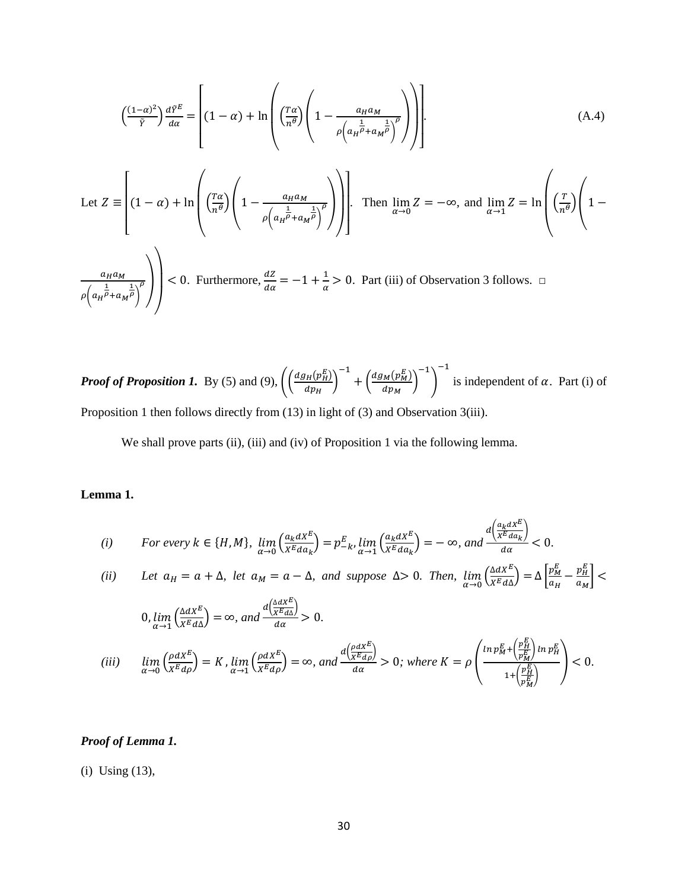$$\left(\frac{(1-\alpha)^2}{\tilde{Y}}\right)\frac{d\tilde{Y}^E}{d\alpha} = \left[(1-\alpha) + \ln\left(\left(\frac{T\alpha}{n^\theta}\right)\left(1 - \frac{a_H a_M}{\rho\left(a_H^{\frac{1}{\rho}} + a_M^{\frac{1}{\rho}}\right)^\rho}\right)\right)\right]. \tag{A.4}$$

Let $Z \equiv \left[(1-\alpha) + \ln\left(\left(\frac{T\alpha}{n^\theta}\right)\left(1 - \frac{a_H a_M}{\rho\left(a_H^{\frac{1}{\rho}} + a_M^{\frac{1}{\rho}}\right)^\rho}\right)\right)\right]$. Then $\lim_{\alpha \to 0} Z = -\infty$, and $\lim_{\alpha \to 1} Z = \ln\left(\left(\frac{T}{n^\theta}\right)\left(1 - \frac{a_H a_M}{\rho\left(a_H^{\frac{1}{\rho}} + a_M^{\frac{1}{\rho}}\right)^\rho}\right)\right) < 0$. Furthermore, $\frac{dZ}{d\alpha} = -1 + \frac{1}{\alpha} > 0$. Part (iii) of Observation 3 follows. □

***Proof of Proposition 1.*** By (5) and (9), $\left(\left(\frac{dg_H(p_H^E)}{dp_H}\right)^{-1} + \left(\frac{dg_M(p_M^E)}{dp_M}\right)^{-1}\right)^{-1}$ is independent of $\alpha$. Part (i) of Proposition 1 then follows directly from (13) in light of (3) and Observation 3(iii).

We shall prove parts (ii), (iii) and (iv) of Proposition 1 via the following lemma.

**Lemma 1.**

*(i)* *For every $k \in \{H, M\}$, $\lim_{\alpha \to 0}\left(\frac{a_k dX^E}{X^E da_k}\right) = p_{-k}^E$, $\lim_{\alpha \to 1}\left(\frac{a_k dX^E}{X^E da_k}\right) = -\infty$, and $\frac{d\left(\frac{a_k dX^E}{X^E da_k}\right)}{d\alpha} < 0$.*

*(ii)* *Let $a_H = a + \Delta$, let $a_M = a - \Delta$, and suppose $\Delta > 0$. Then, $\lim_{\alpha \to 0}\left(\frac{\Delta dX^E}{X^E d\Delta}\right) = \Delta\left[\frac{p_M^E}{a_H} - \frac{p_H^E}{a_M}\right] < 0$, $\lim_{\alpha \to 1}\left(\frac{\Delta dX^E}{X^E d\Delta}\right) = \infty$, and $\frac{d\left(\frac{\Delta dX^E}{X^E d\Delta}\right)}{d\alpha} > 0$.*

*(iii)* *$\lim_{\alpha \to 0}\left(\frac{\rho dX^E}{X^E d\rho}\right) = K$, $\lim_{\alpha \to 1}\left(\frac{\rho dX^E}{X^E d\rho}\right) = \infty$, and $\frac{d\left(\frac{\rho dX^E}{X^E d\rho}\right)}{d\alpha} > 0$; where $K = \rho\left(\frac{\ln p_M^E + \left(\frac{p_H^E}{p_M^E}\right)\ln p_H^E}{1 + \left(\frac{p_H^E}{p_M^E}\right)}\right) < 0$.*

***Proof of Lemma 1.***

(i) Using (13),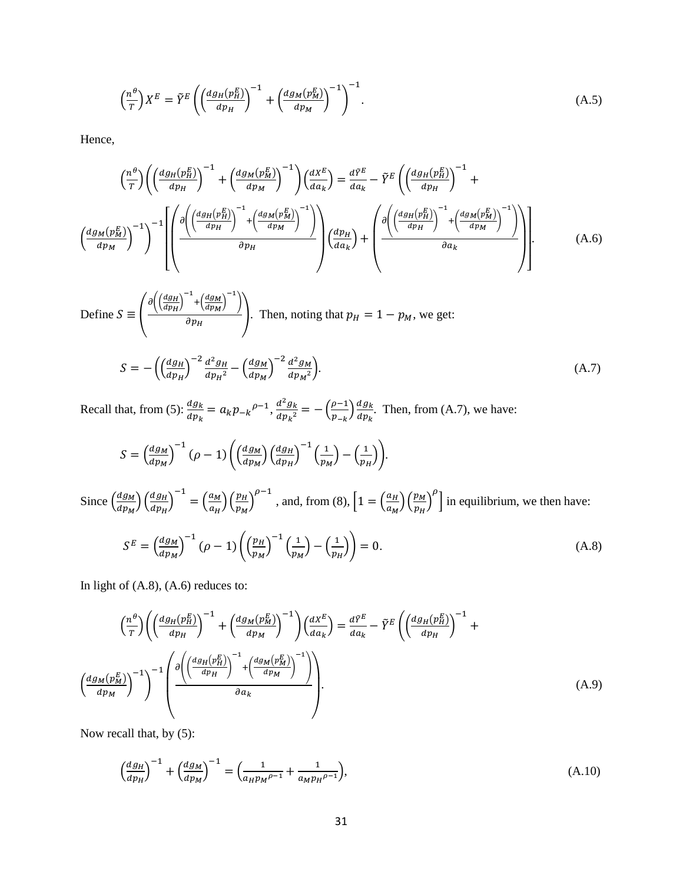$$\left(\frac{n^{\theta}}{T}\right)X^{E} = \tilde{Y}^{E}\left(\left(\frac{dg_{H}(p_{H}^{E})}{dp_{H}}\right)^{-1} + \left(\frac{dg_{M}(p_{M}^{E})}{dp_{M}}\right)^{-1}\right)^{-1}. \tag{A.5}$$

Hence,

$$\left(\frac{n^{\theta}}{T}\right)\left(\left(\frac{dg_{H}(p_{H}^{E})}{dp_{H}}\right)^{-1} + \left(\frac{dg_{M}(p_{M}^{E})}{dp_{M}}\right)^{-1}\right)\left(\frac{dX^{E}}{da_{k}}\right) = \frac{d\tilde{Y}^{E}}{da_{k}} - \tilde{Y}^{E}\left(\left(\frac{dg_{H}(p_{H}^{E})}{dp_{H}}\right)^{-1} + \left(\frac{dg_{M}(p_{M}^{E})}{dp_{M}}\right)^{-1}\right)^{-1}\left[\left(\frac{\partial\left(\left(\frac{dg_{H}(p_{H}^{E})}{dp_{H}}\right)^{-1} + \left(\frac{dg_{M}(p_{M}^{E})}{dp_{M}}\right)^{-1}\right)}{\partial p_{H}}\right)\left(\frac{dp_{H}}{da_{k}}\right) + \left(\frac{\partial\left(\left(\frac{dg_{H}(p_{H}^{E})}{dp_{H}}\right)^{-1} + \left(\frac{dg_{M}(p_{M}^{E})}{dp_{M}}\right)^{-1}\right)}{\partial a_{k}}\right)\right]. \tag{A.6}$$

Define $S \equiv \left(\frac{\partial\left(\left(\frac{dg_{H}}{dp_{H}}\right)^{-1} + \left(\frac{dg_{M}}{dp_{M}}\right)^{-1}\right)}{\partial p_{H}}\right)$. Then, noting that $p_{H} = 1 - p_{M}$, we get:

$$S = -\left(\left(\frac{dg_{H}}{dp_{H}}\right)^{-2}\frac{d^{2}g_{H}}{dp_{H}^{2}} - \left(\frac{dg_{M}}{dp_{M}}\right)^{-2}\frac{d^{2}g_{M}}{dp_{M}^{2}}\right). \tag{A.7}$$

Recall that, from (5): $\frac{dg_{k}}{dp_{k}} = a_{k}{p_{-k}}^{\rho-1}$, $\frac{d^{2}g_{k}}{dp_{k}^{2}} = -\left(\frac{\rho-1}{p_{-k}}\right)\frac{dg_{k}}{dp_{k}}$. Then, from (A.7), we have:

$$S = \left(\frac{dg_{M}}{dp_{M}}\right)^{-1}(\rho-1)\left(\left(\frac{dg_{M}}{dp_{M}}\right)\left(\frac{dg_{H}}{dp_{H}}\right)^{-1}\left(\frac{1}{p_{M}}\right) - \left(\frac{1}{p_{H}}\right)\right).$$

Since $\left(\frac{dg_{M}}{dp_{M}}\right)\left(\frac{dg_{H}}{dp_{H}}\right)^{-1} = \left(\frac{a_{M}}{a_{H}}\right)\left(\frac{p_{H}}{p_{M}}\right)^{\rho-1}$, and, from (8), $\left[1 = \left(\frac{a_{H}}{a_{M}}\right)\left(\frac{p_{M}}{p_{H}}\right)^{\rho}\right]$ in equilibrium, we then have:

$$S^{E} = \left(\frac{dg_{M}}{dp_{M}}\right)^{-1}(\rho-1)\left(\left(\frac{p_{H}}{p_{M}}\right)^{-1}\left(\frac{1}{p_{M}}\right) - \left(\frac{1}{p_{H}}\right)\right) = 0. \tag{A.8}$$

In light of (A.8), (A.6) reduces to:

$$\left(\frac{n^{\theta}}{T}\right)\left(\left(\frac{dg_{H}(p_{H}^{E})}{dp_{H}}\right)^{-1} + \left(\frac{dg_{M}(p_{M}^{E})}{dp_{M}}\right)^{-1}\right)\left(\frac{dX^{E}}{da_{k}}\right) = \frac{d\tilde{Y}^{E}}{da_{k}} - \tilde{Y}^{E}\left(\left(\frac{dg_{H}(p_{H}^{E})}{dp_{H}}\right)^{-1} + \left(\frac{dg_{M}(p_{M}^{E})}{dp_{M}}\right)^{-1}\right)^{-1}\left(\frac{\partial\left(\left(\frac{dg_{H}(p_{H}^{E})}{dp_{H}}\right)^{-1} + \left(\frac{dg_{M}(p_{M}^{E})}{dp_{M}}\right)^{-1}\right)}{\partial a_{k}}\right). \tag{A.9}$$

Now recall that, by (5):

$$\left(\frac{dg_{H}}{dp_{H}}\right)^{-1} + \left(\frac{dg_{M}}{dp_{M}}\right)^{-1} = \left(\frac{1}{a_{H}{p_{M}}^{\rho-1}} + \frac{1}{a_{M}{p_{H}}^{\rho-1}}\right), \tag{A.10}$$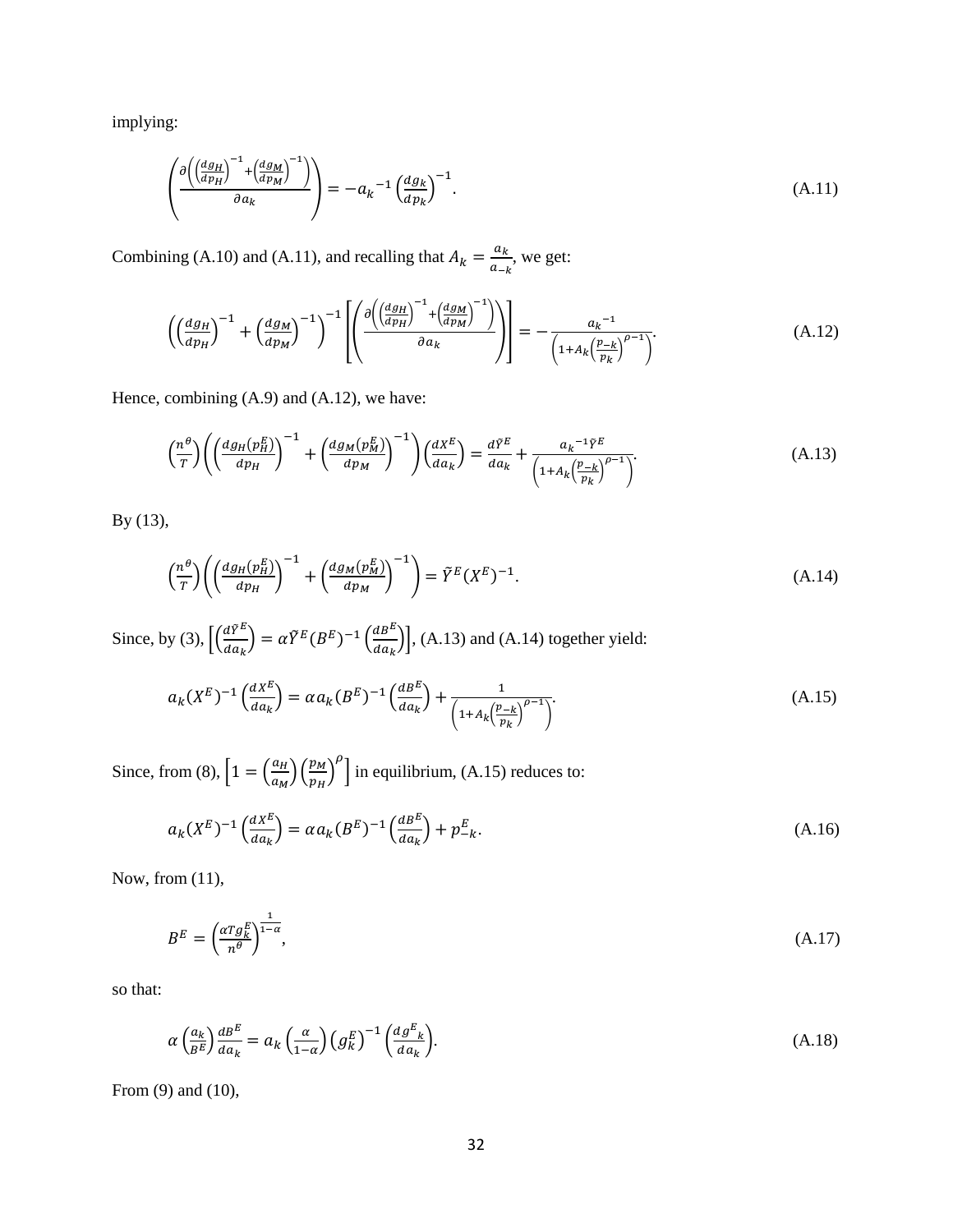implying:

$$\left(\frac{\partial\left(\left(\frac{dg_H}{dp_H}\right)^{-1}+\left(\frac{dg_M}{dp_M}\right)^{-1}\right)}{\partial a_k}\right) = -{a_k}^{-1}\left(\frac{dg_k}{dp_k}\right)^{-1}. \tag{A.11}$$

Combining (A.10) and (A.11), and recalling that $A_k = \frac{a_k}{a_{-k}}$, we get:

$$\left(\left(\frac{dg_H}{dp_H}\right)^{-1}+\left(\frac{dg_M}{dp_M}\right)^{-1}\right)^{-1}\left[\left(\frac{\partial\left(\left(\frac{dg_H}{dp_H}\right)^{-1}+\left(\frac{dg_M}{dp_M}\right)^{-1}\right)}{\partial a_k}\right)\right] = -\frac{{a_k}^{-1}}{\left(1+A_k\left(\frac{p_{-k}}{p_k}\right)^{\rho-1}\right)}. \tag{A.12}$$

Hence, combining (A.9) and (A.12), we have:

$$\left(\frac{n^\theta}{T}\right)\left(\left(\frac{dg_H(p_H^E)}{dp_H}\right)^{-1}+\left(\frac{dg_M(p_M^E)}{dp_M}\right)^{-1}\right)\left(\frac{dX^E}{da_k}\right) = \frac{d\tilde{Y}^E}{da_k} + \frac{{a_k}^{-1}\tilde{Y}^E}{\left(1+A_k\left(\frac{p_{-k}}{p_k}\right)^{\rho-1}\right)}. \tag{A.13}$$

By (13),

$$\left(\frac{n^\theta}{T}\right)\left(\left(\frac{dg_H(p_H^E)}{dp_H}\right)^{-1}+\left(\frac{dg_M(p_M^E)}{dp_M}\right)^{-1}\right) = \tilde{Y}^E(X^E)^{-1}. \tag{A.14}$$

Since, by (3), $\left[\left(\frac{d\tilde{Y}^E}{da_k}\right) = \alpha\tilde{Y}^E(B^E)^{-1}\left(\frac{dB^E}{da_k}\right)\right]$, (A.13) and (A.14) together yield:

$$a_k(X^E)^{-1}\left(\frac{dX^E}{da_k}\right) = \alpha a_k(B^E)^{-1}\left(\frac{dB^E}{da_k}\right) + \frac{1}{\left(1+A_k\left(\frac{p_{-k}}{p_k}\right)^{\rho-1}\right)}. \tag{A.15}$$

Since, from (8), $\left[1 = \left(\frac{a_H}{a_M}\right)\left(\frac{p_M}{p_H}\right)^{\rho}\right]$ in equilibrium, (A.15) reduces to:

$$a_k(X^E)^{-1}\left(\frac{dX^E}{da_k}\right) = \alpha a_k(B^E)^{-1}\left(\frac{dB^E}{da_k}\right) + p_{-k}^E. \tag{A.16}$$

Now, from (11),

$$B^E = \left(\frac{\alpha T g_k^E}{n^\theta}\right)^{\frac{1}{1-\alpha}}, \tag{A.17}$$

so that:

$$\alpha\left(\frac{a_k}{B^E}\right)\frac{dB^E}{da_k} = a_k\left(\frac{\alpha}{1-\alpha}\right)\left(g_k^E\right)^{-1}\left(\frac{d{g^E}_k}{da_k}\right). \tag{A.18}$$

From (9) and (10),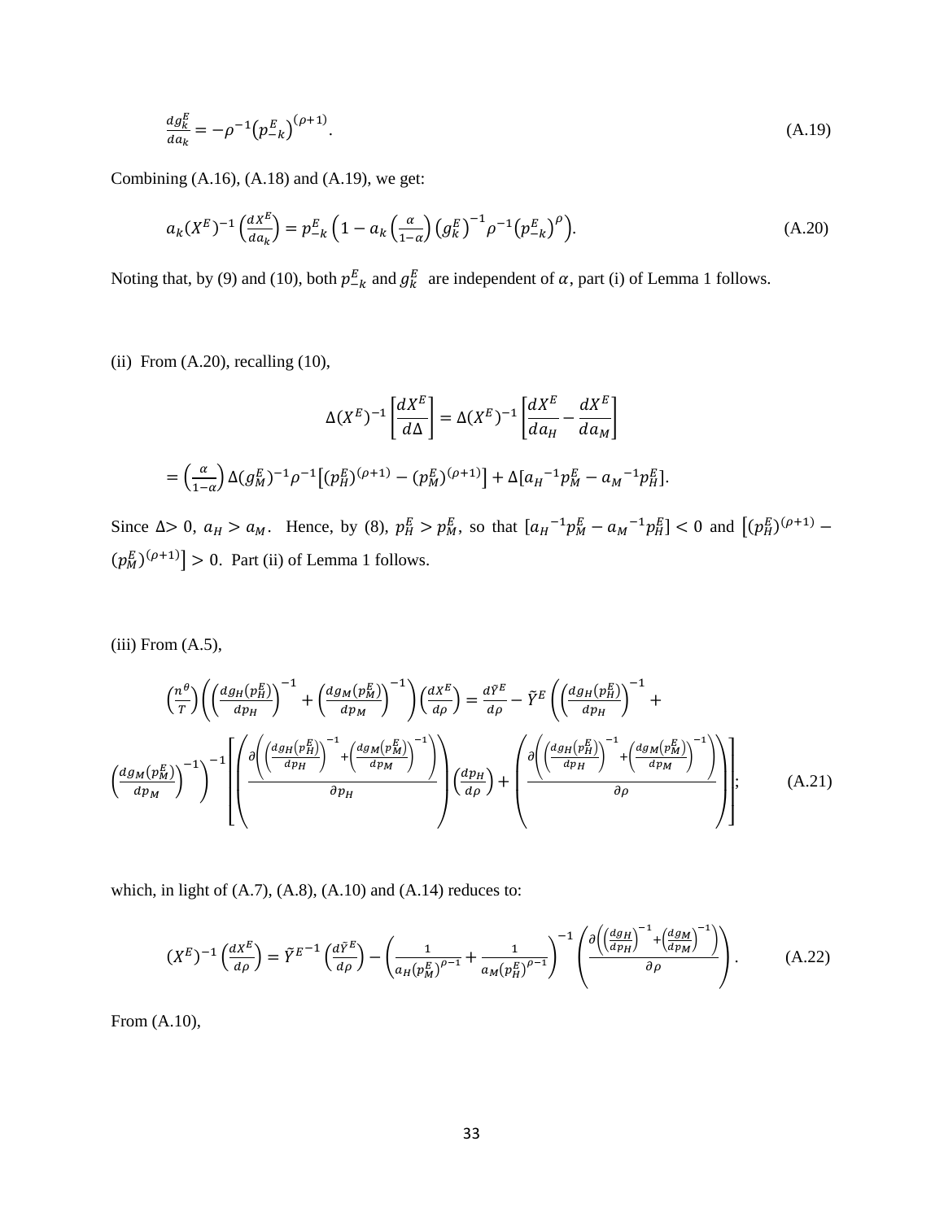$$\frac{dg_k^E}{da_k} = -\rho^{-1}\left(p_{-k}^E\right)^{(\rho+1)}. \tag{A.19}$$

Combining (A.16), (A.18) and (A.19), we get:

$$a_k(X^E)^{-1}\left(\frac{dX^E}{da_k}\right) = p_{-k}^E\left(1 - a_k\left(\frac{\alpha}{1-\alpha}\right)\left(g_k^E\right)^{-1}\rho^{-1}\left(p_{-k}^E\right)^{\rho}\right). \tag{A.20}$$

Noting that, by (9) and (10), both $p_{-k}^E$ and $g_k^E$ are independent of $\alpha$, part (i) of Lemma 1 follows.

(ii) From (A.20), recalling (10),

$$\Delta(X^E)^{-1}\left[\frac{dX^E}{d\Delta}\right] = \Delta(X^E)^{-1}\left[\frac{dX^E}{da_H} - \frac{dX^E}{da_M}\right]$$

$$= \left(\frac{\alpha}{1-\alpha}\right)\Delta(g_M^E)^{-1}\rho^{-1}\left[(p_H^E)^{(\rho+1)} - (p_M^E)^{(\rho+1)}\right] + \Delta\left[{a_H}^{-1}p_M^E - {a_M}^{-1}p_H^E\right].$$

Since $\Delta > 0$, $a_H > a_M$. Hence, by (8), $p_H^E > p_M^E$, so that $\left[{a_H}^{-1}p_M^E - {a_M}^{-1}p_H^E\right] < 0$ and $\left[(p_H^E)^{(\rho+1)} - (p_M^E)^{(\rho+1)}\right] > 0$. Part (ii) of Lemma 1 follows.

(iii) From (A.5),

$$\left(\frac{n^\theta}{T}\right)\left(\left(\frac{dg_H(p_H^E)}{dp_H}\right)^{-1} + \left(\frac{dg_M(p_M^E)}{dp_M}\right)^{-1}\right)\left(\frac{dX^E}{d\rho}\right) = \frac{d\tilde{Y}^E}{d\rho} - \tilde{Y}^E\left(\left(\frac{dg_H(p_H^E)}{dp_H}\right)^{-1} + \left(\frac{dg_M(p_M^E)}{dp_M}\right)^{-1}\right)^{-1}\left[\left(\frac{\partial\left(\left(\frac{dg_H(p_H^E)}{dp_H}\right)^{-1} + \left(\frac{dg_M(p_M^E)}{dp_M}\right)^{-1}\right)}{\partial p_H}\right)\left(\frac{dp_H}{d\rho}\right) + \left(\frac{\partial\left(\left(\frac{dg_H(p_H^E)}{dp_H}\right)^{-1} + \left(\frac{dg_M(p_M^E)}{dp_M}\right)^{-1}\right)}{\partial\rho}\right)\right]; \tag{A.21}$$

which, in light of (A.7), (A.8), (A.10) and (A.14) reduces to:

$$(X^E)^{-1}\left(\frac{dX^E}{d\rho}\right) = {\tilde{Y}^E}^{-1}\left(\frac{d\tilde{Y}^E}{d\rho}\right) - \left(\frac{1}{a_H(p_M^E)^{\rho-1}} + \frac{1}{a_M(p_H^E)^{\rho-1}}\right)^{-1}\left(\frac{\partial\left(\left(\frac{dg_H}{dp_H}\right)^{-1} + \left(\frac{dg_M}{dp_M}\right)^{-1}\right)}{\partial\rho}\right). \tag{A.22}$$

From (A.10),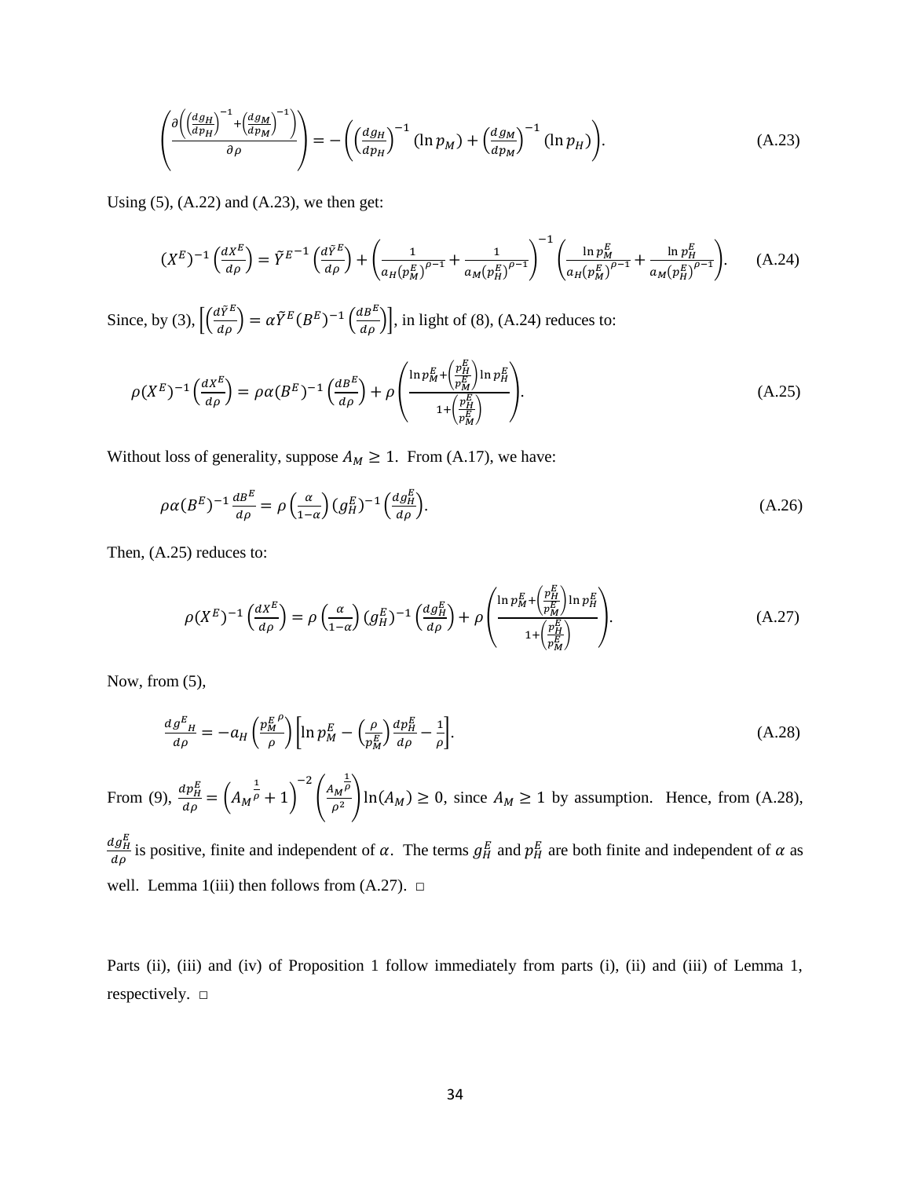$$\left(\frac{\partial\left(\left(\frac{dg_H}{dp_H}\right)^{-1}+\left(\frac{dg_M}{dp_M}\right)^{-1}\right)}{\partial\rho}\right)=-\left(\left(\frac{dg_H}{dp_H}\right)^{-1}(\ln p_M)+\left(\frac{dg_M}{dp_M}\right)^{-1}(\ln p_H)\right). \tag{A.23}$$

Using (5), (A.22) and (A.23), we then get:

$$(X^E)^{-1}\left(\frac{dX^E}{d\rho}\right)=\tilde{Y}^{E^{-1}}\left(\frac{d\tilde{Y}^E}{d\rho}\right)+\left(\frac{1}{a_H(p_M^E)^{\rho-1}}+\frac{1}{a_M(p_H^E)^{\rho-1}}\right)^{-1}\left(\frac{\ln p_M^E}{a_H(p_M^E)^{\rho-1}}+\frac{\ln p_H^E}{a_M(p_H^E)^{\rho-1}}\right). \tag{A.24}$$

Since, by (3), $\left[\left(\frac{d\tilde{Y}^E}{d\rho}\right)=\alpha\tilde{Y}^E(B^E)^{-1}\left(\frac{dB^E}{d\rho}\right)\right]$, in light of (8), (A.24) reduces to:

$$\rho(X^E)^{-1}\left(\frac{dX^E}{d\rho}\right)=\rho\alpha(B^E)^{-1}\left(\frac{dB^E}{d\rho}\right)+\rho\left(\frac{\ln p_M^E+\left(\frac{p_H^E}{p_M^E}\right)\ln p_H^E}{1+\left(\frac{p_H^E}{p_M^E}\right)}\right). \tag{A.25}$$

Without loss of generality, suppose $A_M \geq 1$. From (A.17), we have:

$$\rho\alpha(B^E)^{-1}\frac{dB^E}{d\rho}=\rho\left(\frac{\alpha}{1-\alpha}\right)(g_H^E)^{-1}\left(\frac{dg_H^E}{d\rho}\right). \tag{A.26}$$

Then, (A.25) reduces to:

$$\rho(X^E)^{-1}\left(\frac{dX^E}{d\rho}\right)=\rho\left(\frac{\alpha}{1-\alpha}\right)(g_H^E)^{-1}\left(\frac{dg_H^E}{d\rho}\right)+\rho\left(\frac{\ln p_M^E+\left(\frac{p_H^E}{p_M^E}\right)\ln p_H^E}{1+\left(\frac{p_H^E}{p_M^E}\right)}\right). \tag{A.27}$$

Now, from (5),

$$\frac{d{g^E}_H}{d\rho}=-a_H\left(\frac{{p_M^E}^{\rho}}{\rho}\right)\left[\ln p_M^E-\left(\frac{\rho}{p_M^E}\right)\frac{dp_H^E}{d\rho}-\frac{1}{\rho}\right]. \tag{A.28}$$

From (9), $\frac{dp_H^E}{d\rho}=\left({A_M}^{\frac{1}{\rho}}+1\right)^{-2}\left(\frac{{A_M}^{\frac{1}{\rho}}}{\rho^2}\right)\ln(A_M)\geq 0$, since $A_M \geq 1$ by assumption. Hence, from (A.28), $\frac{dg_H^E}{d\rho}$ is positive, finite and independent of $\alpha$. The terms $g_H^E$ and $p_H^E$ are both finite and independent of $\alpha$ as well. Lemma 1(iii) then follows from (A.27). □

Parts (ii), (iii) and (iv) of Proposition 1 follow immediately from parts (i), (ii) and (iii) of Lemma 1, respectively. □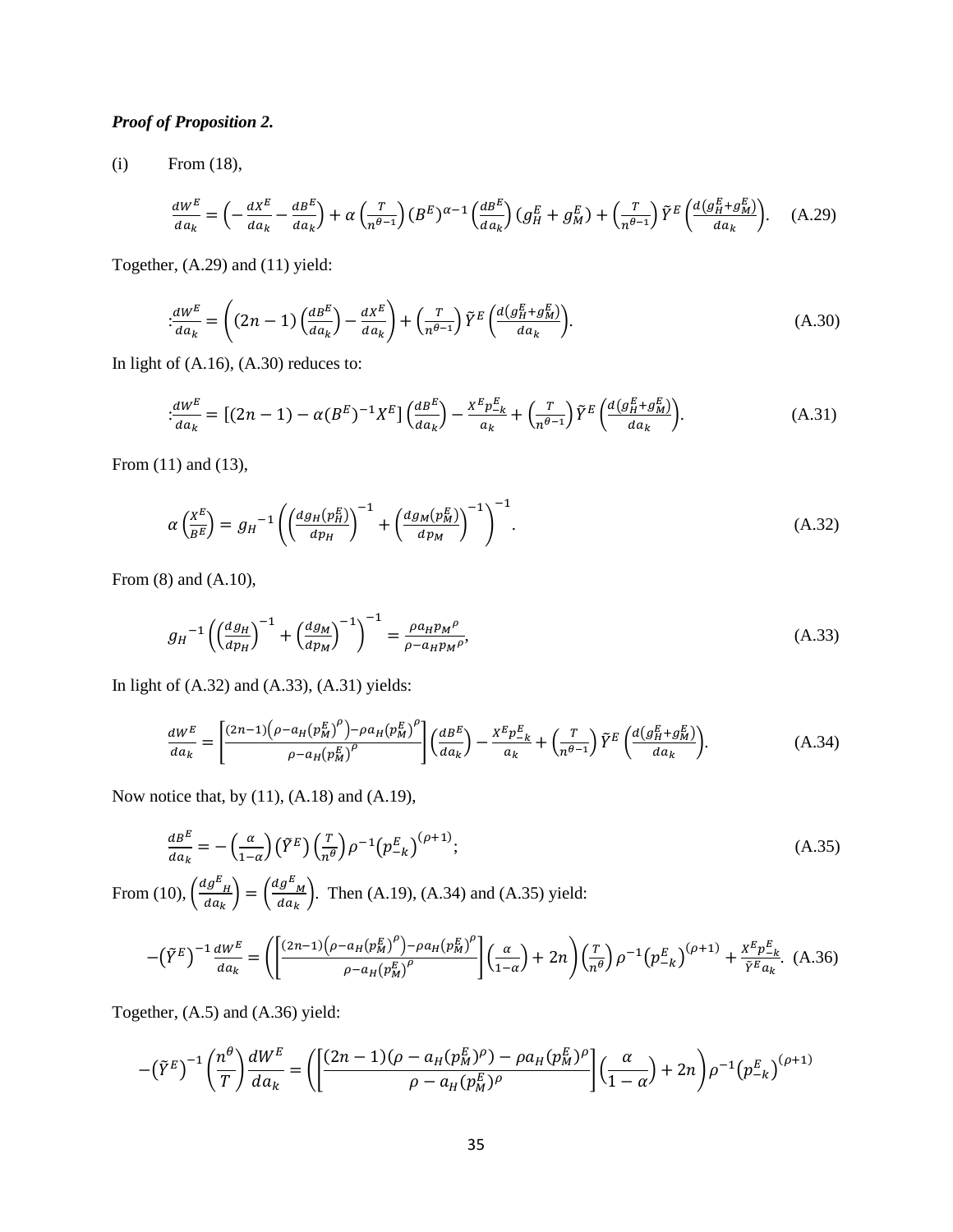***Proof of Proposition 2.***

(i) From (18),

$$\frac{dW^E}{da_k} = \left(-\frac{dX^E}{da_k} - \frac{dB^E}{da_k}\right) + \alpha\left(\frac{T}{n^{\theta-1}}\right)(B^E)^{\alpha-1}\left(\frac{dB^E}{da_k}\right)(g_H^E + g_M^E) + \left(\frac{T}{n^{\theta-1}}\right)\tilde{Y}^E\left(\frac{d(g_H^E + g_M^E)}{da_k}\right). \quad \text{(A.29)}$$

Together, (A.29) and (11) yield:

$$:\frac{dW^E}{da_k} = \left((2n-1)\left(\frac{dB^E}{da_k}\right) - \frac{dX^E}{da_k}\right) + \left(\frac{T}{n^{\theta-1}}\right)\tilde{Y}^E\left(\frac{d(g_H^E + g_M^E)}{da_k}\right). \quad \text{(A.30)}$$

In light of (A.16), (A.30) reduces to:

$$:\frac{dW^E}{da_k} = [(2n-1) - \alpha(B^E)^{-1}X^E]\left(\frac{dB^E}{da_k}\right) - \frac{X^E p_{-k}^E}{a_k} + \left(\frac{T}{n^{\theta-1}}\right)\tilde{Y}^E\left(\frac{d(g_H^E + g_M^E)}{da_k}\right). \quad \text{(A.31)}$$

From (11) and (13),

$$\alpha\left(\frac{X^E}{B^E}\right) = g_H{}^{-1}\left(\left(\frac{dg_H(p_H^E)}{dp_H}\right)^{-1} + \left(\frac{dg_M(p_M^E)}{dp_M}\right)^{-1}\right)^{-1}. \quad \text{(A.32)}$$

From (8) and (A.10),

$$g_H{}^{-1}\left(\left(\frac{dg_H}{dp_H}\right)^{-1} + \left(\frac{dg_M}{dp_M}\right)^{-1}\right)^{-1} = \frac{\rho a_H p_M{}^{\rho}}{\rho - a_H p_M{}^{\rho}}, \quad \text{(A.33)}$$

In light of (A.32) and (A.33), (A.31) yields:

$$\frac{dW^E}{da_k} = \left[\frac{(2n-1)\left(\rho - a_H(p_M^E)^{\rho}\right) - \rho a_H (p_M^E)^{\rho}}{\rho - a_H(p_M^E)^{\rho}}\right]\left(\frac{dB^E}{da_k}\right) - \frac{X^E p_{-k}^E}{a_k} + \left(\frac{T}{n^{\theta-1}}\right)\tilde{Y}^E\left(\frac{d(g_H^E + g_M^E)}{da_k}\right). \quad \text{(A.34)}$$

Now notice that, by (11), (A.18) and (A.19),

$$\frac{dB^E}{da_k} = -\left(\frac{\alpha}{1-\alpha}\right)(\tilde{Y}^E)\left(\frac{T}{n^{\theta}}\right)\rho^{-1}(p_{-k}^E)^{(\rho+1)}; \quad \text{(A.35)}$$

From (10), $\left(\frac{dg^E{}_H}{da_k}\right) = \left(\frac{dg^E{}_M}{da_k}\right)$. Then (A.19), (A.34) and (A.35) yield:

$$-(\tilde{Y}^E)^{-1}\frac{dW^E}{da_k} = \left(\left[\frac{(2n-1)\left(\rho - a_H(p_M^E)^{\rho}\right) - \rho a_H(p_M^E)^{\rho}}{\rho - a_H(p_M^E)^{\rho}}\right]\left(\frac{\alpha}{1-\alpha}\right) + 2n\right)\left(\frac{T}{n^{\theta}}\right)\rho^{-1}(p_{-k}^E)^{(\rho+1)} + \frac{X^E p_{-k}^E}{\tilde{Y}^E a_k}. \quad \text{(A.36)}$$

Together, (A.5) and (A.36) yield:

$$-(\tilde{Y}^E)^{-1}\left(\frac{n^{\theta}}{T}\right)\frac{dW^E}{da_k} = \left(\left[\frac{(2n-1)(\rho - a_H(p_M^E)^{\rho}) - \rho a_H(p_M^E)^{\rho}}{\rho - a_H(p_M^E)^{\rho}}\right]\left(\frac{\alpha}{1-\alpha}\right) + 2n\right)\rho^{-1}(p_{-k}^E)^{(\rho+1)}$$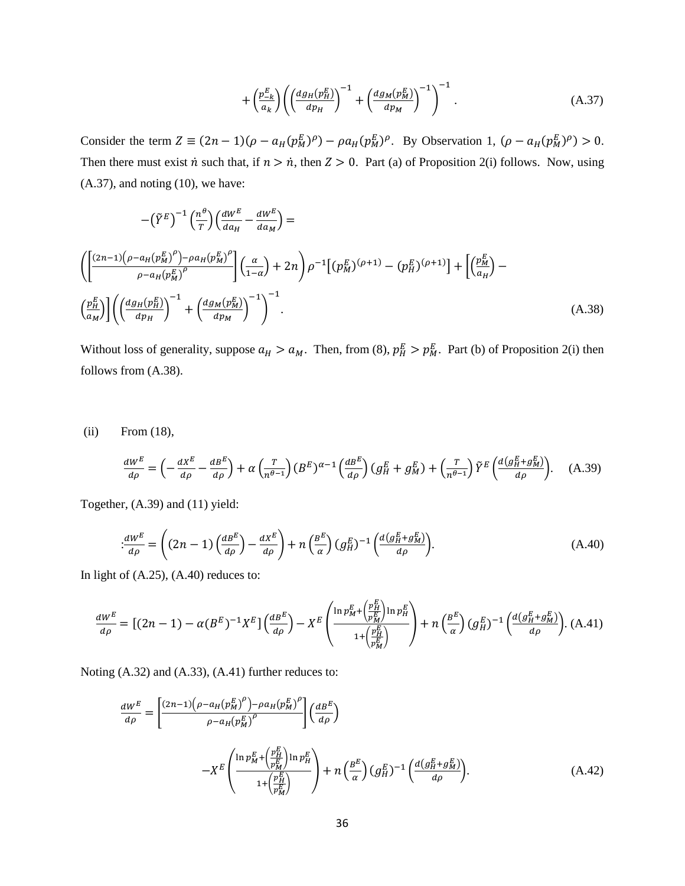$$+\left(\frac{p_{-k}^E}{a_k}\right)\left(\left(\frac{dg_H(p_H^E)}{dp_H}\right)^{-1}+\left(\frac{dg_M(p_M^E)}{dp_M}\right)^{-1}\right)^{-1}. \quad \text{(A.37)}$$

Consider the term $Z \equiv (2n-1)(\rho - a_H(p_M^E)^\rho) - \rho a_H(p_M^E)^\rho$. By Observation 1, $(\rho - a_H(p_M^E)^\rho) > 0$. Then there must exist $\dot{n}$ such that, if $n > \dot{n}$, then $Z > 0$. Part (a) of Proposition 2(i) follows. Now, using (A.37), and noting (10), we have:

$$-\left(\tilde{Y}^E\right)^{-1}\left(\frac{n^\theta}{T}\right)\left(\frac{dW^E}{da_H}-\frac{dW^E}{da_M}\right)=$$

$$\left(\left[\frac{(2n-1)\left(\rho-a_H(p_M^E)^\rho\right)-\rho a_H(p_M^E)^\rho}{\rho-a_H(p_M^E)^\rho}\right]\left(\frac{\alpha}{1-\alpha}\right)+2n\right)\rho^{-1}\left[(p_M^E)^{(\rho+1)}-(p_H^E)^{(\rho+1)}\right]+\left[\left(\frac{p_M^E}{a_H}\right)-\left(\frac{p_H^E}{a_M}\right)\right]\left(\left(\frac{dg_H(p_H^E)}{dp_H}\right)^{-1}+\left(\frac{dg_M(p_M^E)}{dp_M}\right)^{-1}\right)^{-1}. \quad \text{(A.38)}$$

Without loss of generality, suppose $a_H > a_M$. Then, from (8), $p_H^E > p_M^E$. Part (b) of Proposition 2(i) then follows from (A.38).

(ii) From (18),

$$\frac{dW^E}{d\rho}=\left(-\frac{dX^E}{d\rho}-\frac{dB^E}{d\rho}\right)+\alpha\left(\frac{T}{n^{\theta-1}}\right)(B^E)^{\alpha-1}\left(\frac{dB^E}{d\rho}\right)(g_H^E+g_M^E)+\left(\frac{T}{n^{\theta-1}}\right)\tilde{Y}^E\left(\frac{d(g_H^E+g_M^E)}{d\rho}\right). \quad \text{(A.39)}$$

Together, (A.39) and (11) yield:

$$:\frac{dW^E}{d\rho}=\left((2n-1)\left(\frac{dB^E}{d\rho}\right)-\frac{dX^E}{d\rho}\right)+n\left(\frac{B^E}{\alpha}\right)(g_H^E)^{-1}\left(\frac{d(g_H^E+g_M^E)}{d\rho}\right). \quad \text{(A.40)}$$

In light of (A.25), (A.40) reduces to:

$$\frac{dW^E}{d\rho}=\left[(2n-1)-\alpha(B^E)^{-1}X^E\right]\left(\frac{dB^E}{d\rho}\right)-X^E\left(\frac{\ln p_M^E+\left(\frac{p_H^E}{p_M^E}\right)\ln p_H^E}{1+\left(\frac{p_H^E}{p_M^E}\right)}\right)+n\left(\frac{B^E}{\alpha}\right)(g_H^E)^{-1}\left(\frac{d(g_H^E+g_M^E)}{d\rho}\right). \quad \text{(A.41)}$$

Noting (A.32) and (A.33), (A.41) further reduces to:

$$\frac{dW^E}{d\rho}=\left[\frac{(2n-1)\left(\rho-a_H(p_M^E)^\rho\right)-\rho a_H(p_M^E)^\rho}{\rho-a_H(p_M^E)^\rho}\right]\left(\frac{dB^E}{d\rho}\right)$$

$$-X^E\left(\frac{\ln p_M^E+\left(\frac{p_H^E}{p_M^E}\right)\ln p_H^E}{1+\left(\frac{p_H^E}{p_M^E}\right)}\right)+n\left(\frac{B^E}{\alpha}\right)(g_H^E)^{-1}\left(\frac{d(g_H^E+g_M^E)}{d\rho}\right). \quad \text{(A.42)}$$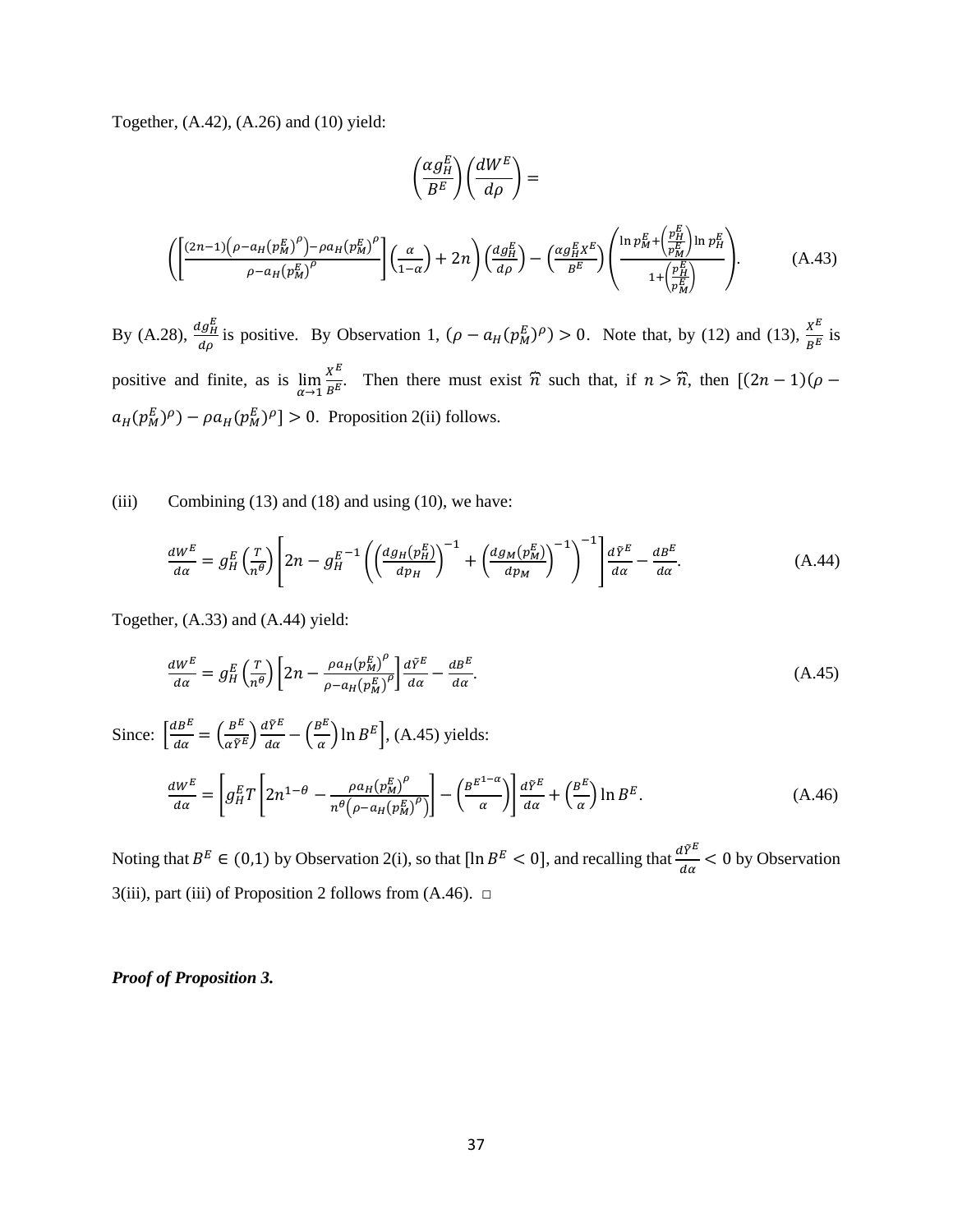Together, (A.42), (A.26) and (10) yield:

$$\left(\frac{\alpha g_H^E}{B^E}\right)\left(\frac{dW^E}{d\rho}\right) =$$

$$\left(\left[\frac{(2n-1)\left(\rho - a_H(p_M^E)^\rho\right) - \rho a_H(p_M^E)^\rho}{\rho - a_H(p_M^E)^\rho}\right]\left(\frac{\alpha}{1-\alpha}\right) + 2n\right)\left(\frac{dg_H^E}{d\rho}\right) - \left(\frac{\alpha g_H^E X^E}{B^E}\right)\left(\frac{\ln p_M^E + \left(\frac{p_H^E}{p_M^E}\right)\ln p_H^E}{1+\left(\frac{p_H^E}{p_M^E}\right)}\right). \quad \text{(A.43)}$$

By (A.28), $\frac{dg_H^E}{d\rho}$ is positive. By Observation 1, $(\rho - a_H(p_M^E)^\rho) > 0$. Note that, by (12) and (13), $\frac{X^E}{B^E}$ is positive and finite, as is $\lim_{\alpha\to 1}\frac{X^E}{B^E}$. Then there must exist $\hat{\bar{n}}$ such that, if $n > \hat{\bar{n}}$, then $[(2n-1)(\rho - a_H(p_M^E)^\rho) - \rho a_H(p_M^E)^\rho] > 0$. Proposition 2(ii) follows.

(iii) Combining (13) and (18) and using (10), we have:

$$\frac{dW^E}{d\alpha} = g_H^E\left(\frac{T}{n^\theta}\right)\left[2n - {g_H^E}^{-1}\left(\left(\frac{dg_H(p_H^E)}{dp_H}\right)^{-1} + \left(\frac{dg_M(p_M^E)}{dp_M}\right)^{-1}\right)^{-1}\right]\frac{d\tilde{Y}^E}{d\alpha} - \frac{dB^E}{d\alpha}. \quad \text{(A.44)}$$

Together, (A.33) and (A.44) yield:

$$\frac{dW^E}{d\alpha} = g_H^E\left(\frac{T}{n^\theta}\right)\left[2n - \frac{\rho a_H(p_M^E)^\rho}{\rho - a_H(p_M^E)^\rho}\right]\frac{d\tilde{Y}^E}{d\alpha} - \frac{dB^E}{d\alpha}. \quad \text{(A.45)}$$

Since: $\left[\frac{dB^E}{d\alpha} = \left(\frac{B^E}{\alpha\tilde{Y}^E}\right)\frac{d\tilde{Y}^E}{d\alpha} - \left(\frac{B^E}{\alpha}\right)\ln B^E\right]$, (A.45) yields:

$$\frac{dW^E}{d\alpha} = \left[g_H^E T\left[2n^{1-\theta} - \frac{\rho a_H(p_M^E)^\rho}{n^\theta\left(\rho - a_H(p_M^E)^\rho\right)}\right] - \left(\frac{{B^E}^{1-\alpha}}{\alpha}\right)\right]\frac{d\tilde{Y}^E}{d\alpha} + \left(\frac{B^E}{\alpha}\right)\ln B^E. \quad \text{(A.46)}$$

Noting that $B^E \in (0,1)$ by Observation 2(i), so that $[\ln B^E < 0]$, and recalling that $\frac{d\tilde{Y}^E}{d\alpha} < 0$ by Observation 3(iii), part (iii) of Proposition 2 follows from (A.46). □

***Proof of Proposition 3.***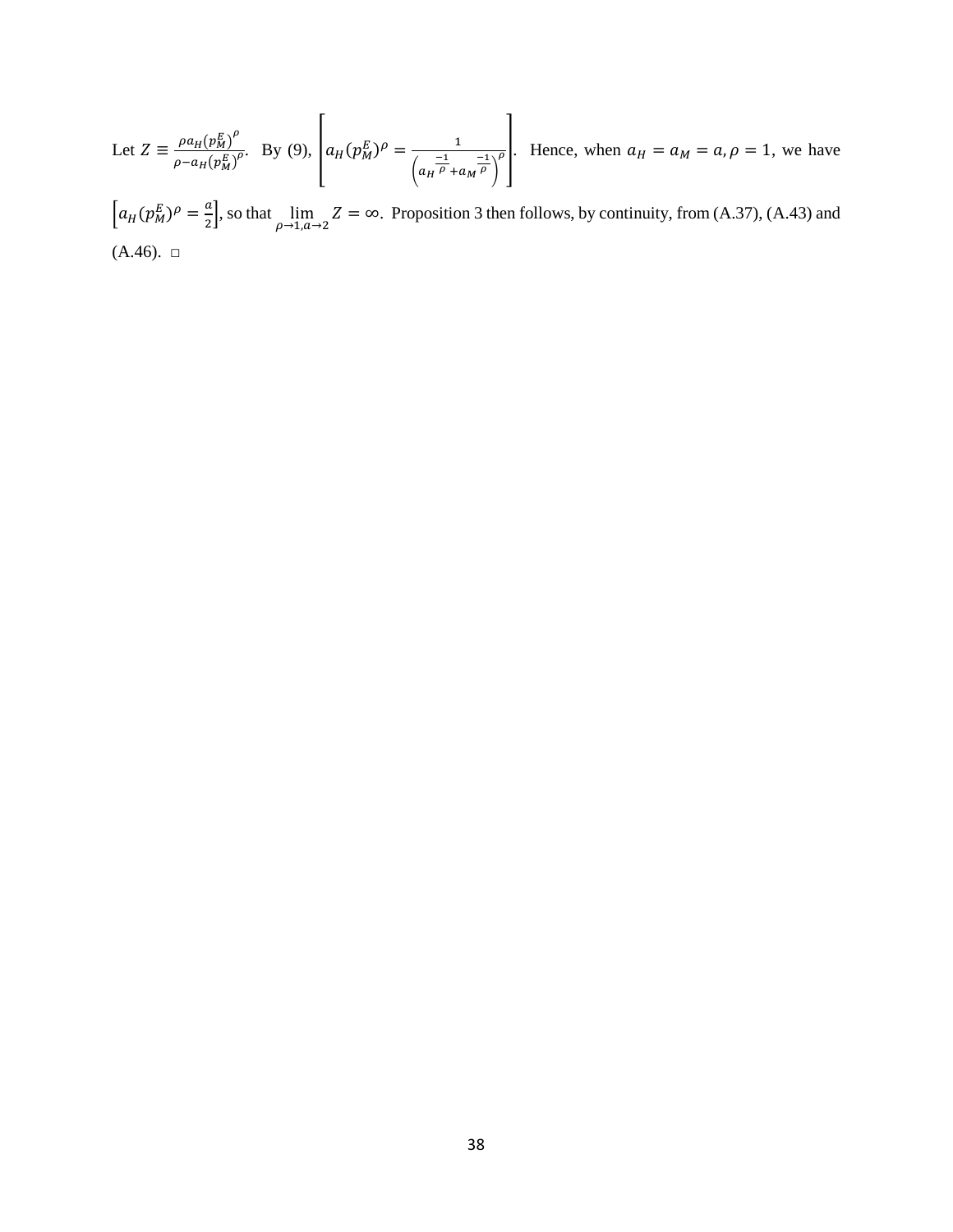Let $Z \equiv \frac{\rho a_H (p_M^E)^\rho}{\rho - a_H (p_M^E)^\rho}$. By (9), $\left[a_H (p_M^E)^\rho = \frac{1}{\left(a_H^{\frac{-1}{\rho}} + a_M^{\frac{-1}{\rho}}\right)^\rho}\right]$. Hence, when $a_H = a_M = a, \rho = 1$, we have $\left[a_H (p_M^E)^\rho = \frac{a}{2}\right]$, so that $\lim_{\rho \to 1, a \to 2} Z = \infty$. Proposition 3 then follows, by continuity, from (A.37), (A.43) and (A.46). □